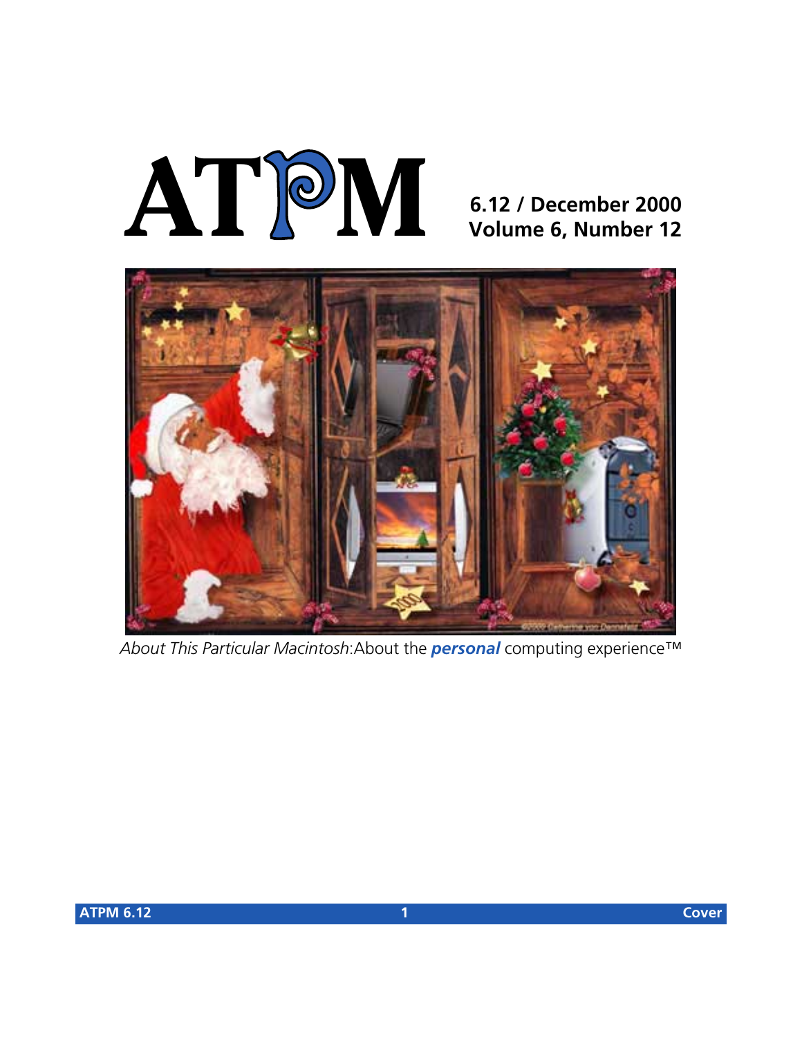# ATPM

**6.12 / December 2000**
**Volume 6, Number 12**

*About This Particular Macintosh*: About the ***personal*** computing experience™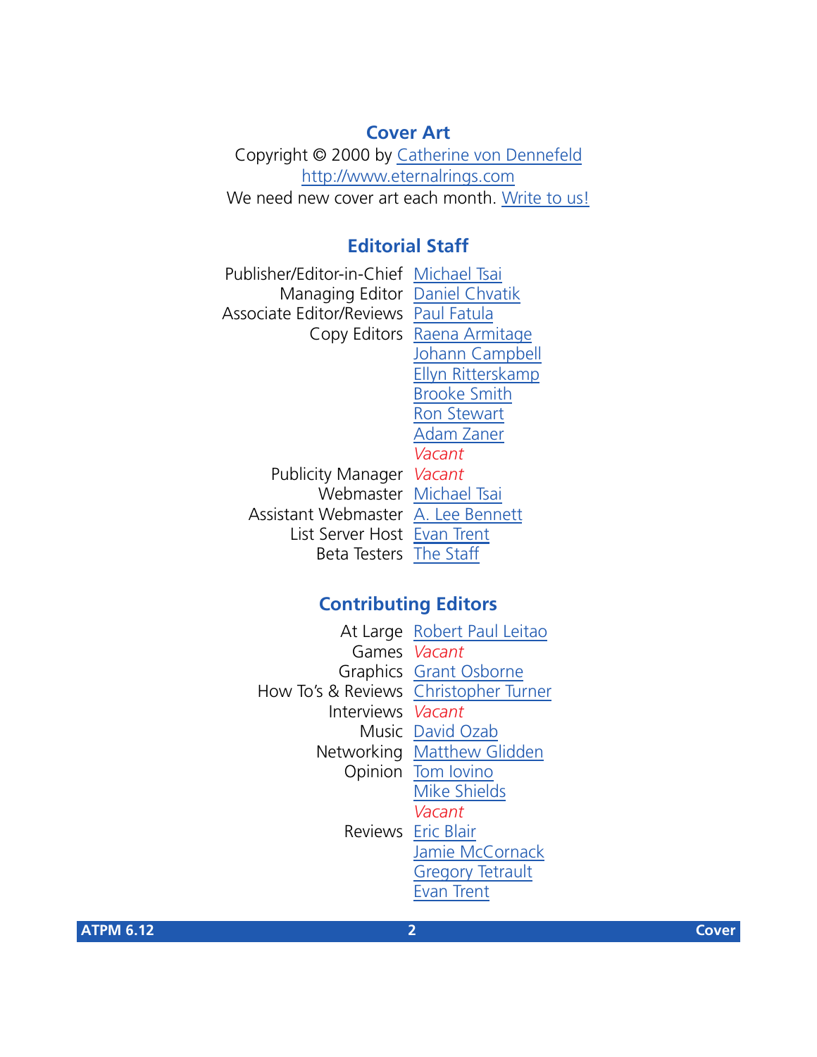## Cover Art

Copyright © 2000 by Catherine von Dennefeld
http://www.eternalrings.com
We need new cover art each month. Write to us!

## Editorial Staff

| | |
|---|---|
| Publisher/Editor-in-Chief | Michael Tsai |
| Managing Editor | Daniel Chvatik |
| Associate Editor/Reviews | Paul Fatula |
| Copy Editors | Raena Armitage |
| | Johann Campbell |
| | Ellyn Ritterskamp |
| | Brooke Smith |
| | Ron Stewart |
| | Adam Zaner |
| | *Vacant* |
| Publicity Manager | *Vacant* |
| Webmaster | Michael Tsai |
| Assistant Webmaster | A. Lee Bennett |
| List Server Host | Evan Trent |
| Beta Testers | The Staff |

## Contributing Editors

| | |
|---|---|
| At Large | Robert Paul Leitao |
| Games | *Vacant* |
| Graphics | Grant Osborne |
| How To's & Reviews | Christopher Turner |
| Interviews | *Vacant* |
| Music | David Ozab |
| Networking | Matthew Glidden |
| Opinion | Tom Iovino |
| | Mike Shields |
| | *Vacant* |
| Reviews | Eric Blair |
| | Jamie McCornack |
| | Gregory Tetrault |
| | Evan Trent |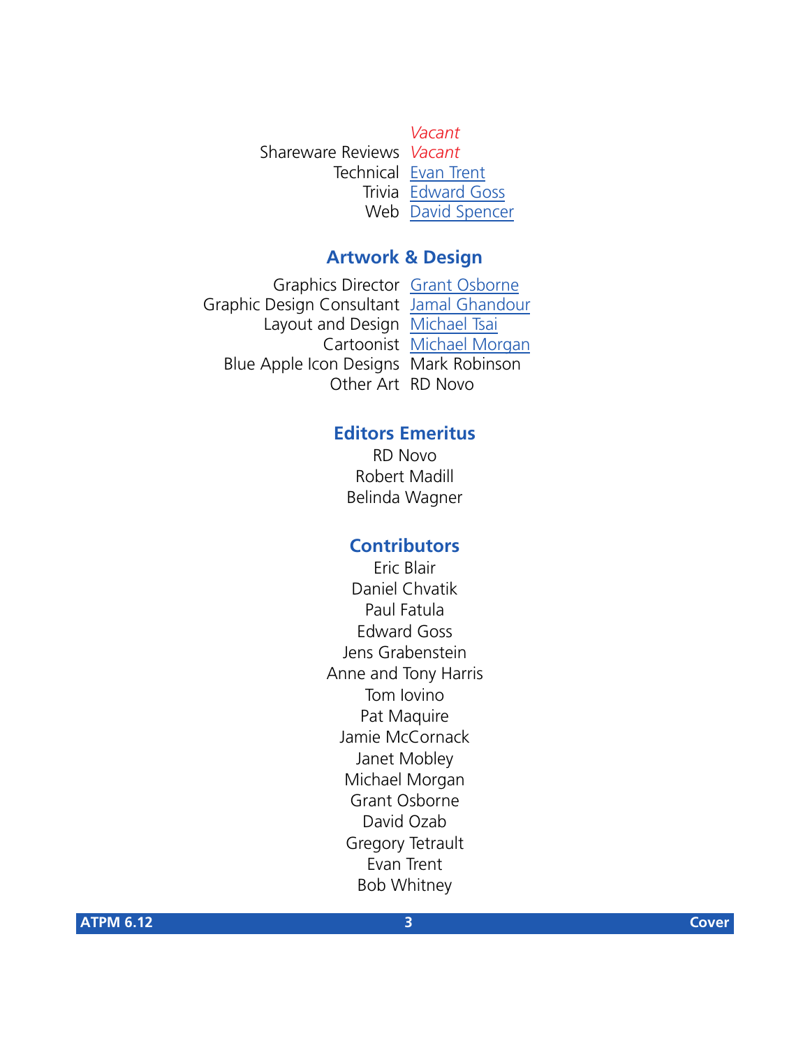| | |
|---|---|
| | *Vacant* |
| Shareware Reviews | *Vacant* |
| Technical | Evan Trent |
| Trivia | Edward Goss |
| Web | David Spencer |

## Artwork & Design

| | |
|---|---|
| Graphics Director | Grant Osborne |
| Graphic Design Consultant | Jamal Ghandour |
| Layout and Design | Michael Tsai |
| Cartoonist | Michael Morgan |
| Blue Apple Icon Designs | Mark Robinson |
| Other Art | RD Novo |

## Editors Emeritus

RD Novo
Robert Madill
Belinda Wagner

## Contributors

Eric Blair
Daniel Chvatik
Paul Fatula
Edward Goss
Jens Grabenstein
Anne and Tony Harris
Tom Iovino
Pat Maquire
Jamie McCornack
Janet Mobley
Michael Morgan
Grant Osborne
David Ozab
Gregory Tetrault
Evan Trent
Bob Whitney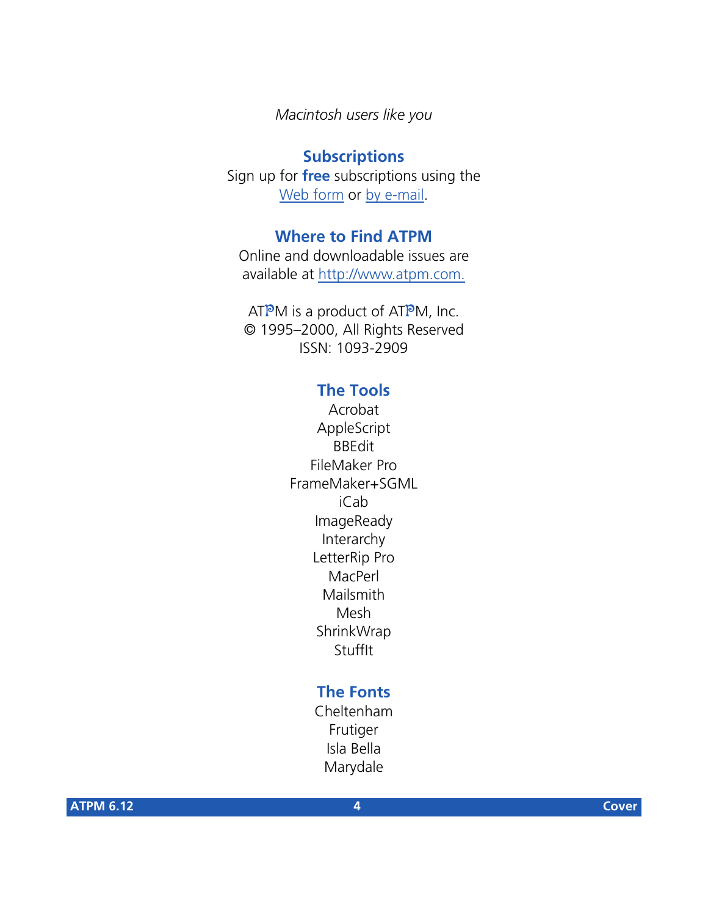*Macintosh users like you*

## Subscriptions

Sign up for **free** subscriptions using the Web form or by e-mail.

## Where to Find ATPM

Online and downloadable issues are available at http://www.atpm.com.

ATPM is a product of ATPM, Inc.
© 1995–2000, All Rights Reserved
ISSN: 1093-2909

## The Tools

Acrobat
AppleScript
BBEdit
FileMaker Pro
FrameMaker+SGML
iCab
ImageReady
Interarchy
LetterRip Pro
MacPerl
Mailsmith
Mesh
ShrinkWrap
StuffIt

## The Fonts

Cheltenham
Frutiger
Isla Bella
Marydale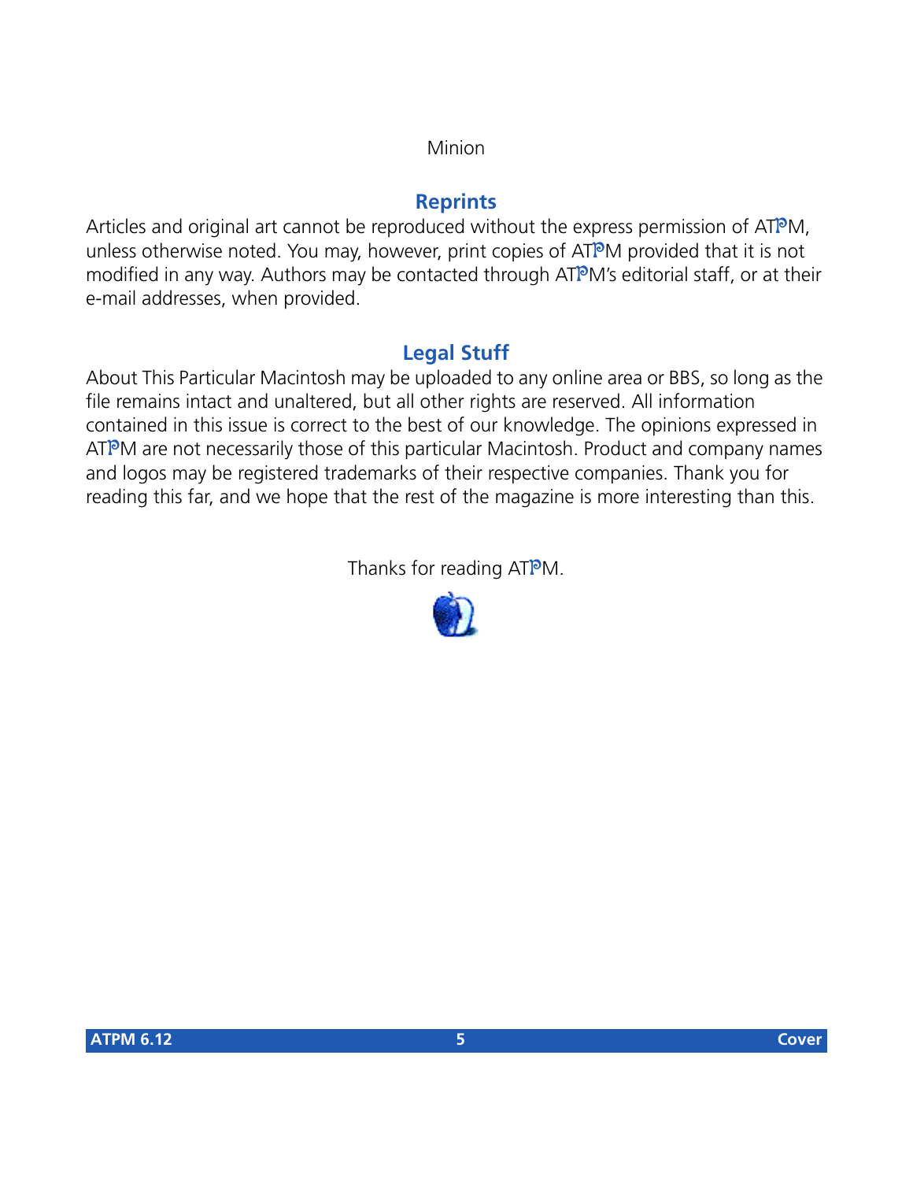Minion

## Reprints

Articles and original art cannot be reproduced without the express permission of ATPM, unless otherwise noted. You may, however, print copies of ATPM provided that it is not modified in any way. Authors may be contacted through ATPM's editorial staff, or at their e-mail addresses, when provided.

## Legal Stuff

About This Particular Macintosh may be uploaded to any online area or BBS, so long as the file remains intact and unaltered, but all other rights are reserved. All information contained in this issue is correct to the best of our knowledge. The opinions expressed in ATPM are not necessarily those of this particular Macintosh. Product and company names and logos may be registered trademarks of their respective companies. Thank you for reading this far, and we hope that the rest of the magazine is more interesting than this.

Thanks for reading ATPM.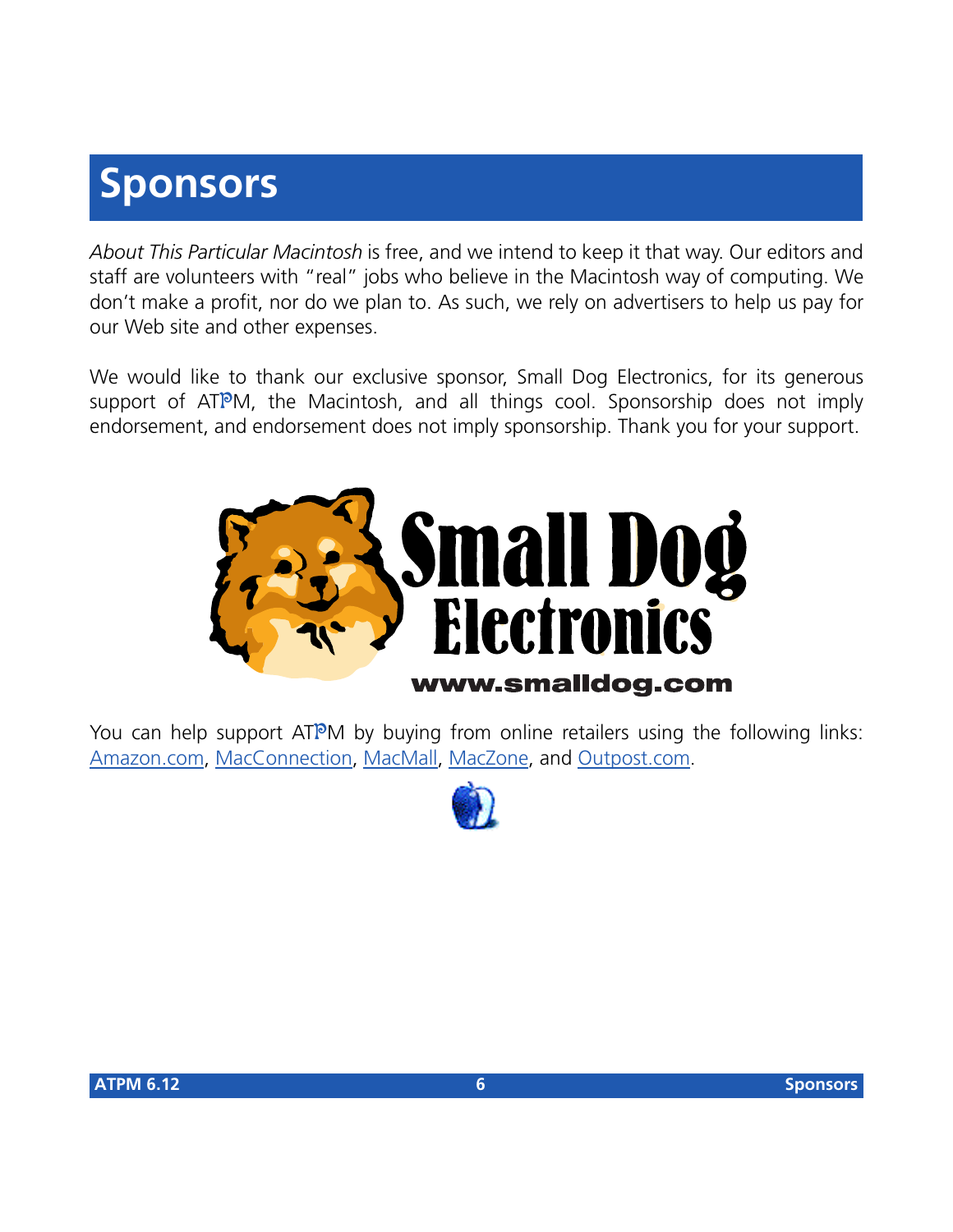# Sponsors

*About This Particular Macintosh* is free, and we intend to keep it that way. Our editors and staff are volunteers with "real" jobs who believe in the Macintosh way of computing. We don't make a profit, nor do we plan to. As such, we rely on advertisers to help us pay for our Web site and other expenses.

We would like to thank our exclusive sponsor, Small Dog Electronics, for its generous support of ATPM, the Macintosh, and all things cool. Sponsorship does not imply endorsement, and endorsement does not imply sponsorship. Thank you for your support.

Small Dog Electronics
www.smalldog.com

You can help support ATPM by buying from online retailers using the following links: [Amazon.com](), [MacConnection](), [MacMall](), [MacZone](), and [Outpost.com]().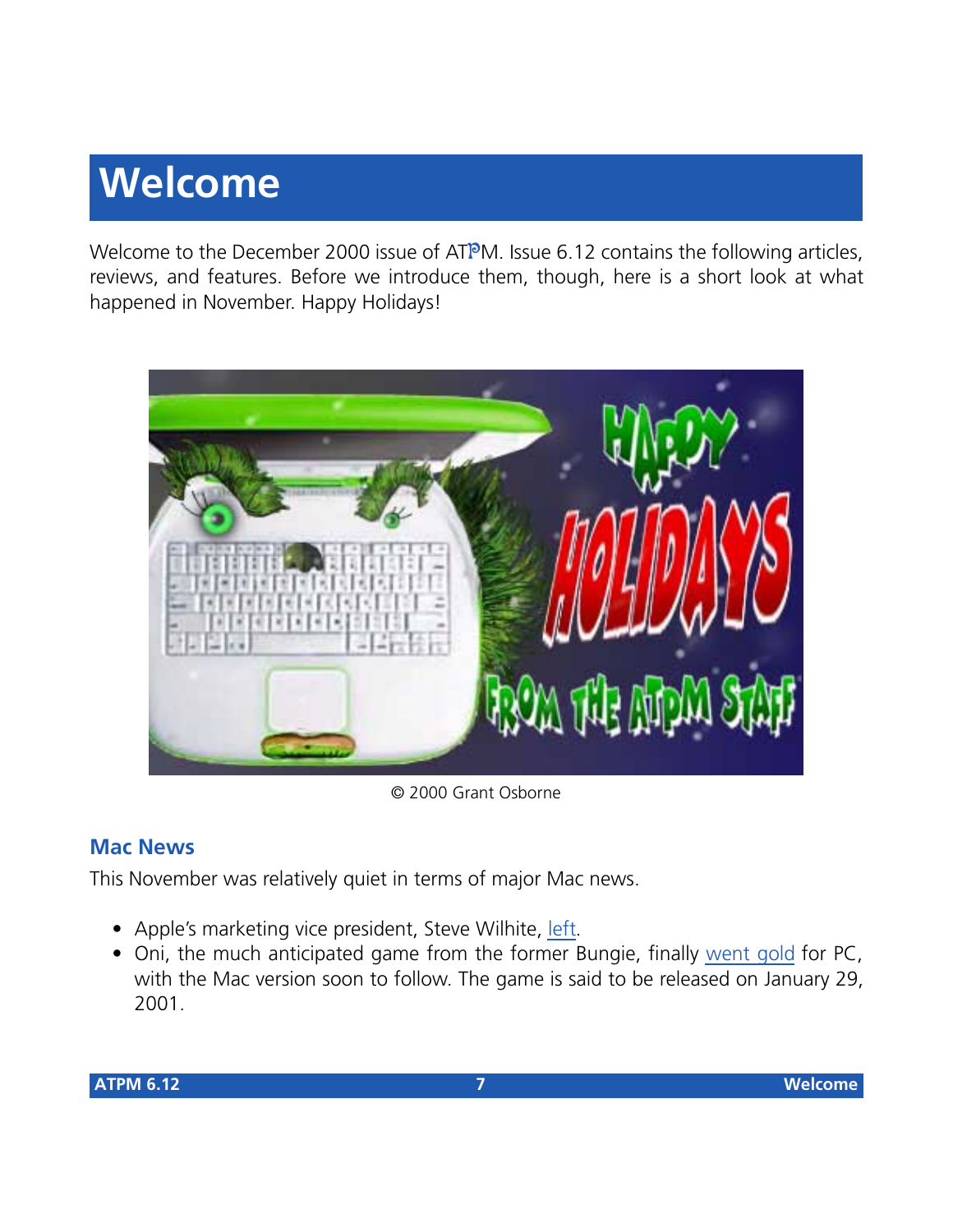# Welcome

Welcome to the December 2000 issue of ATPM. Issue 6.12 contains the following articles, reviews, and features. Before we introduce them, though, here is a short look at what happened in November. Happy Holidays!

© 2000 Grant Osborne

## Mac News

This November was relatively quiet in terms of major Mac news.

- Apple's marketing vice president, Steve Wilhite, left.
- Oni, the much anticipated game from the former Bungie, finally went gold for PC, with the Mac version soon to follow. The game is said to be released on January 29, 2001.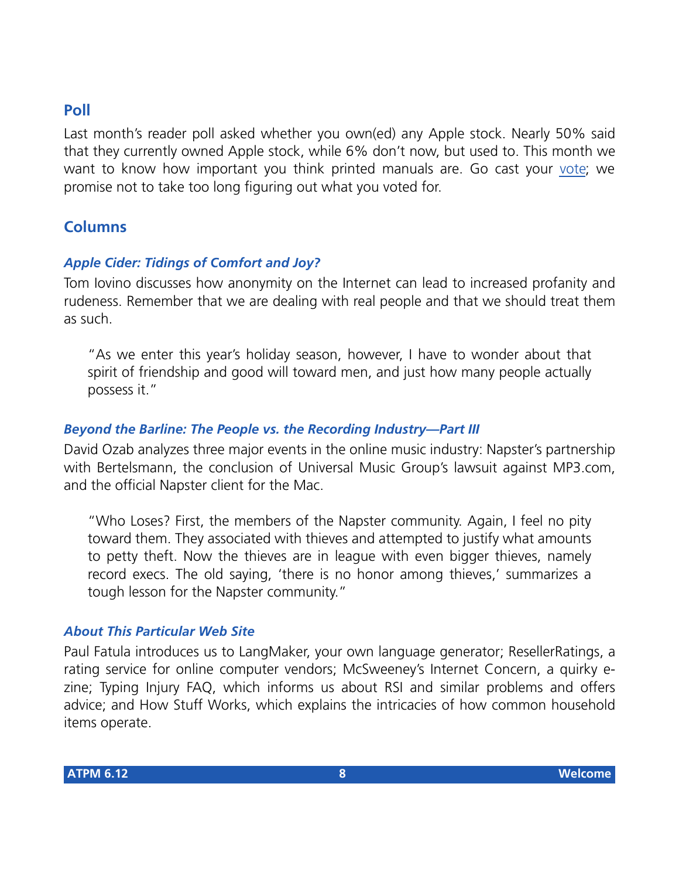## Poll

Last month's reader poll asked whether you own(ed) any Apple stock. Nearly 50% said that they currently owned Apple stock, while 6% don't now, but used to. This month we want to know how important you think printed manuals are. Go cast your vote; we promise not to take too long figuring out what you voted for.

## Columns

### *Apple Cider: Tidings of Comfort and Joy?*

Tom Iovino discusses how anonymity on the Internet can lead to increased profanity and rudeness. Remember that we are dealing with real people and that we should treat them as such.

> "As we enter this year's holiday season, however, I have to wonder about that spirit of friendship and good will toward men, and just how many people actually possess it."

### *Beyond the Barline: The People vs. the Recording Industry—Part III*

David Ozab analyzes three major events in the online music industry: Napster's partnership with Bertelsmann, the conclusion of Universal Music Group's lawsuit against MP3.com, and the official Napster client for the Mac.

> "Who Loses? First, the members of the Napster community. Again, I feel no pity toward them. They associated with thieves and attempted to justify what amounts to petty theft. Now the thieves are in league with even bigger thieves, namely record execs. The old saying, 'there is no honor among thieves,' summarizes a tough lesson for the Napster community."

### *About This Particular Web Site*

Paul Fatula introduces us to LangMaker, your own language generator; ResellerRatings, a rating service for online computer vendors; McSweeney's Internet Concern, a quirky e-zine; Typing Injury FAQ, which informs us about RSI and similar problems and offers advice; and How Stuff Works, which explains the intricacies of how common household items operate.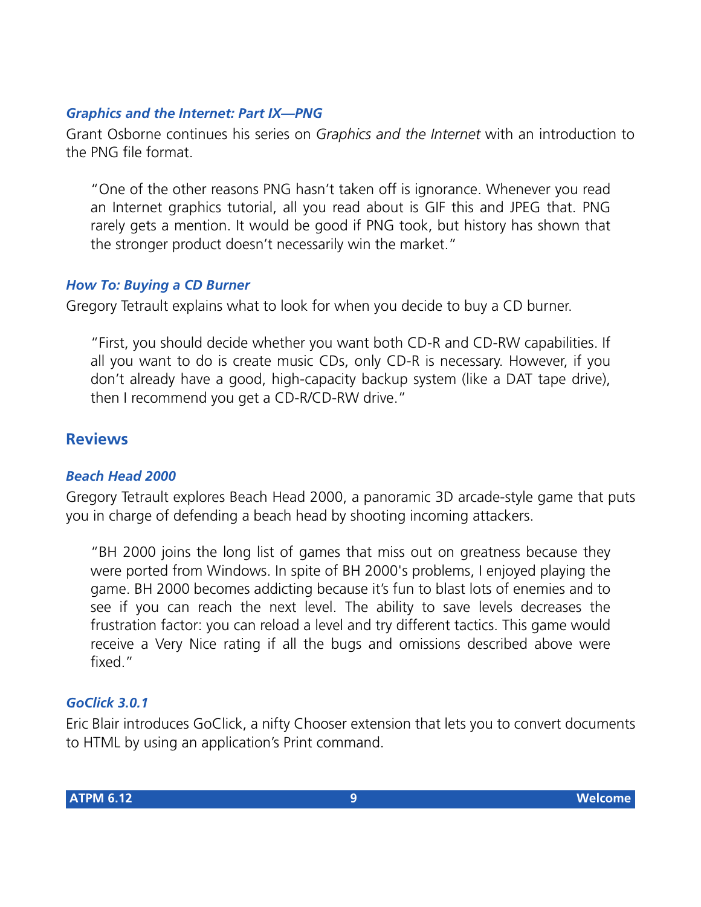### *Graphics and the Internet: Part IX—PNG*

Grant Osborne continues his series on *Graphics and the Internet* with an introduction to the PNG file format.

> "One of the other reasons PNG hasn't taken off is ignorance. Whenever you read an Internet graphics tutorial, all you read about is GIF this and JPEG that. PNG rarely gets a mention. It would be good if PNG took, but history has shown that the stronger product doesn't necessarily win the market."

### *How To: Buying a CD Burner*

Gregory Tetrault explains what to look for when you decide to buy a CD burner.

> "First, you should decide whether you want both CD-R and CD-RW capabilities. If all you want to do is create music CDs, only CD-R is necessary. However, if you don't already have a good, high-capacity backup system (like a DAT tape drive), then I recommend you get a CD-R/CD-RW drive."

## Reviews

### *Beach Head 2000*

Gregory Tetrault explores Beach Head 2000, a panoramic 3D arcade-style game that puts you in charge of defending a beach head by shooting incoming attackers.

> "BH 2000 joins the long list of games that miss out on greatness because they were ported from Windows. In spite of BH 2000's problems, I enjoyed playing the game. BH 2000 becomes addicting because it's fun to blast lots of enemies and to see if you can reach the next level. The ability to save levels decreases the frustration factor: you can reload a level and try different tactics. This game would receive a Very Nice rating if all the bugs and omissions described above were fixed."

### *GoClick 3.0.1*

Eric Blair introduces GoClick, a nifty Chooser extension that lets you to convert documents to HTML by using an application's Print command.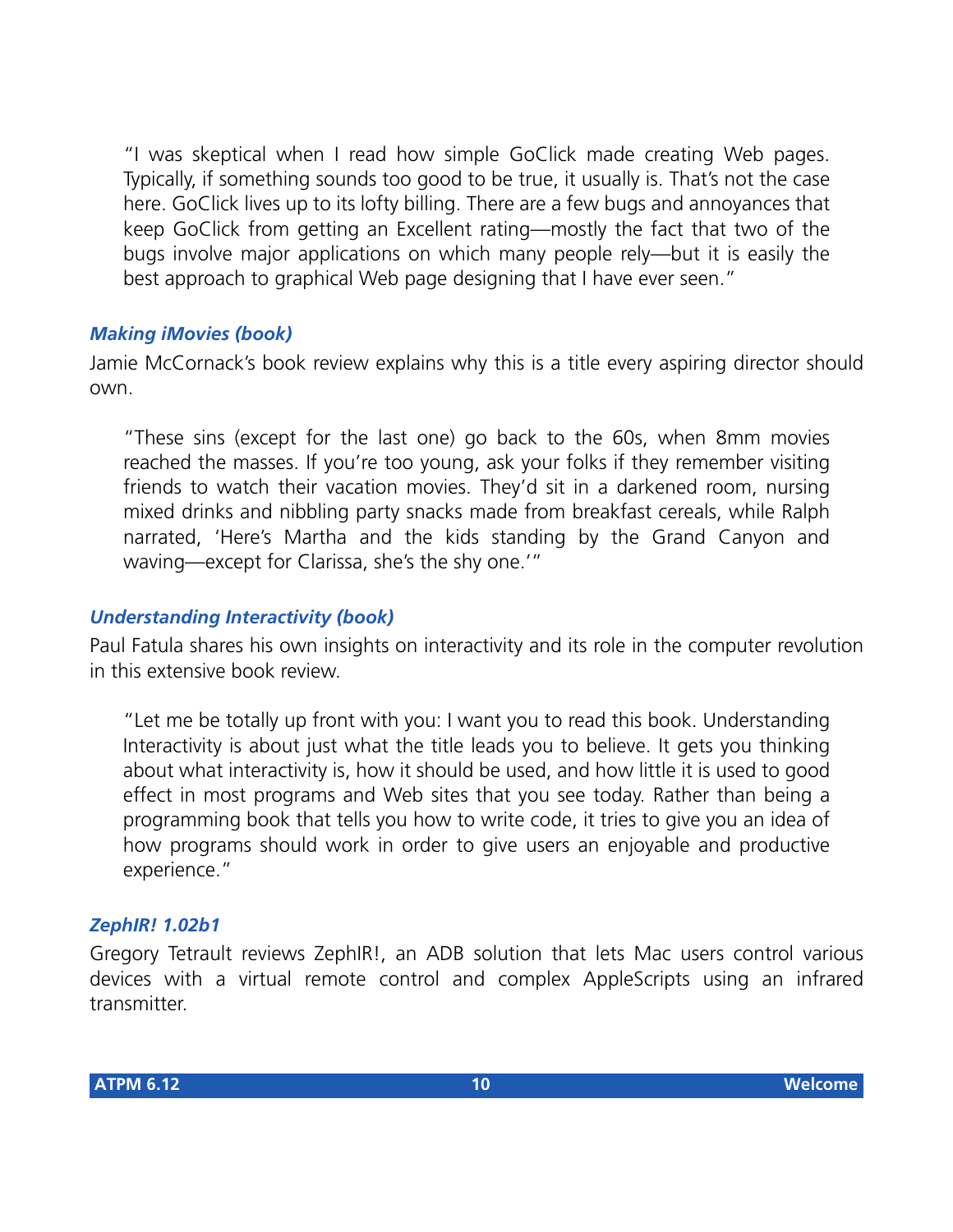> "I was skeptical when I read how simple GoClick made creating Web pages. Typically, if something sounds too good to be true, it usually is. That's not the case here. GoClick lives up to its lofty billing. There are a few bugs and annoyances that keep GoClick from getting an Excellent rating—mostly the fact that two of the bugs involve major applications on which many people rely—but it is easily the best approach to graphical Web page designing that I have ever seen."

### *Making iMovies (book)*

Jamie McCornack's book review explains why this is a title every aspiring director should own.

> "These sins (except for the last one) go back to the 60s, when 8mm movies reached the masses. If you're too young, ask your folks if they remember visiting friends to watch their vacation movies. They'd sit in a darkened room, nursing mixed drinks and nibbling party snacks made from breakfast cereals, while Ralph narrated, 'Here's Martha and the kids standing by the Grand Canyon and waving—except for Clarissa, she's the shy one.'"

### *Understanding Interactivity (book)*

Paul Fatula shares his own insights on interactivity and its role in the computer revolution in this extensive book review.

> "Let me be totally up front with you: I want you to read this book. Understanding Interactivity is about just what the title leads you to believe. It gets you thinking about what interactivity is, how it should be used, and how little it is used to good effect in most programs and Web sites that you see today. Rather than being a programming book that tells you how to write code, it tries to give you an idea of how programs should work in order to give users an enjoyable and productive experience."

### *ZephIR! 1.02b1*

Gregory Tetrault reviews ZephIR!, an ADB solution that lets Mac users control various devices with a virtual remote control and complex AppleScripts using an infrared transmitter.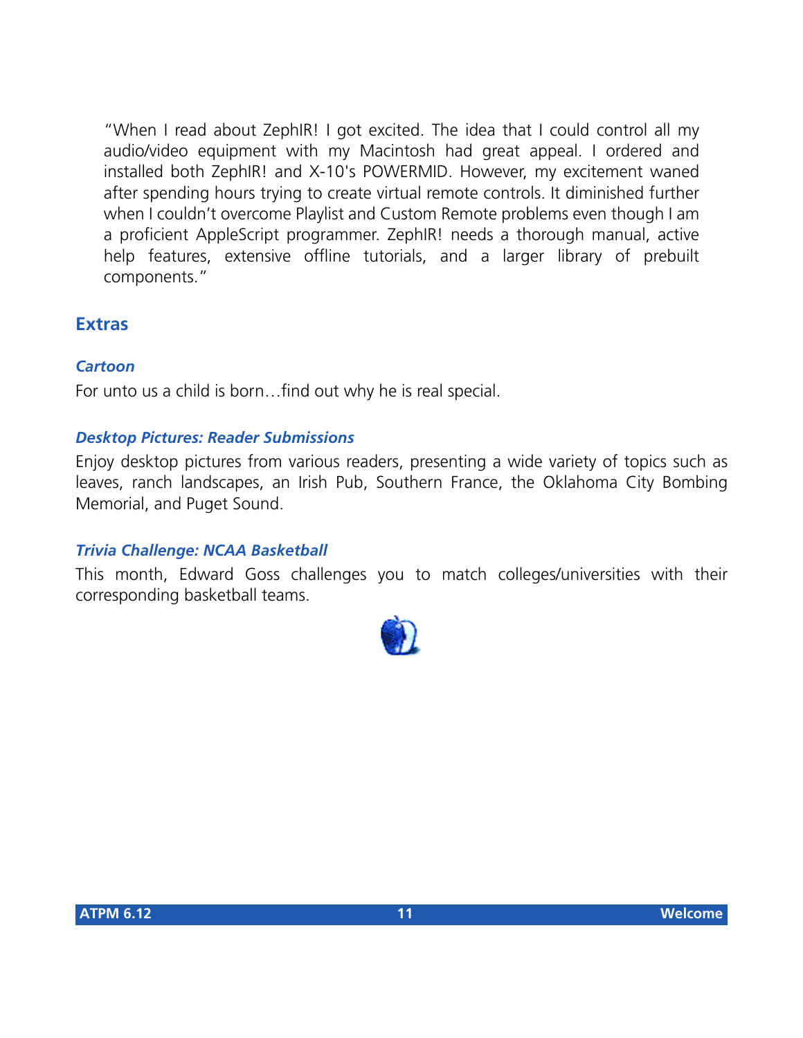"When I read about ZephIR! I got excited. The idea that I could control all my audio/video equipment with my Macintosh had great appeal. I ordered and installed both ZephIR! and X-10's POWERMID. However, my excitement waned after spending hours trying to create virtual remote controls. It diminished further when I couldn't overcome Playlist and Custom Remote problems even though I am a proficient AppleScript programmer. ZephIR! needs a thorough manual, active help features, extensive offline tutorials, and a larger library of prebuilt components."

## Extras

### *Cartoon*

For unto us a child is born…find out why he is real special.

### *Desktop Pictures: Reader Submissions*

Enjoy desktop pictures from various readers, presenting a wide variety of topics such as leaves, ranch landscapes, an Irish Pub, Southern France, the Oklahoma City Bombing Memorial, and Puget Sound.

### *Trivia Challenge: NCAA Basketball*

This month, Edward Goss challenges you to match colleges/universities with their corresponding basketball teams.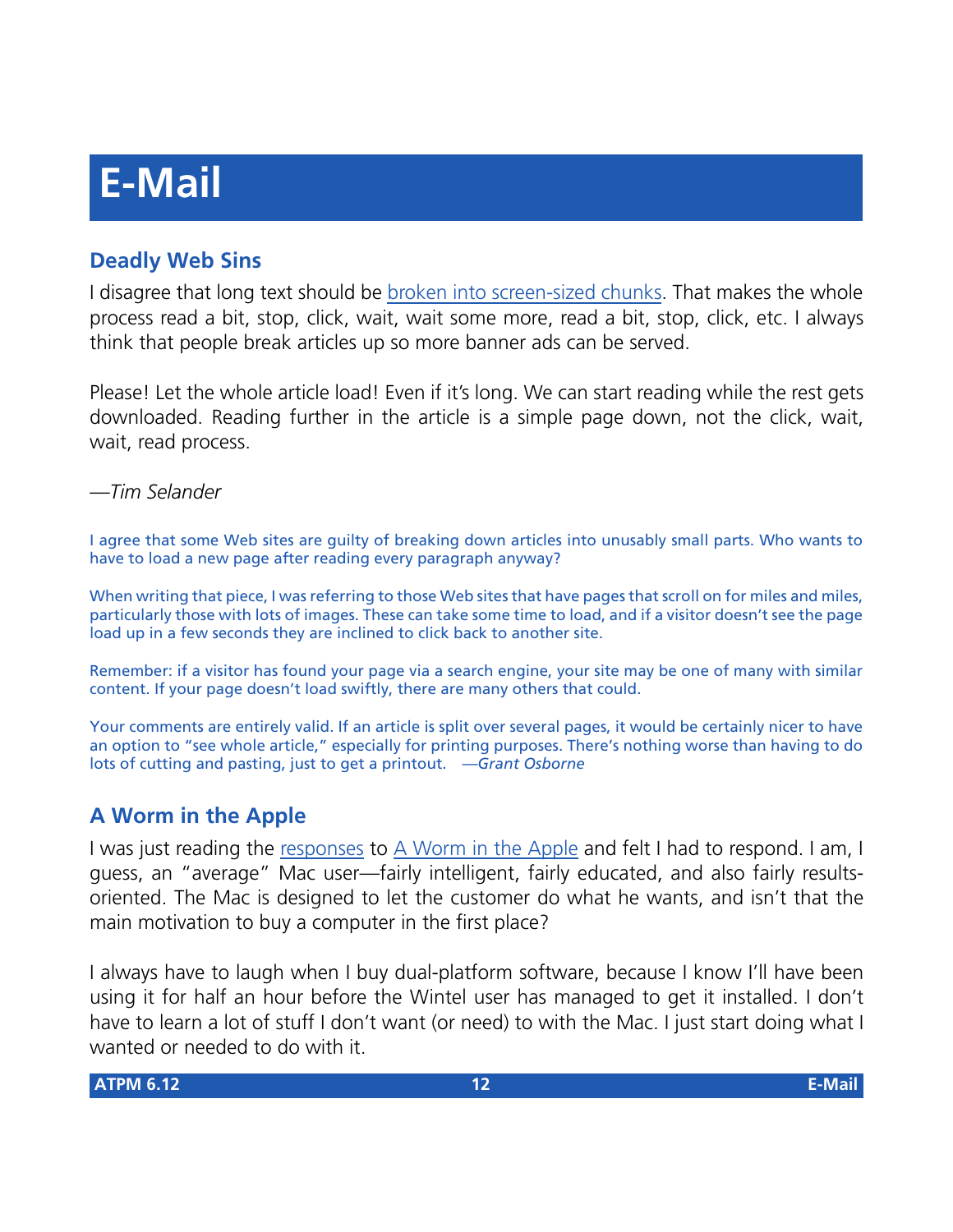# E-Mail

### Deadly Web Sins

I disagree that long text should be broken into screen-sized chunks. That makes the whole process read a bit, stop, click, wait, wait some more, read a bit, stop, click, etc. I always think that people break articles up so more banner ads can be served.

Please! Let the whole article load! Even if it's long. We can start reading while the rest gets downloaded. Reading further in the article is a simple page down, not the click, wait, wait, read process.

*—Tim Selander*

I agree that some Web sites are guilty of breaking down articles into unusably small parts. Who wants to have to load a new page after reading every paragraph anyway?

When writing that piece, I was referring to those Web sites that have pages that scroll on for miles and miles, particularly those with lots of images. These can take some time to load, and if a visitor doesn't see the page load up in a few seconds they are inclined to click back to another site.

Remember: if a visitor has found your page via a search engine, your site may be one of many with similar content. If your page doesn't load swiftly, there are many others that could.

Your comments are entirely valid. If an article is split over several pages, it would be certainly nicer to have an option to "see whole article," especially for printing purposes. There's nothing worse than having to do lots of cutting and pasting, just to get a printout. *—Grant Osborne*

### A Worm in the Apple

I was just reading the responses to A Worm in the Apple and felt I had to respond. I am, I guess, an "average" Mac user—fairly intelligent, fairly educated, and also fairly results-oriented. The Mac is designed to let the customer do what he wants, and isn't that the main motivation to buy a computer in the first place?

I always have to laugh when I buy dual-platform software, because I know I'll have been using it for half an hour before the Wintel user has managed to get it installed. I don't have to learn a lot of stuff I don't want (or need) to with the Mac. I just start doing what I wanted or needed to do with it.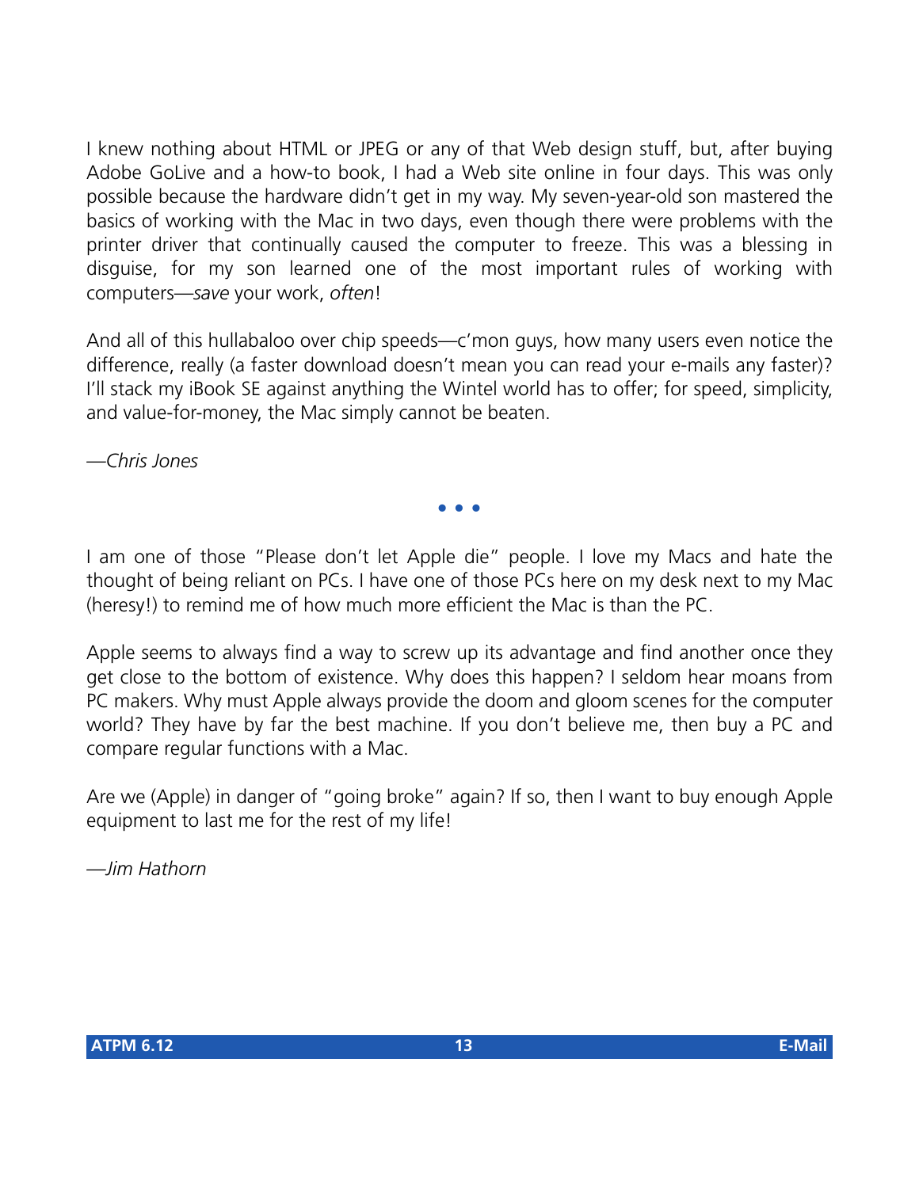I knew nothing about HTML or JPEG or any of that Web design stuff, but, after buying Adobe GoLive and a how-to book, I had a Web site online in four days. This was only possible because the hardware didn't get in my way. My seven-year-old son mastered the basics of working with the Mac in two days, even though there were problems with the printer driver that continually caused the computer to freeze. This was a blessing in disguise, for my son learned one of the most important rules of working with computers—*save* your work, *often*!

And all of this hullabaloo over chip speeds—c'mon guys, how many users even notice the difference, really (a faster download doesn't mean you can read your e-mails any faster)? I'll stack my iBook SE against anything the Wintel world has to offer; for speed, simplicity, and value-for-money, the Mac simply cannot be beaten.

*—Chris Jones*

• • •

I am one of those "Please don't let Apple die" people. I love my Macs and hate the thought of being reliant on PCs. I have one of those PCs here on my desk next to my Mac (heresy!) to remind me of how much more efficient the Mac is than the PC.

Apple seems to always find a way to screw up its advantage and find another once they get close to the bottom of existence. Why does this happen? I seldom hear moans from PC makers. Why must Apple always provide the doom and gloom scenes for the computer world? They have by far the best machine. If you don't believe me, then buy a PC and compare regular functions with a Mac.

Are we (Apple) in danger of "going broke" again? If so, then I want to buy enough Apple equipment to last me for the rest of my life!

*—Jim Hathorn*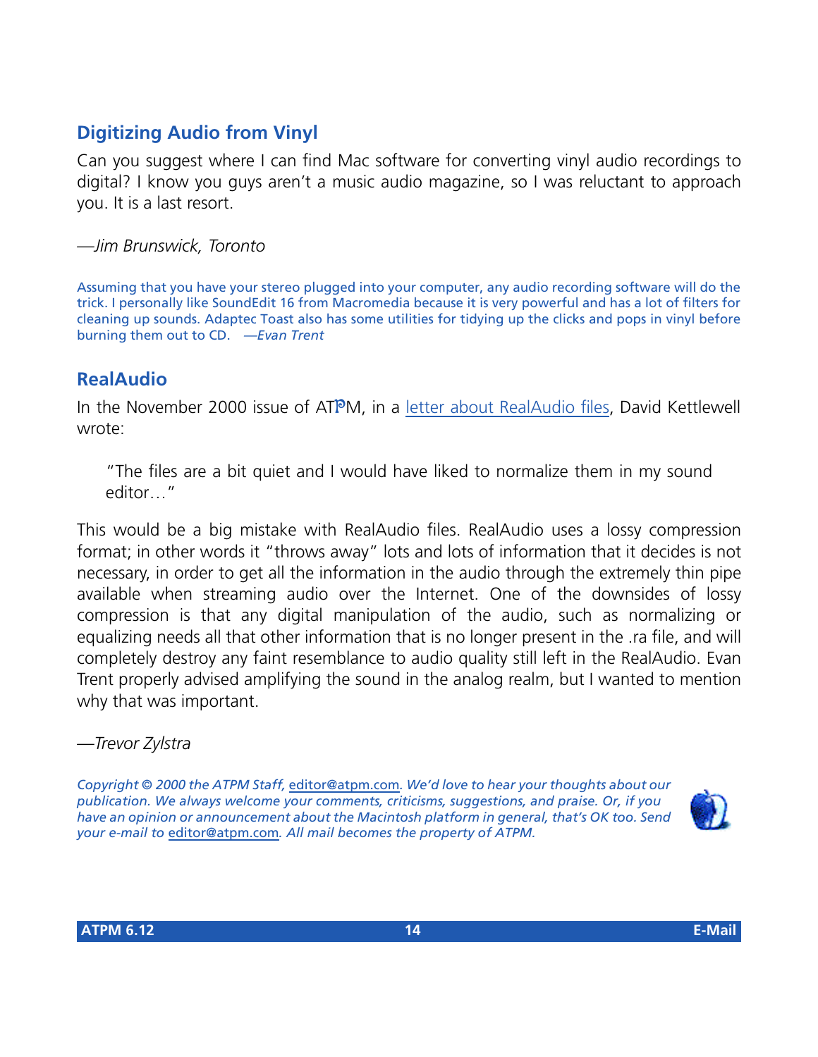## Digitizing Audio from Vinyl

Can you suggest where I can find Mac software for converting vinyl audio recordings to digital? I know you guys aren't a music audio magazine, so I was reluctant to approach you. It is a last resort.

*—Jim Brunswick, Toronto*

Assuming that you have your stereo plugged into your computer, any audio recording software will do the trick. I personally like SoundEdit 16 from Macromedia because it is very powerful and has a lot of filters for cleaning up sounds. Adaptec Toast also has some utilities for tidying up the clicks and pops in vinyl before burning them out to CD. *—Evan Trent*

## RealAudio

In the November 2000 issue of ATPM, in a letter about RealAudio files, David Kettlewell wrote:

> "The files are a bit quiet and I would have liked to normalize them in my sound editor…"

This would be a big mistake with RealAudio files. RealAudio uses a lossy compression format; in other words it "throws away" lots and lots of information that it decides is not necessary, in order to get all the information in the audio through the extremely thin pipe available when streaming audio over the Internet. One of the downsides of lossy compression is that any digital manipulation of the audio, such as normalizing or equalizing needs all that other information that is no longer present in the .ra file, and will completely destroy any faint resemblance to audio quality still left in the RealAudio. Evan Trent properly advised amplifying the sound in the analog realm, but I wanted to mention why that was important.

*—Trevor Zylstra*

*Copyright © 2000 the ATPM Staff, editor@atpm.com. We'd love to hear your thoughts about our publication. We always welcome your comments, criticisms, suggestions, and praise. Or, if you have an opinion or announcement about the Macintosh platform in general, that's OK too. Send your e-mail to editor@atpm.com. All mail becomes the property of ATPM.*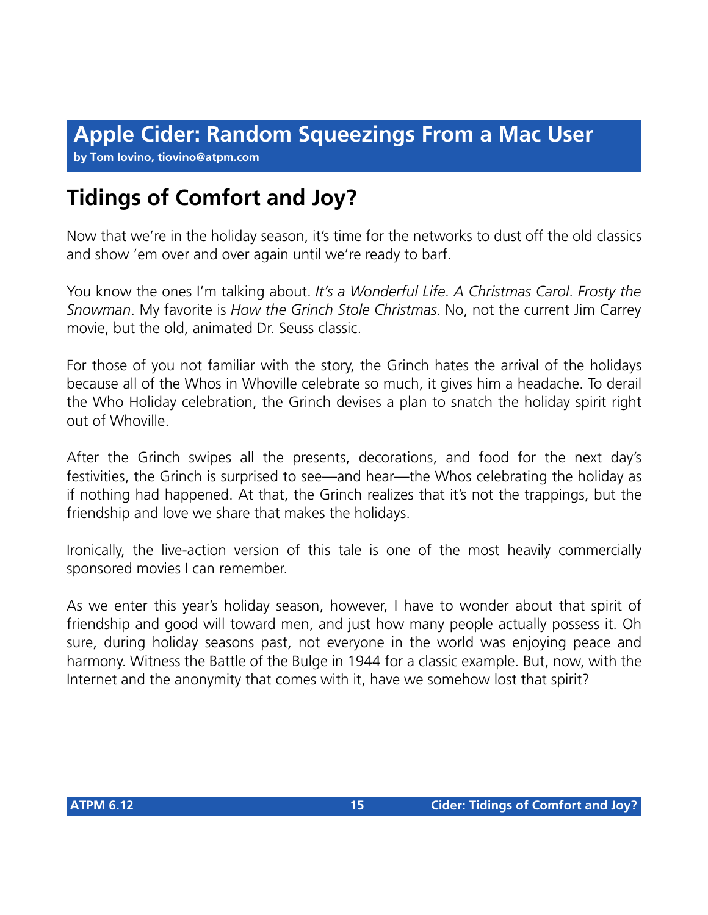# Apple Cider: Random Squeezings From a Mac User

**by Tom Iovino, tiovino@atpm.com**

## Tidings of Comfort and Joy?

Now that we're in the holiday season, it's time for the networks to dust off the old classics and show 'em over and over again until we're ready to barf.

You know the ones I'm talking about. *It's a Wonderful Life*. *A Christmas Carol*. *Frosty the Snowman*. My favorite is *How the Grinch Stole Christmas*. No, not the current Jim Carrey movie, but the old, animated Dr. Seuss classic.

For those of you not familiar with the story, the Grinch hates the arrival of the holidays because all of the Whos in Whoville celebrate so much, it gives him a headache. To derail the Who Holiday celebration, the Grinch devises a plan to snatch the holiday spirit right out of Whoville.

After the Grinch swipes all the presents, decorations, and food for the next day's festivities, the Grinch is surprised to see—and hear—the Whos celebrating the holiday as if nothing had happened. At that, the Grinch realizes that it's not the trappings, but the friendship and love we share that makes the holidays.

Ironically, the live-action version of this tale is one of the most heavily commercially sponsored movies I can remember.

As we enter this year's holiday season, however, I have to wonder about that spirit of friendship and good will toward men, and just how many people actually possess it. Oh sure, during holiday seasons past, not everyone in the world was enjoying peace and harmony. Witness the Battle of the Bulge in 1944 for a classic example. But, now, with the Internet and the anonymity that comes with it, have we somehow lost that spirit?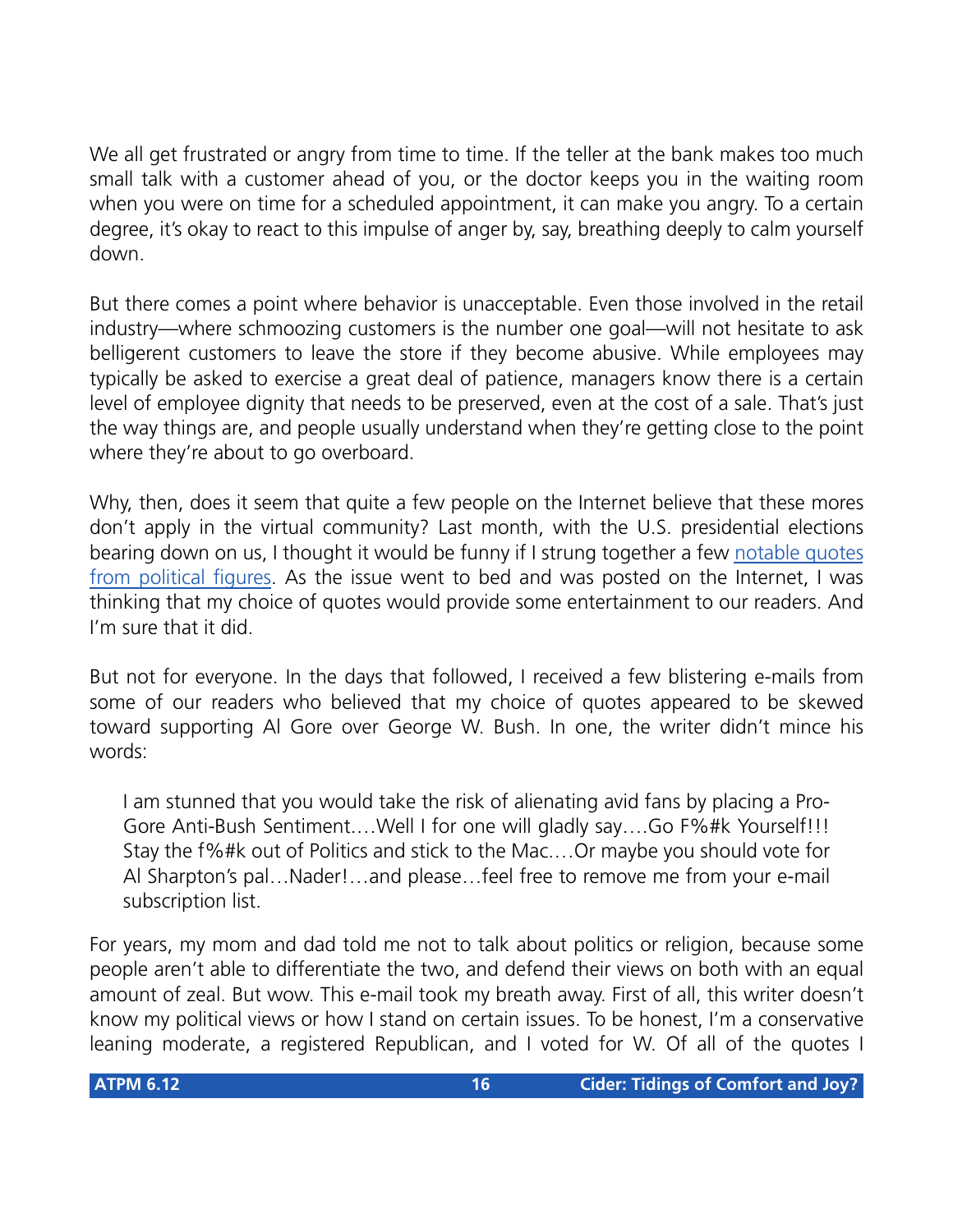We all get frustrated or angry from time to time. If the teller at the bank makes too much small talk with a customer ahead of you, or the doctor keeps you in the waiting room when you were on time for a scheduled appointment, it can make you angry. To a certain degree, it's okay to react to this impulse of anger by, say, breathing deeply to calm yourself down.

But there comes a point where behavior is unacceptable. Even those involved in the retail industry—where schmoozing customers is the number one goal—will not hesitate to ask belligerent customers to leave the store if they become abusive. While employees may typically be asked to exercise a great deal of patience, managers know there is a certain level of employee dignity that needs to be preserved, even at the cost of a sale. That's just the way things are, and people usually understand when they're getting close to the point where they're about to go overboard.

Why, then, does it seem that quite a few people on the Internet believe that these mores don't apply in the virtual community? Last month, with the U.S. presidential elections bearing down on us, I thought it would be funny if I strung together a few [notable quotes from political figures](). As the issue went to bed and was posted on the Internet, I was thinking that my choice of quotes would provide some entertainment to our readers. And I'm sure that it did.

But not for everyone. In the days that followed, I received a few blistering e-mails from some of our readers who believed that my choice of quotes appeared to be skewed toward supporting Al Gore over George W. Bush. In one, the writer didn't mince his words:

> I am stunned that you would take the risk of alienating avid fans by placing a Pro-Gore Anti-Bush Sentiment.…Well I for one will gladly say….Go F%#k Yourself!!! Stay the f%#k out of Politics and stick to the Mac.…Or maybe you should vote for Al Sharpton's pal…Nader!…and please…feel free to remove me from your e-mail subscription list.

For years, my mom and dad told me not to talk about politics or religion, because some people aren't able to differentiate the two, and defend their views on both with an equal amount of zeal. But wow. This e-mail took my breath away. First of all, this writer doesn't know my political views or how I stand on certain issues. To be honest, I'm a conservative leaning moderate, a registered Republican, and I voted for W. Of all of the quotes I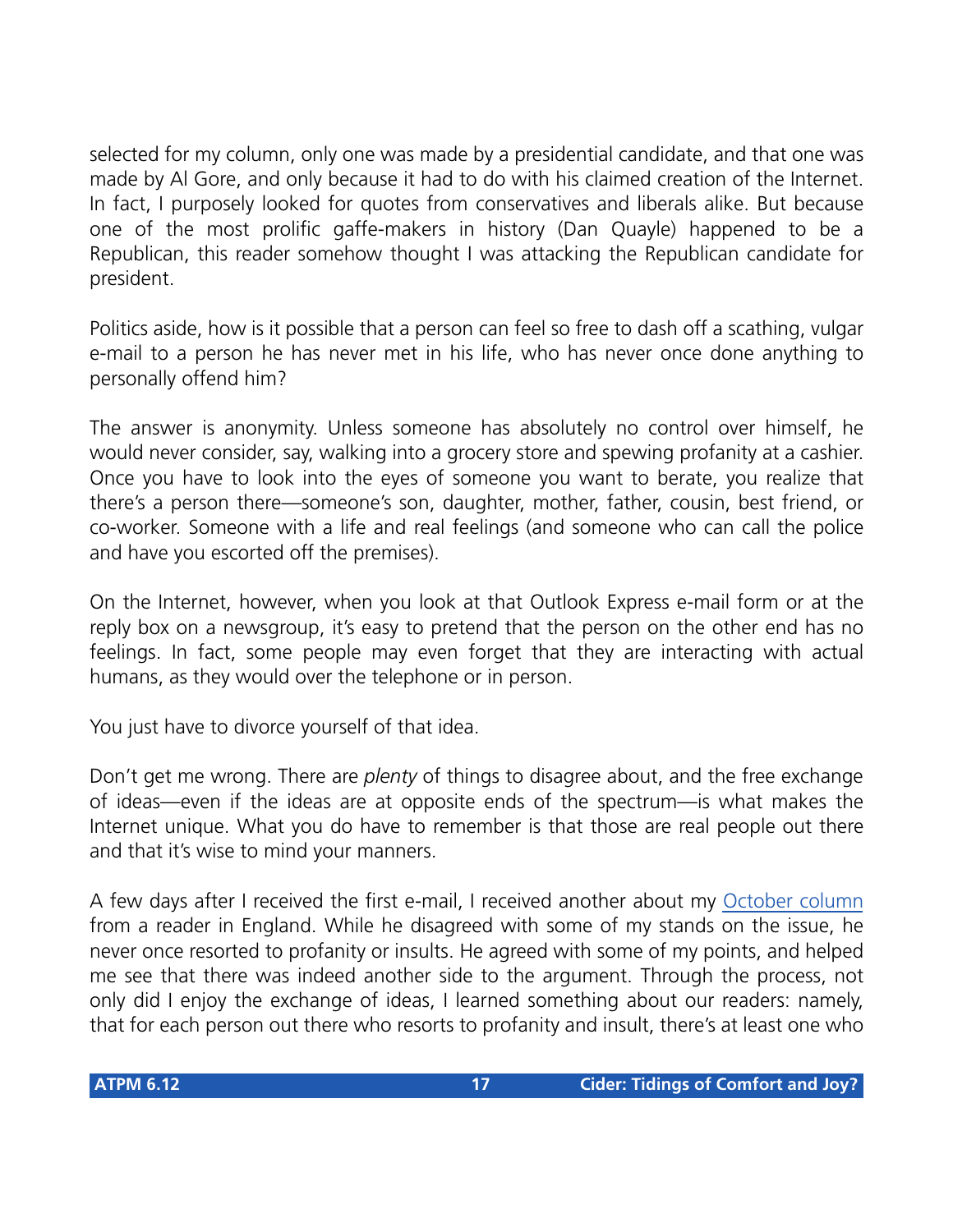selected for my column, only one was made by a presidential candidate, and that one was made by Al Gore, and only because it had to do with his claimed creation of the Internet. In fact, I purposely looked for quotes from conservatives and liberals alike. But because one of the most prolific gaffe-makers in history (Dan Quayle) happened to be a Republican, this reader somehow thought I was attacking the Republican candidate for president.

Politics aside, how is it possible that a person can feel so free to dash off a scathing, vulgar e-mail to a person he has never met in his life, who has never once done anything to personally offend him?

The answer is anonymity. Unless someone has absolutely no control over himself, he would never consider, say, walking into a grocery store and spewing profanity at a cashier. Once you have to look into the eyes of someone you want to berate, you realize that there's a person there—someone's son, daughter, mother, father, cousin, best friend, or co-worker. Someone with a life and real feelings (and someone who can call the police and have you escorted off the premises).

On the Internet, however, when you look at that Outlook Express e-mail form or at the reply box on a newsgroup, it's easy to pretend that the person on the other end has no feelings. In fact, some people may even forget that they are interacting with actual humans, as they would over the telephone or in person.

You just have to divorce yourself of that idea.

Don't get me wrong. There are *plenty* of things to disagree about, and the free exchange of ideas—even if the ideas are at opposite ends of the spectrum—is what makes the Internet unique. What you do have to remember is that those are real people out there and that it's wise to mind your manners.

A few days after I received the first e-mail, I received another about my [October column](October column) from a reader in England. While he disagreed with some of my stands on the issue, he never once resorted to profanity or insults. He agreed with some of my points, and helped me see that there was indeed another side to the argument. Through the process, not only did I enjoy the exchange of ideas, I learned something about our readers: namely, that for each person out there who resorts to profanity and insult, there's at least one who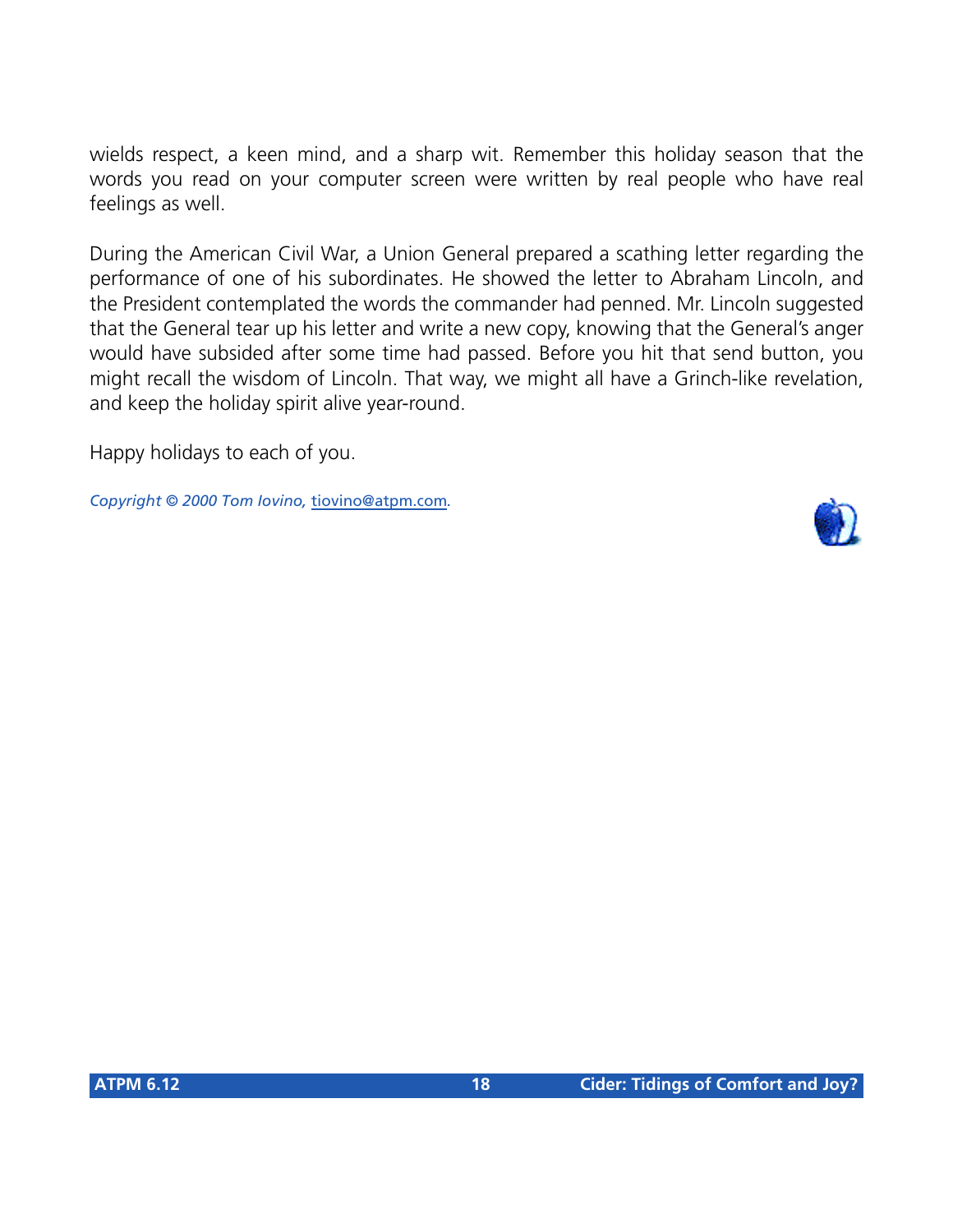wields respect, a keen mind, and a sharp wit. Remember this holiday season that the words you read on your computer screen were written by real people who have real feelings as well.

During the American Civil War, a Union General prepared a scathing letter regarding the performance of one of his subordinates. He showed the letter to Abraham Lincoln, and the President contemplated the words the commander had penned. Mr. Lincoln suggested that the General tear up his letter and write a new copy, knowing that the General's anger would have subsided after some time had passed. Before you hit that send button, you might recall the wisdom of Lincoln. That way, we might all have a Grinch-like revelation, and keep the holiday spirit alive year-round.

Happy holidays to each of you.

*Copyright © 2000 Tom Iovino,* tiovino@atpm.com*.*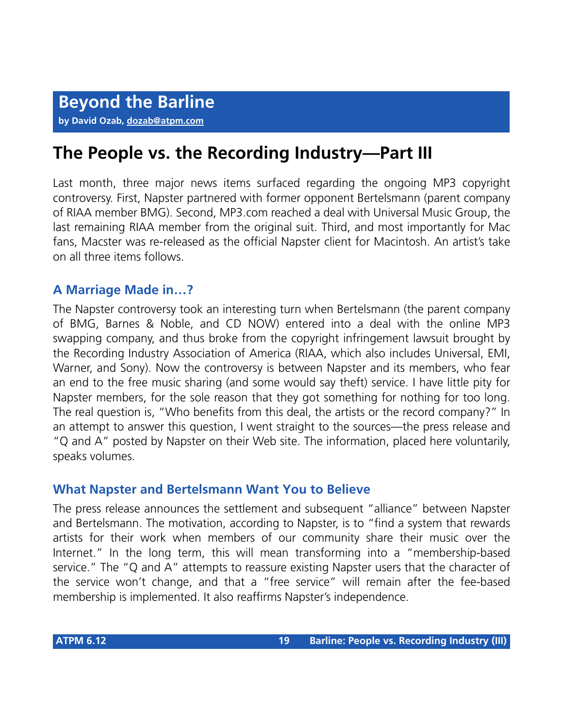## Beyond the Barline

**by David Ozab, dozab@atpm.com**

# The People vs. the Recording Industry—Part III

Last month, three major news items surfaced regarding the ongoing MP3 copyright controversy. First, Napster partnered with former opponent Bertelsmann (parent company of RIAA member BMG). Second, MP3.com reached a deal with Universal Music Group, the last remaining RIAA member from the original suit. Third, and most importantly for Mac fans, Macster was re-released as the official Napster client for Macintosh. An artist's take on all three items follows.

### A Marriage Made in…?

The Napster controversy took an interesting turn when Bertelsmann (the parent company of BMG, Barnes & Noble, and CD NOW) entered into a deal with the online MP3 swapping company, and thus broke from the copyright infringement lawsuit brought by the Recording Industry Association of America (RIAA, which also includes Universal, EMI, Warner, and Sony). Now the controversy is between Napster and its members, who fear an end to the free music sharing (and some would say theft) service. I have little pity for Napster members, for the sole reason that they got something for nothing for too long. The real question is, "Who benefits from this deal, the artists or the record company?" In an attempt to answer this question, I went straight to the sources—the press release and "Q and A" posted by Napster on their Web site. The information, placed here voluntarily, speaks volumes.

### What Napster and Bertelsmann Want You to Believe

The press release announces the settlement and subsequent "alliance" between Napster and Bertelsmann. The motivation, according to Napster, is to "find a system that rewards artists for their work when members of our community share their music over the Internet." In the long term, this will mean transforming into a "membership-based service." The "Q and A" attempts to reassure existing Napster users that the character of the service won't change, and that a "free service" will remain after the fee-based membership is implemented. It also reaffirms Napster's independence.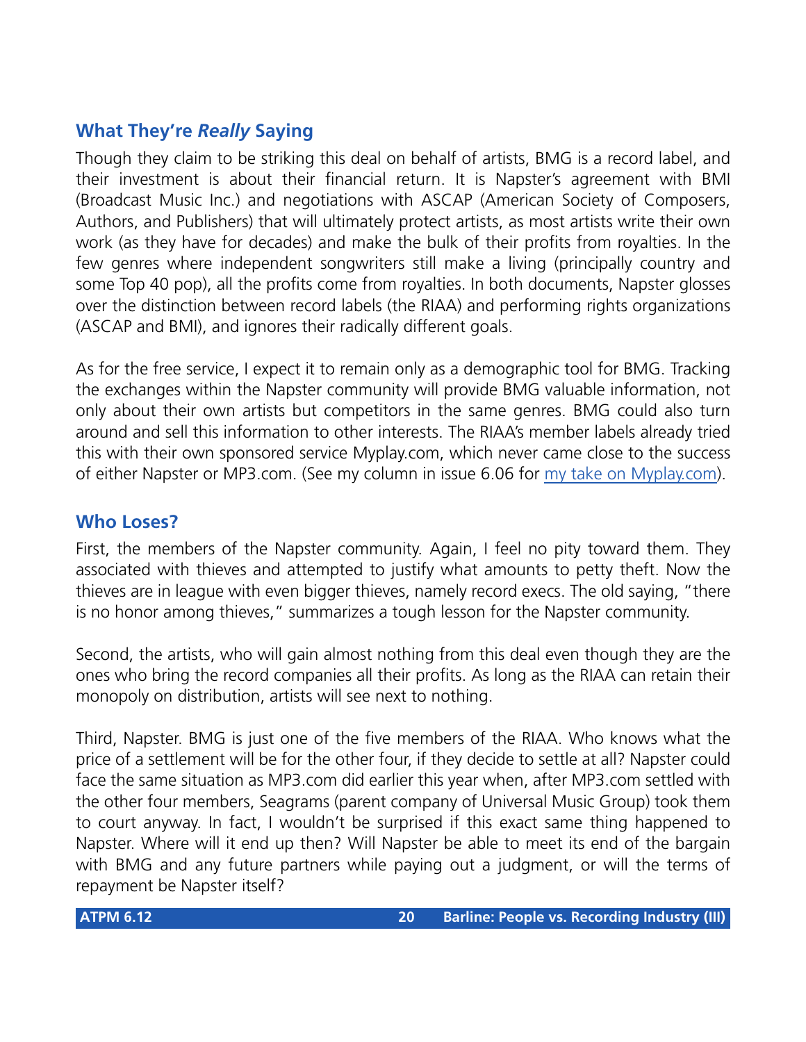## What They're *Really* Saying

Though they claim to be striking this deal on behalf of artists, BMG is a record label, and their investment is about their financial return. It is Napster's agreement with BMI (Broadcast Music Inc.) and negotiations with ASCAP (American Society of Composers, Authors, and Publishers) that will ultimately protect artists, as most artists write their own work (as they have for decades) and make the bulk of their profits from royalties. In the few genres where independent songwriters still make a living (principally country and some Top 40 pop), all the profits come from royalties. In both documents, Napster glosses over the distinction between record labels (the RIAA) and performing rights organizations (ASCAP and BMI), and ignores their radically different goals.

As for the free service, I expect it to remain only as a demographic tool for BMG. Tracking the exchanges within the Napster community will provide BMG valuable information, not only about their own artists but competitors in the same genres. BMG could also turn around and sell this information to other interests. The RIAA's member labels already tried this with their own sponsored service Myplay.com, which never came close to the success of either Napster or MP3.com. (See my column in issue 6.06 for my take on Myplay.com).

## Who Loses?

First, the members of the Napster community. Again, I feel no pity toward them. They associated with thieves and attempted to justify what amounts to petty theft. Now the thieves are in league with even bigger thieves, namely record execs. The old saying, "there is no honor among thieves," summarizes a tough lesson for the Napster community.

Second, the artists, who will gain almost nothing from this deal even though they are the ones who bring the record companies all their profits. As long as the RIAA can retain their monopoly on distribution, artists will see next to nothing.

Third, Napster. BMG is just one of the five members of the RIAA. Who knows what the price of a settlement will be for the other four, if they decide to settle at all? Napster could face the same situation as MP3.com did earlier this year when, after MP3.com settled with the other four members, Seagrams (parent company of Universal Music Group) took them to court anyway. In fact, I wouldn't be surprised if this exact same thing happened to Napster. Where will it end up then? Will Napster be able to meet its end of the bargain with BMG and any future partners while paying out a judgment, or will the terms of repayment be Napster itself?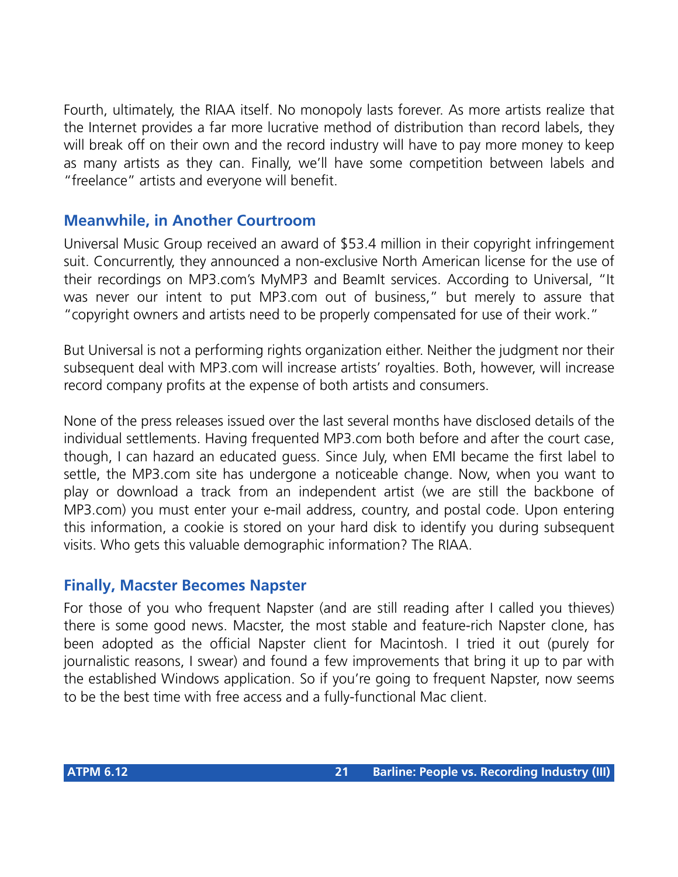Fourth, ultimately, the RIAA itself. No monopoly lasts forever. As more artists realize that the Internet provides a far more lucrative method of distribution than record labels, they will break off on their own and the record industry will have to pay more money to keep as many artists as they can. Finally, we'll have some competition between labels and "freelance" artists and everyone will benefit.

## Meanwhile, in Another Courtroom

Universal Music Group received an award of $53.4 million in their copyright infringement suit. Concurrently, they announced a non-exclusive North American license for the use of their recordings on MP3.com's MyMP3 and BeamIt services. According to Universal, "It was never our intent to put MP3.com out of business," but merely to assure that "copyright owners and artists need to be properly compensated for use of their work."

But Universal is not a performing rights organization either. Neither the judgment nor their subsequent deal with MP3.com will increase artists' royalties. Both, however, will increase record company profits at the expense of both artists and consumers.

None of the press releases issued over the last several months have disclosed details of the individual settlements. Having frequented MP3.com both before and after the court case, though, I can hazard an educated guess. Since July, when EMI became the first label to settle, the MP3.com site has undergone a noticeable change. Now, when you want to play or download a track from an independent artist (we are still the backbone of MP3.com) you must enter your e-mail address, country, and postal code. Upon entering this information, a cookie is stored on your hard disk to identify you during subsequent visits. Who gets this valuable demographic information? The RIAA.

## Finally, Macster Becomes Napster

For those of you who frequent Napster (and are still reading after I called you thieves) there is some good news. Macster, the most stable and feature-rich Napster clone, has been adopted as the official Napster client for Macintosh. I tried it out (purely for journalistic reasons, I swear) and found a few improvements that bring it up to par with the established Windows application. So if you're going to frequent Napster, now seems to be the best time with free access and a fully-functional Mac client.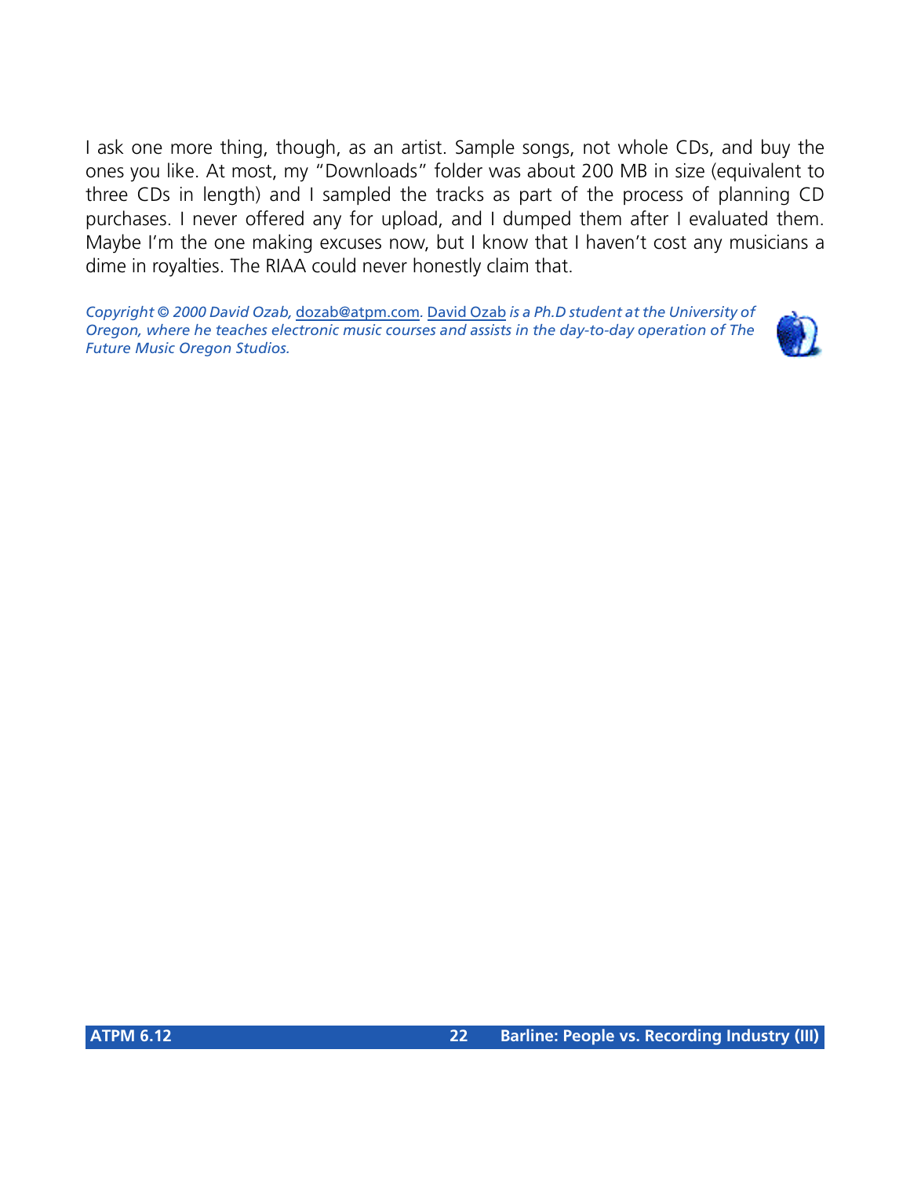I ask one more thing, though, as an artist. Sample songs, not whole CDs, and buy the ones you like. At most, my "Downloads" folder was about 200 MB in size (equivalent to three CDs in length) and I sampled the tracks as part of the process of planning CD purchases. I never offered any for upload, and I dumped them after I evaluated them. Maybe I'm the one making excuses now, but I know that I haven't cost any musicians a dime in royalties. The RIAA could never honestly claim that.

*Copyright © 2000 David Ozab,* dozab@atpm.com*.* David Ozab *is a Ph.D student at the University of Oregon, where he teaches electronic music courses and assists in the day-to-day operation of The Future Music Oregon Studios.*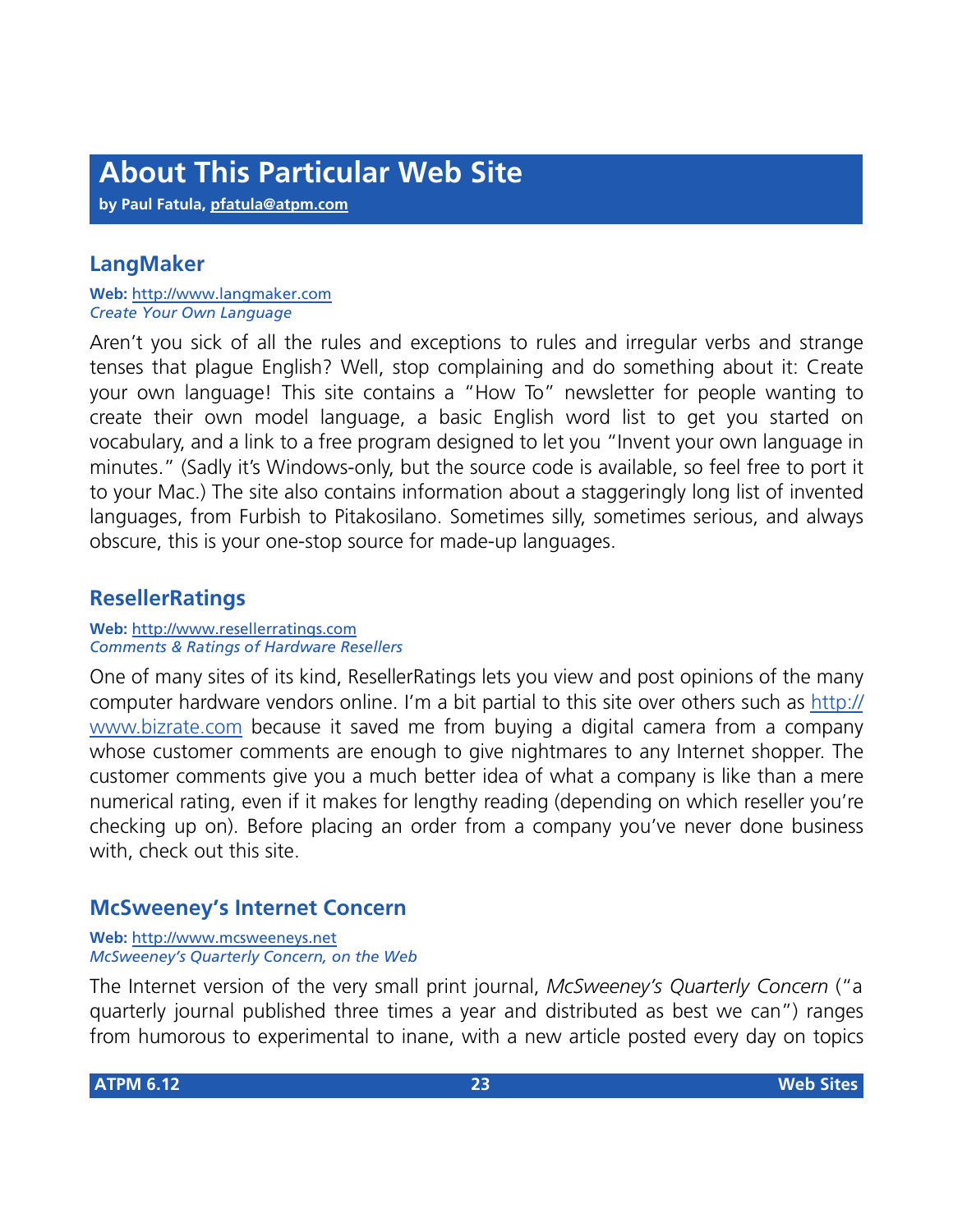# About This Particular Web Site

**by Paul Fatula, pfatula@atpm.com**

## LangMaker

**Web:** http://www.langmaker.com
*Create Your Own Language*

Aren't you sick of all the rules and exceptions to rules and irregular verbs and strange tenses that plague English? Well, stop complaining and do something about it: Create your own language! This site contains a "How To" newsletter for people wanting to create their own model language, a basic English word list to get you started on vocabulary, and a link to a free program designed to let you "Invent your own language in minutes." (Sadly it's Windows-only, but the source code is available, so feel free to port it to your Mac.) The site also contains information about a staggeringly long list of invented languages, from Furbish to Pitakosilano. Sometimes silly, sometimes serious, and always obscure, this is your one-stop source for made-up languages.

## ResellerRatings

**Web:** http://www.resellerratings.com
*Comments & Ratings of Hardware Resellers*

One of many sites of its kind, ResellerRatings lets you view and post opinions of the many computer hardware vendors online. I'm a bit partial to this site over others such as http://www.bizrate.com because it saved me from buying a digital camera from a company whose customer comments are enough to give nightmares to any Internet shopper. The customer comments give you a much better idea of what a company is like than a mere numerical rating, even if it makes for lengthy reading (depending on which reseller you're checking up on). Before placing an order from a company you've never done business with, check out this site.

## McSweeney's Internet Concern

**Web:** http://www.mcsweeneys.net
*McSweeney's Quarterly Concern, on the Web*

The Internet version of the very small print journal, *McSweeney's Quarterly Concern* ("a quarterly journal published three times a year and distributed as best we can") ranges from humorous to experimental to inane, with a new article posted every day on topics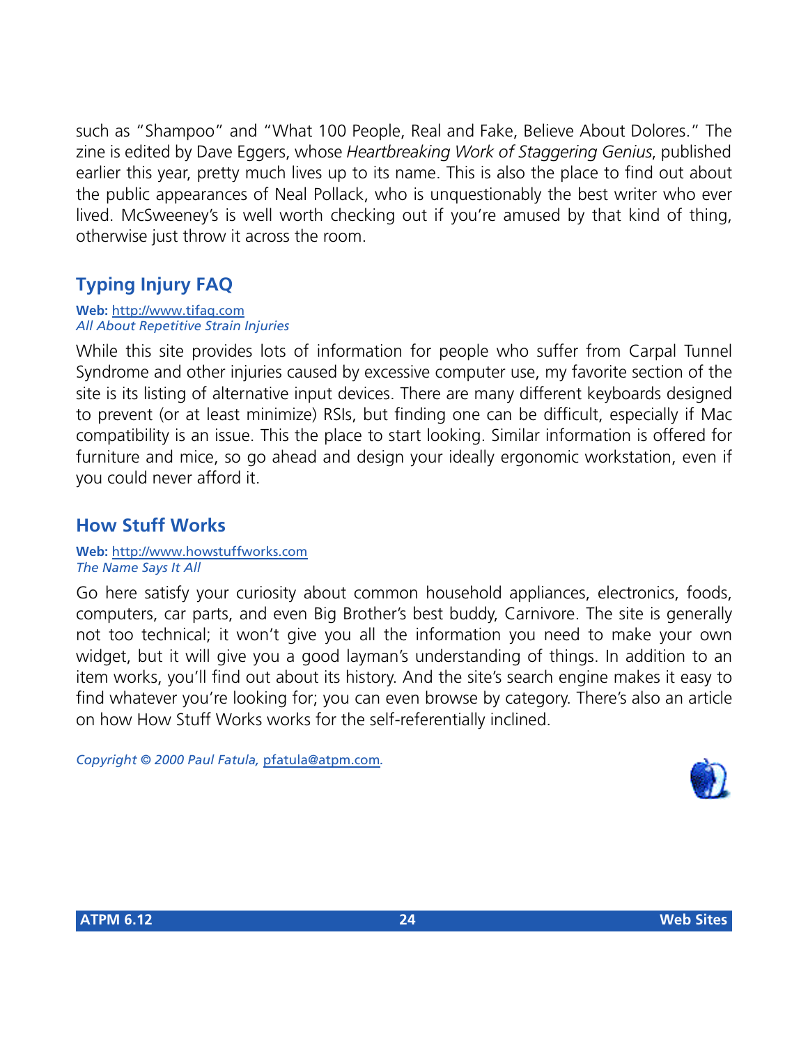such as "Shampoo" and "What 100 People, Real and Fake, Believe About Dolores." The zine is edited by Dave Eggers, whose *Heartbreaking Work of Staggering Genius*, published earlier this year, pretty much lives up to its name. This is also the place to find out about the public appearances of Neal Pollack, who is unquestionably the best writer who ever lived. McSweeney's is well worth checking out if you're amused by that kind of thing, otherwise just throw it across the room.

## Typing Injury FAQ

**Web:** http://www.tifaq.com
*All About Repetitive Strain Injuries*

While this site provides lots of information for people who suffer from Carpal Tunnel Syndrome and other injuries caused by excessive computer use, my favorite section of the site is its listing of alternative input devices. There are many different keyboards designed to prevent (or at least minimize) RSIs, but finding one can be difficult, especially if Mac compatibility is an issue. This the place to start looking. Similar information is offered for furniture and mice, so go ahead and design your ideally ergonomic workstation, even if you could never afford it.

## How Stuff Works

**Web:** http://www.howstuffworks.com
*The Name Says It All*

Go here satisfy your curiosity about common household appliances, electronics, foods, computers, car parts, and even Big Brother's best buddy, Carnivore. The site is generally not too technical; it won't give you all the information you need to make your own widget, but it will give you a good layman's understanding of things. In addition to an item works, you'll find out about its history. And the site's search engine makes it easy to find whatever you're looking for; you can even browse by category. There's also an article on how How Stuff Works works for the self-referentially inclined.

*Copyright © 2000 Paul Fatula,* pfatula@atpm.com*.*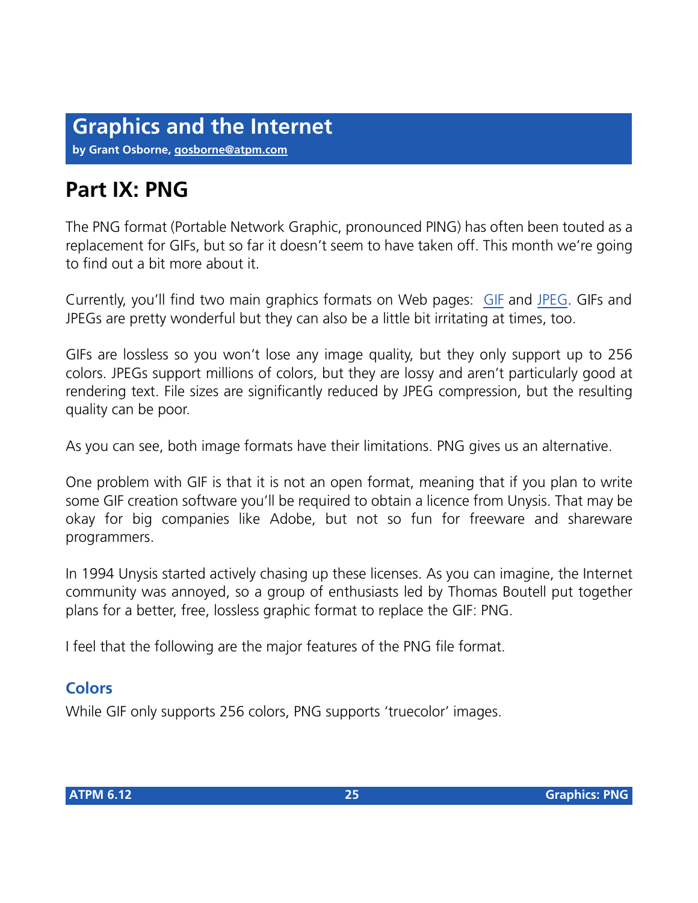# Graphics and the Internet

**by Grant Osborne, gosborne@atpm.com**

## Part IX: PNG

The PNG format (Portable Network Graphic, pronounced PING) has often been touted as a replacement for GIFs, but so far it doesn't seem to have taken off. This month we're going to find out a bit more about it.

Currently, you'll find two main graphics formats on Web pages: GIF and JPEG. GIFs and JPEGs are pretty wonderful but they can also be a little bit irritating at times, too.

GIFs are lossless so you won't lose any image quality, but they only support up to 256 colors. JPEGs support millions of colors, but they are lossy and aren't particularly good at rendering text. File sizes are significantly reduced by JPEG compression, but the resulting quality can be poor.

As you can see, both image formats have their limitations. PNG gives us an alternative.

One problem with GIF is that it is not an open format, meaning that if you plan to write some GIF creation software you'll be required to obtain a licence from Unysis. That may be okay for big companies like Adobe, but not so fun for freeware and shareware programmers.

In 1994 Unysis started actively chasing up these licenses. As you can imagine, the Internet community was annoyed, so a group of enthusiasts led by Thomas Boutell put together plans for a better, free, lossless graphic format to replace the GIF: PNG.

I feel that the following are the major features of the PNG file format.

### Colors

While GIF only supports 256 colors, PNG supports 'truecolor' images.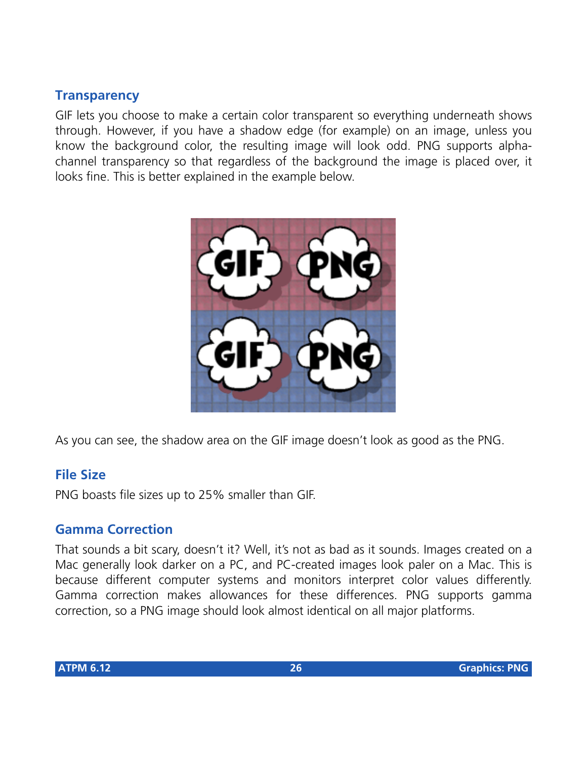## Transparency

GIF lets you choose to make a certain color transparent so everything underneath shows through. However, if you have a shadow edge (for example) on an image, unless you know the background color, the resulting image will look odd. PNG supports alpha-channel transparency so that regardless of the background the image is placed over, it looks fine. This is better explained in the example below.

As you can see, the shadow area on the GIF image doesn't look as good as the PNG.

## File Size

PNG boasts file sizes up to 25% smaller than GIF.

## Gamma Correction

That sounds a bit scary, doesn't it? Well, it's not as bad as it sounds. Images created on a Mac generally look darker on a PC, and PC-created images look paler on a Mac. This is because different computer systems and monitors interpret color values differently. Gamma correction makes allowances for these differences. PNG supports gamma correction, so a PNG image should look almost identical on all major platforms.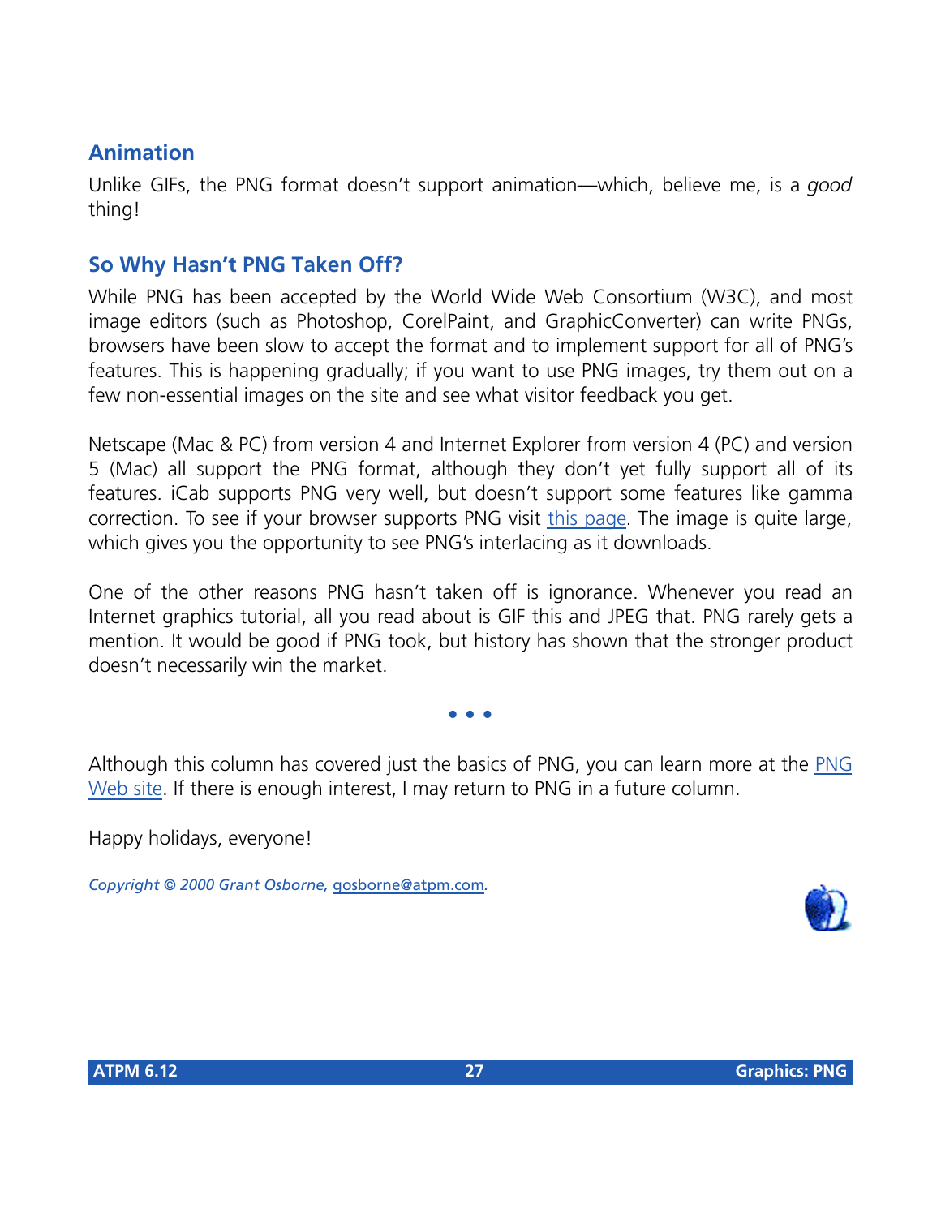## Animation

Unlike GIFs, the PNG format doesn't support animation—which, believe me, is a *good* thing!

## So Why Hasn't PNG Taken Off?

While PNG has been accepted by the World Wide Web Consortium (W3C), and most image editors (such as Photoshop, CorelPaint, and GraphicConverter) can write PNGs, browsers have been slow to accept the format and to implement support for all of PNG's features. This is happening gradually; if you want to use PNG images, try them out on a few non-essential images on the site and see what visitor feedback you get.

Netscape (Mac & PC) from version 4 and Internet Explorer from version 4 (PC) and version 5 (Mac) all support the PNG format, although they don't yet fully support all of its features. iCab supports PNG very well, but doesn't support some features like gamma correction. To see if your browser supports PNG visit this page. The image is quite large, which gives you the opportunity to see PNG's interlacing as it downloads.

One of the other reasons PNG hasn't taken off is ignorance. Whenever you read an Internet graphics tutorial, all you read about is GIF this and JPEG that. PNG rarely gets a mention. It would be good if PNG took, but history has shown that the stronger product doesn't necessarily win the market.

• • •

Although this column has covered just the basics of PNG, you can learn more at the PNG Web site. If there is enough interest, I may return to PNG in a future column.

Happy holidays, everyone!

*Copyright © 2000 Grant Osborne, gosborne@atpm.com.*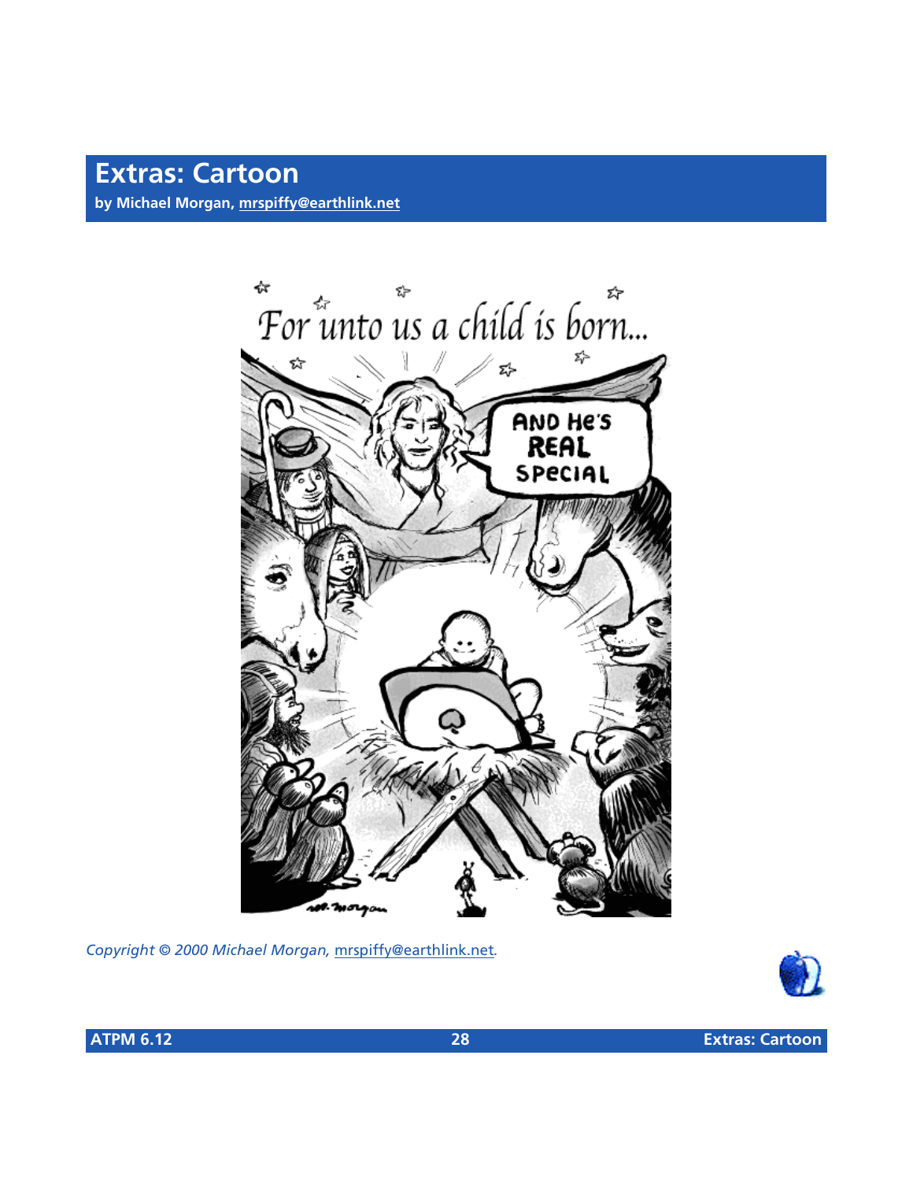# Extras: Cartoon

**by Michael Morgan, mrspiffy@earthlink.net**

*Copyright © 2000 Michael Morgan, mrspiffy@earthlink.net.*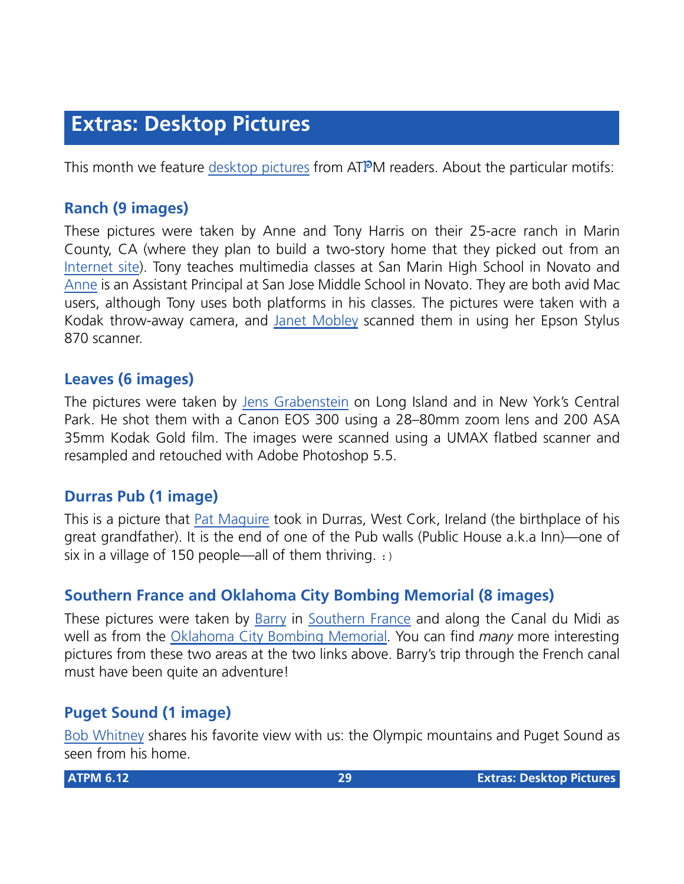# Extras: Desktop Pictures

This month we feature desktop pictures from ATPM readers. About the particular motifs:

## Ranch (9 images)

These pictures were taken by Anne and Tony Harris on their 25-acre ranch in Marin County, CA (where they plan to build a two-story home that they picked out from an Internet site). Tony teaches multimedia classes at San Marin High School in Novato and Anne is an Assistant Principal at San Jose Middle School in Novato. They are both avid Mac users, although Tony uses both platforms in his classes. The pictures were taken with a Kodak throw-away camera, and Janet Mobley scanned them in using her Epson Stylus 870 scanner.

## Leaves (6 images)

The pictures were taken by Jens Grabenstein on Long Island and in New York's Central Park. He shot them with a Canon EOS 300 using a 28–80mm zoom lens and 200 ASA 35mm Kodak Gold film. The images were scanned using a UMAX flatbed scanner and resampled and retouched with Adobe Photoshop 5.5.

## Durras Pub (1 image)

This is a picture that Pat Maguire took in Durras, West Cork, Ireland (the birthplace of his great grandfather). It is the end of one of the Pub walls (Public House a.k.a Inn)—one of six in a village of 150 people—all of them thriving. :)

## Southern France and Oklahoma City Bombing Memorial (8 images)

These pictures were taken by Barry in Southern France and along the Canal du Midi as well as from the Oklahoma City Bombing Memorial. You can find *many* more interesting pictures from these two areas at the two links above. Barry's trip through the French canal must have been quite an adventure!

## Puget Sound (1 image)

Bob Whitney shares his favorite view with us: the Olympic mountains and Puget Sound as seen from his home.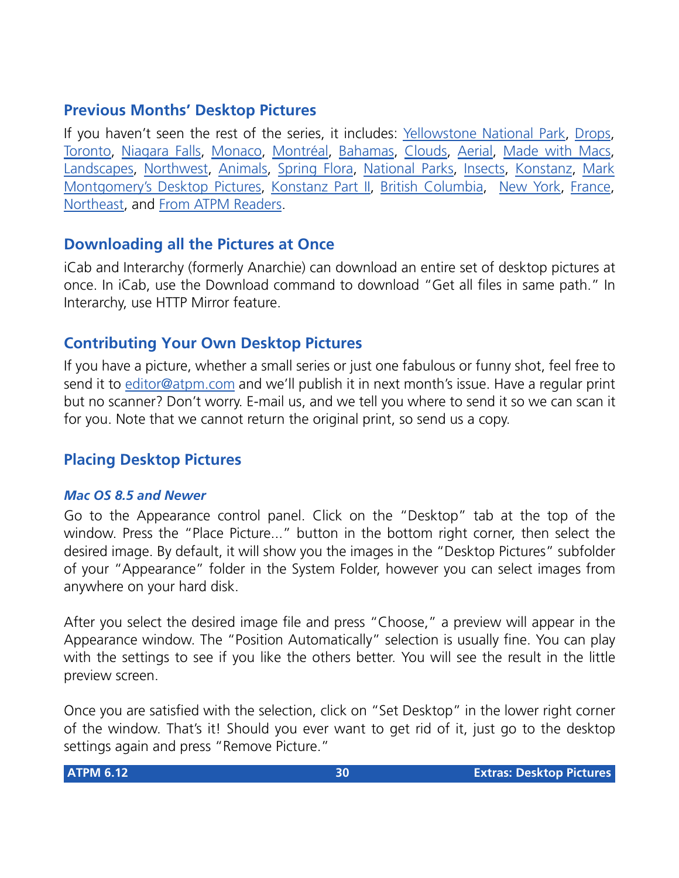## Previous Months' Desktop Pictures

If you haven't seen the rest of the series, it includes: Yellowstone National Park, Drops, Toronto, Niagara Falls, Monaco, Montréal, Bahamas, Clouds, Aerial, Made with Macs, Landscapes, Northwest, Animals, Spring Flora, National Parks, Insects, Konstanz, Mark Montgomery's Desktop Pictures, Konstanz Part II, British Columbia, New York, France, Northeast, and From ATPM Readers.

## Downloading all the Pictures at Once

iCab and Interarchy (formerly Anarchie) can download an entire set of desktop pictures at once. In iCab, use the Download command to download "Get all files in same path." In Interarchy, use HTTP Mirror feature.

## Contributing Your Own Desktop Pictures

If you have a picture, whether a small series or just one fabulous or funny shot, feel free to send it to editor@atpm.com and we'll publish it in next month's issue. Have a regular print but no scanner? Don't worry. E-mail us, and we tell you where to send it so we can scan it for you. Note that we cannot return the original print, so send us a copy.

## Placing Desktop Pictures

### *Mac OS 8.5 and Newer*

Go to the Appearance control panel. Click on the "Desktop" tab at the top of the window. Press the "Place Picture..." button in the bottom right corner, then select the desired image. By default, it will show you the images in the "Desktop Pictures" subfolder of your "Appearance" folder in the System Folder, however you can select images from anywhere on your hard disk.

After you select the desired image file and press "Choose," a preview will appear in the Appearance window. The "Position Automatically" selection is usually fine. You can play with the settings to see if you like the others better. You will see the result in the little preview screen.

Once you are satisfied with the selection, click on "Set Desktop" in the lower right corner of the window. That's it! Should you ever want to get rid of it, just go to the desktop settings again and press "Remove Picture."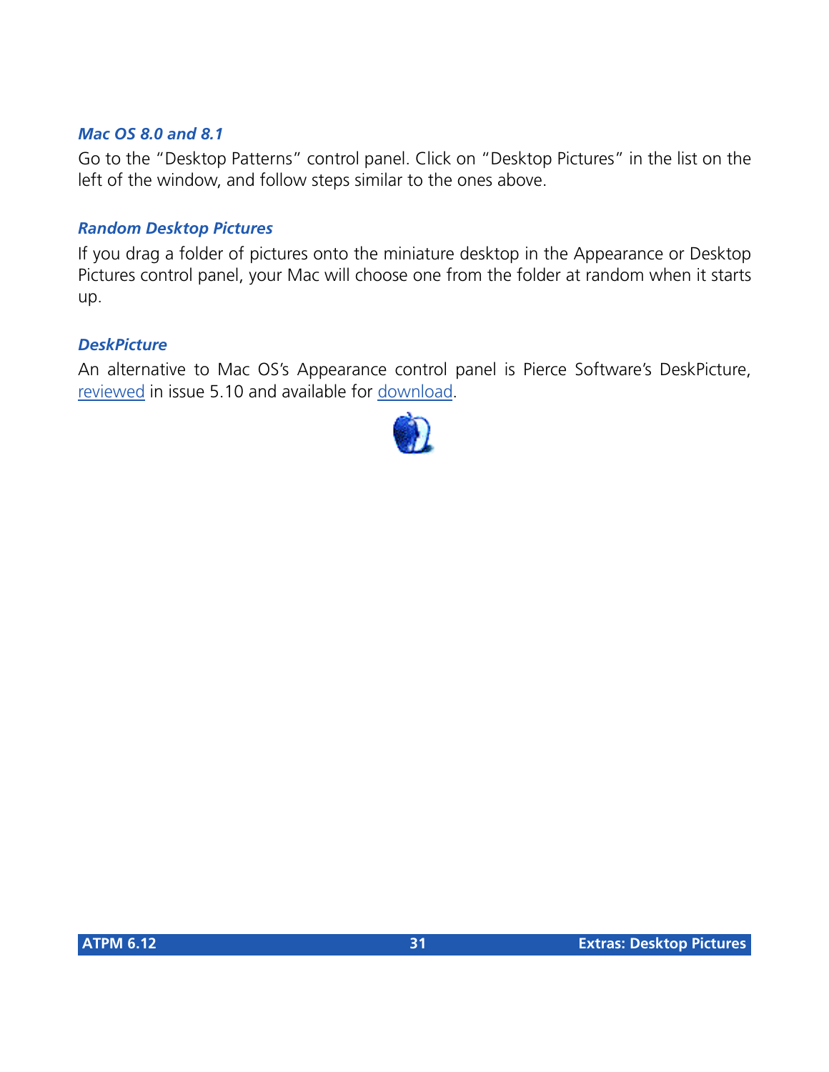### *Mac OS 8.0 and 8.1*

Go to the "Desktop Patterns" control panel. Click on "Desktop Pictures" in the list on the left of the window, and follow steps similar to the ones above.

### *Random Desktop Pictures*

If you drag a folder of pictures onto the miniature desktop in the Appearance or Desktop Pictures control panel, your Mac will choose one from the folder at random when it starts up.

### *DeskPicture*

An alternative to Mac OS's Appearance control panel is Pierce Software's DeskPicture, reviewed in issue 5.10 and available for download.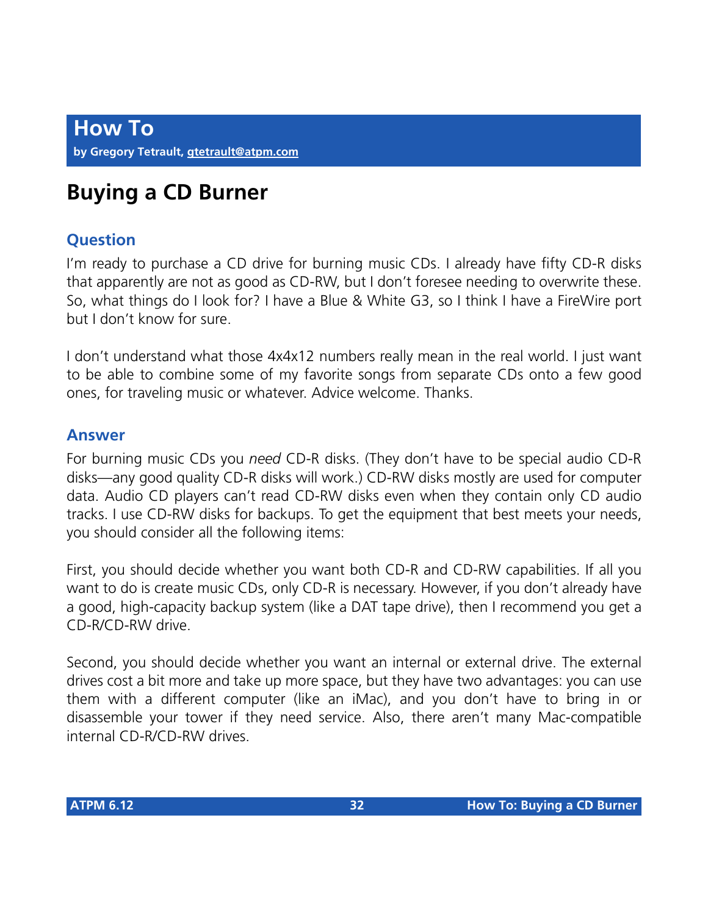# How To

**by Gregory Tetrault, gtetrault@atpm.com**

## Buying a CD Burner

### Question

I'm ready to purchase a CD drive for burning music CDs. I already have fifty CD-R disks that apparently are not as good as CD-RW, but I don't foresee needing to overwrite these. So, what things do I look for? I have a Blue & White G3, so I think I have a FireWire port but I don't know for sure.

I don't understand what those 4x4x12 numbers really mean in the real world. I just want to be able to combine some of my favorite songs from separate CDs onto a few good ones, for traveling music or whatever. Advice welcome. Thanks.

### Answer

For burning music CDs you *need* CD-R disks. (They don't have to be special audio CD-R disks—any good quality CD-R disks will work.) CD-RW disks mostly are used for computer data. Audio CD players can't read CD-RW disks even when they contain only CD audio tracks. I use CD-RW disks for backups. To get the equipment that best meets your needs, you should consider all the following items:

First, you should decide whether you want both CD-R and CD-RW capabilities. If all you want to do is create music CDs, only CD-R is necessary. However, if you don't already have a good, high-capacity backup system (like a DAT tape drive), then I recommend you get a CD-R/CD-RW drive.

Second, you should decide whether you want an internal or external drive. The external drives cost a bit more and take up more space, but they have two advantages: you can use them with a different computer (like an iMac), and you don't have to bring in or disassemble your tower if they need service. Also, there aren't many Mac-compatible internal CD-R/CD-RW drives.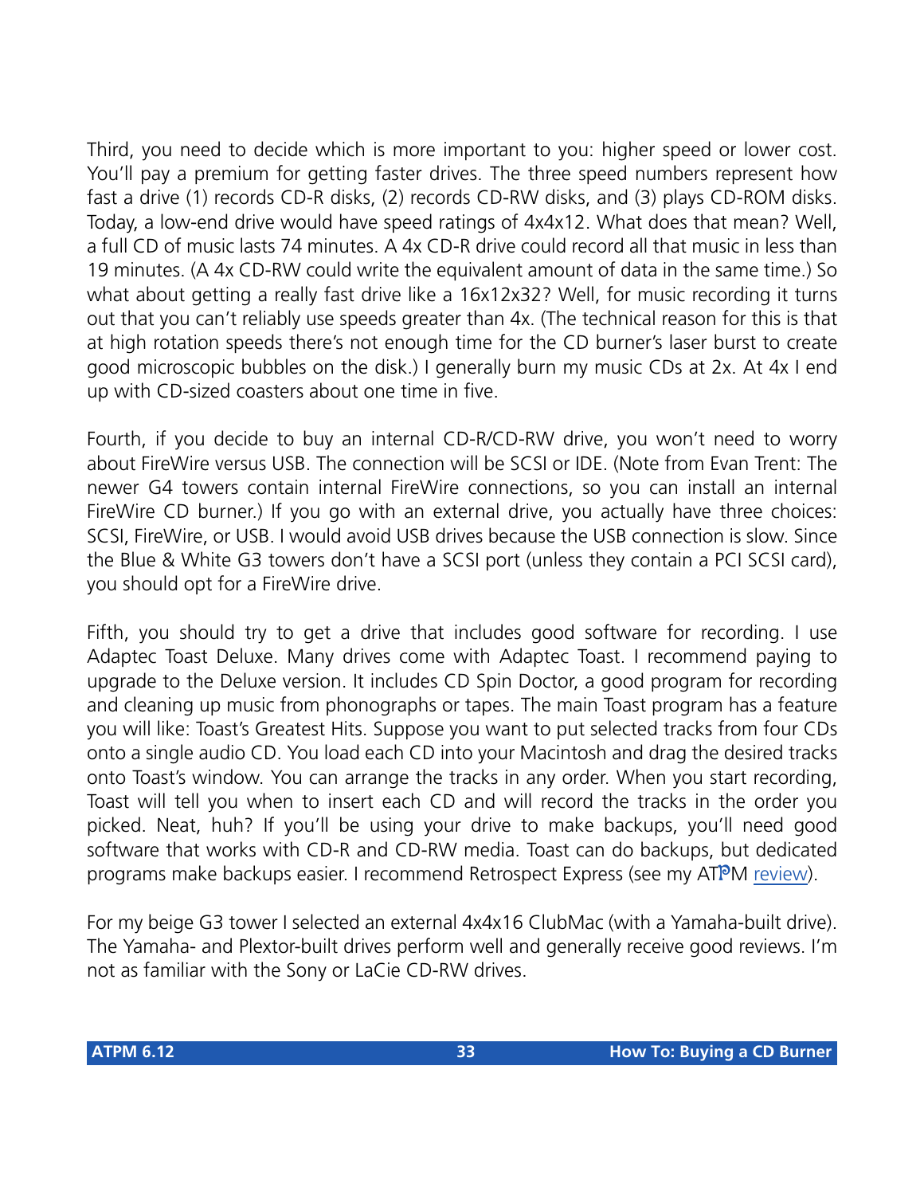Third, you need to decide which is more important to you: higher speed or lower cost. You'll pay a premium for getting faster drives. The three speed numbers represent how fast a drive (1) records CD-R disks, (2) records CD-RW disks, and (3) plays CD-ROM disks. Today, a low-end drive would have speed ratings of 4x4x12. What does that mean? Well, a full CD of music lasts 74 minutes. A 4x CD-R drive could record all that music in less than 19 minutes. (A 4x CD-RW could write the equivalent amount of data in the same time.) So what about getting a really fast drive like a 16x12x32? Well, for music recording it turns out that you can't reliably use speeds greater than 4x. (The technical reason for this is that at high rotation speeds there's not enough time for the CD burner's laser burst to create good microscopic bubbles on the disk.) I generally burn my music CDs at 2x. At 4x I end up with CD-sized coasters about one time in five.

Fourth, if you decide to buy an internal CD-R/CD-RW drive, you won't need to worry about FireWire versus USB. The connection will be SCSI or IDE. (Note from Evan Trent: The newer G4 towers contain internal FireWire connections, so you can install an internal FireWire CD burner.) If you go with an external drive, you actually have three choices: SCSI, FireWire, or USB. I would avoid USB drives because the USB connection is slow. Since the Blue & White G3 towers don't have a SCSI port (unless they contain a PCI SCSI card), you should opt for a FireWire drive.

Fifth, you should try to get a drive that includes good software for recording. I use Adaptec Toast Deluxe. Many drives come with Adaptec Toast. I recommend paying to upgrade to the Deluxe version. It includes CD Spin Doctor, a good program for recording and cleaning up music from phonographs or tapes. The main Toast program has a feature you will like: Toast's Greatest Hits. Suppose you want to put selected tracks from four CDs onto a single audio CD. You load each CD into your Macintosh and drag the desired tracks onto Toast's window. You can arrange the tracks in any order. When you start recording, Toast will tell you when to insert each CD and will record the tracks in the order you picked. Neat, huh? If you'll be using your drive to make backups, you'll need good software that works with CD-R and CD-RW media. Toast can do backups, but dedicated programs make backups easier. I recommend Retrospect Express (see my ATPM review).

For my beige G3 tower I selected an external 4x4x16 ClubMac (with a Yamaha-built drive). The Yamaha- and Plextor-built drives perform well and generally receive good reviews. I'm not as familiar with the Sony or LaCie CD-RW drives.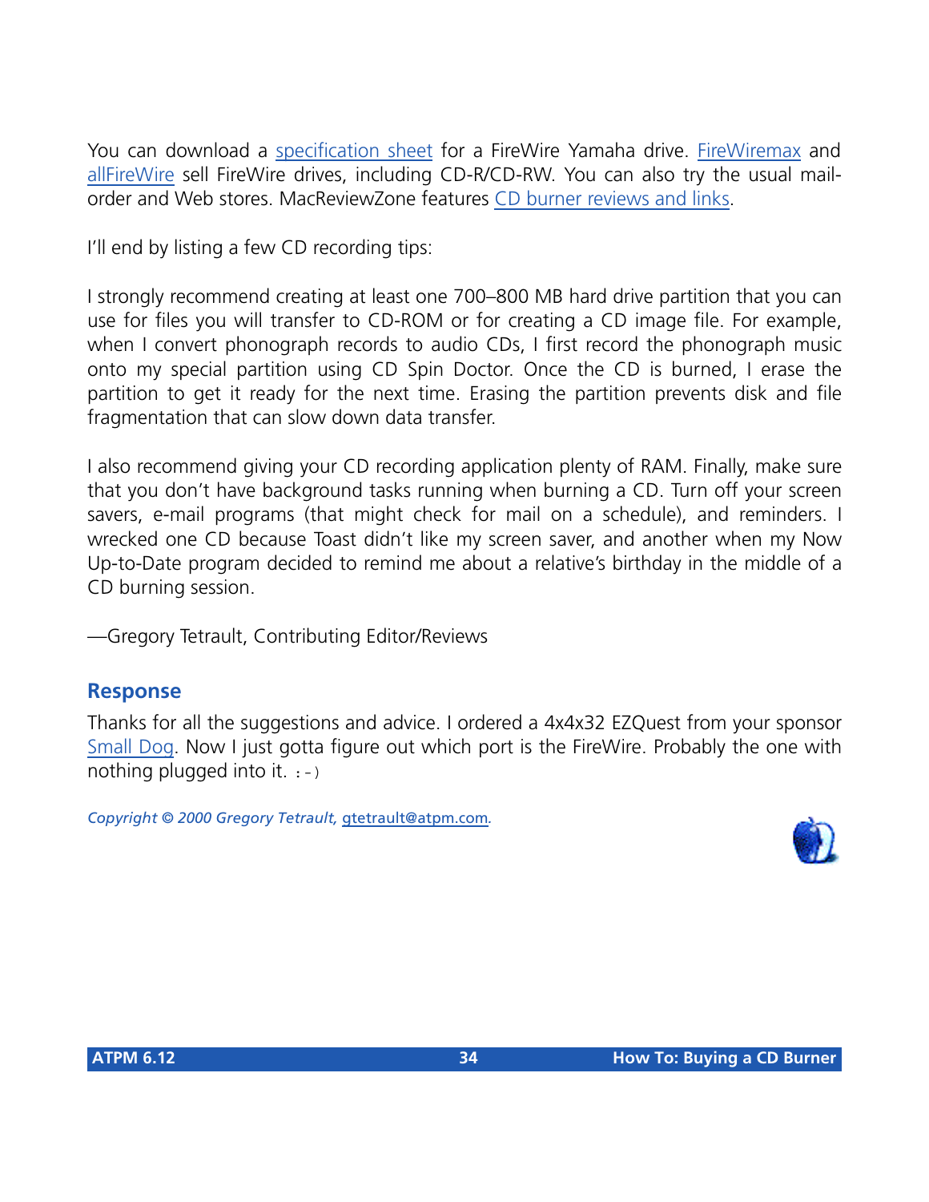You can download a specification sheet for a FireWire Yamaha drive. FireWiremax and allFireWire sell FireWire drives, including CD-R/CD-RW. You can also try the usual mail-order and Web stores. MacReviewZone features CD burner reviews and links.

I'll end by listing a few CD recording tips:

I strongly recommend creating at least one 700–800 MB hard drive partition that you can use for files you will transfer to CD-ROM or for creating a CD image file. For example, when I convert phonograph records to audio CDs, I first record the phonograph music onto my special partition using CD Spin Doctor. Once the CD is burned, I erase the partition to get it ready for the next time. Erasing the partition prevents disk and file fragmentation that can slow down data transfer.

I also recommend giving your CD recording application plenty of RAM. Finally, make sure that you don't have background tasks running when burning a CD. Turn off your screen savers, e-mail programs (that might check for mail on a schedule), and reminders. I wrecked one CD because Toast didn't like my screen saver, and another when my Now Up-to-Date program decided to remind me about a relative's birthday in the middle of a CD burning session.

—Gregory Tetrault, Contributing Editor/Reviews

### Response

Thanks for all the suggestions and advice. I ordered a 4x4x32 EZQuest from your sponsor Small Dog. Now I just gotta figure out which port is the FireWire. Probably the one with nothing plugged into it. `:-)`

*Copyright © 2000 Gregory Tetrault, gtetrault@atpm.com.*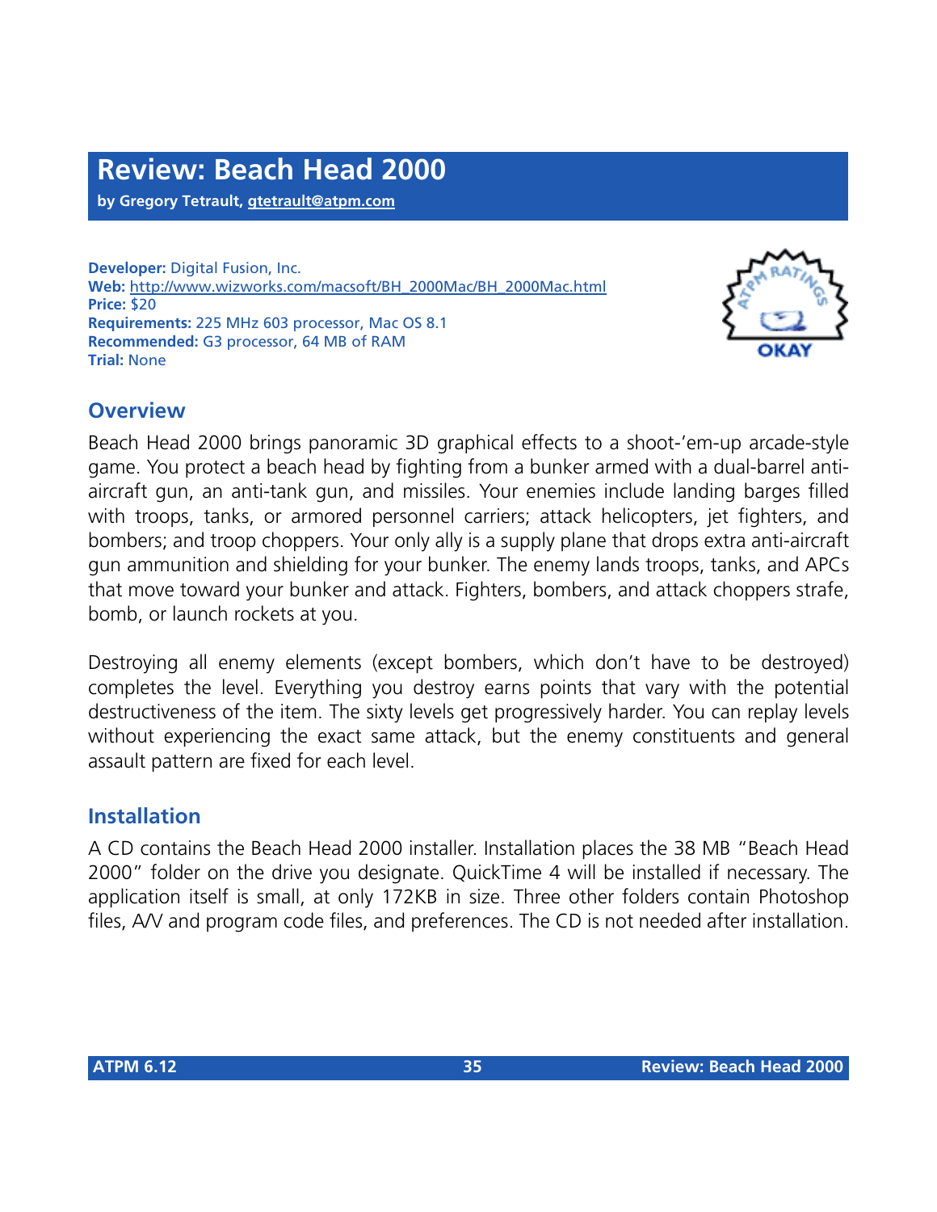# Review: Beach Head 2000

**by Gregory Tetrault, gtetrault@atpm.com**

**Developer:** Digital Fusion, Inc.
**Web:** http://www.wizworks.com/macsoft/BH_2000Mac/BH_2000Mac.html
**Price:** $20
**Requirements:** 225 MHz 603 processor, Mac OS 8.1
**Recommended:** G3 processor, 64 MB of RAM
**Trial:** None

## Overview

Beach Head 2000 brings panoramic 3D graphical effects to a shoot-'em-up arcade-style game. You protect a beach head by fighting from a bunker armed with a dual-barrel anti-aircraft gun, an anti-tank gun, and missiles. Your enemies include landing barges filled with troops, tanks, or armored personnel carriers; attack helicopters, jet fighters, and bombers; and troop choppers. Your only ally is a supply plane that drops extra anti-aircraft gun ammunition and shielding for your bunker. The enemy lands troops, tanks, and APCs that move toward your bunker and attack. Fighters, bombers, and attack choppers strafe, bomb, or launch rockets at you.

Destroying all enemy elements (except bombers, which don't have to be destroyed) completes the level. Everything you destroy earns points that vary with the potential destructiveness of the item. The sixty levels get progressively harder. You can replay levels without experiencing the exact same attack, but the enemy constituents and general assault pattern are fixed for each level.

## Installation

A CD contains the Beach Head 2000 installer. Installation places the 38 MB "Beach Head 2000" folder on the drive you designate. QuickTime 4 will be installed if necessary. The application itself is small, at only 172KB in size. Three other folders contain Photoshop files, A/V and program code files, and preferences. The CD is not needed after installation.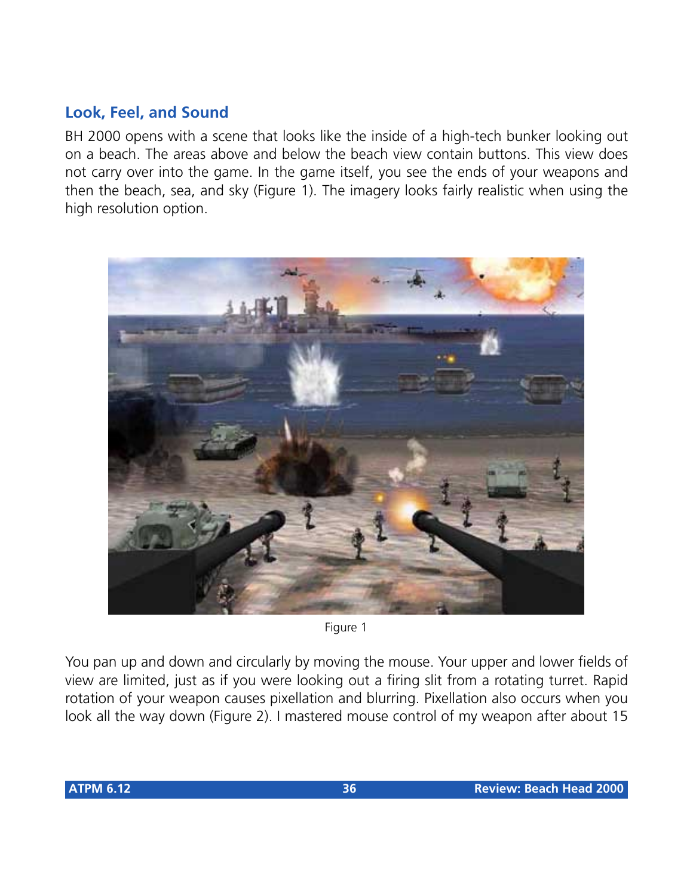## Look, Feel, and Sound

BH 2000 opens with a scene that looks like the inside of a high-tech bunker looking out on a beach. The areas above and below the beach view contain buttons. This view does not carry over into the game. In the game itself, you see the ends of your weapons and then the beach, sea, and sky (Figure 1). The imagery looks fairly realistic when using the high resolution option.

Figure 1

You pan up and down and circularly by moving the mouse. Your upper and lower fields of view are limited, just as if you were looking out a firing slit from a rotating turret. Rapid rotation of your weapon causes pixellation and blurring. Pixellation also occurs when you look all the way down (Figure 2). I mastered mouse control of my weapon after about 15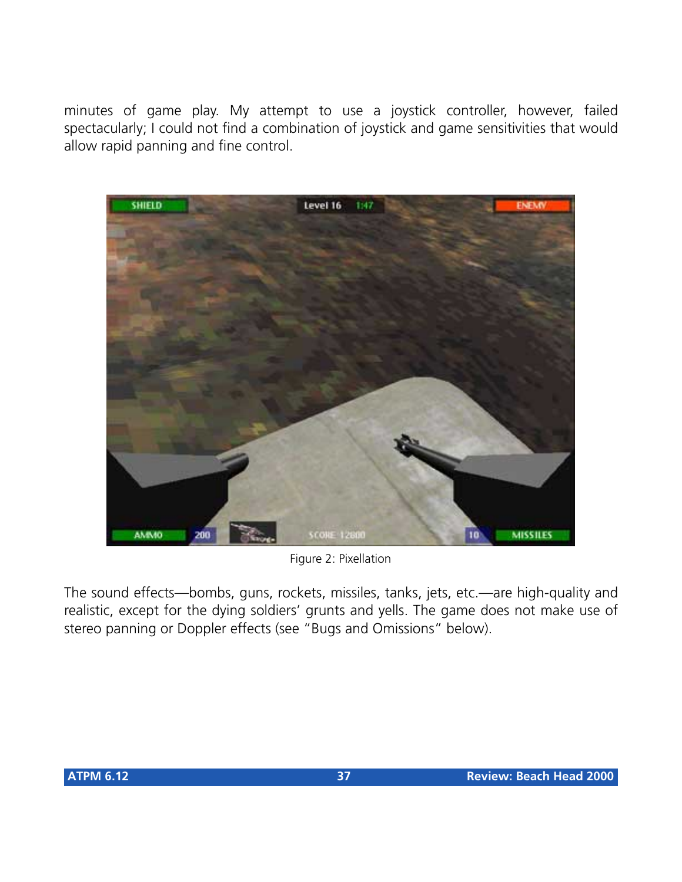minutes of game play. My attempt to use a joystick controller, however, failed spectacularly; I could not find a combination of joystick and game sensitivities that would allow rapid panning and fine control.

Figure 2: Pixellation

The sound effects—bombs, guns, rockets, missiles, tanks, jets, etc.—are high-quality and realistic, except for the dying soldiers' grunts and yells. The game does not make use of stereo panning or Doppler effects (see "Bugs and Omissions" below).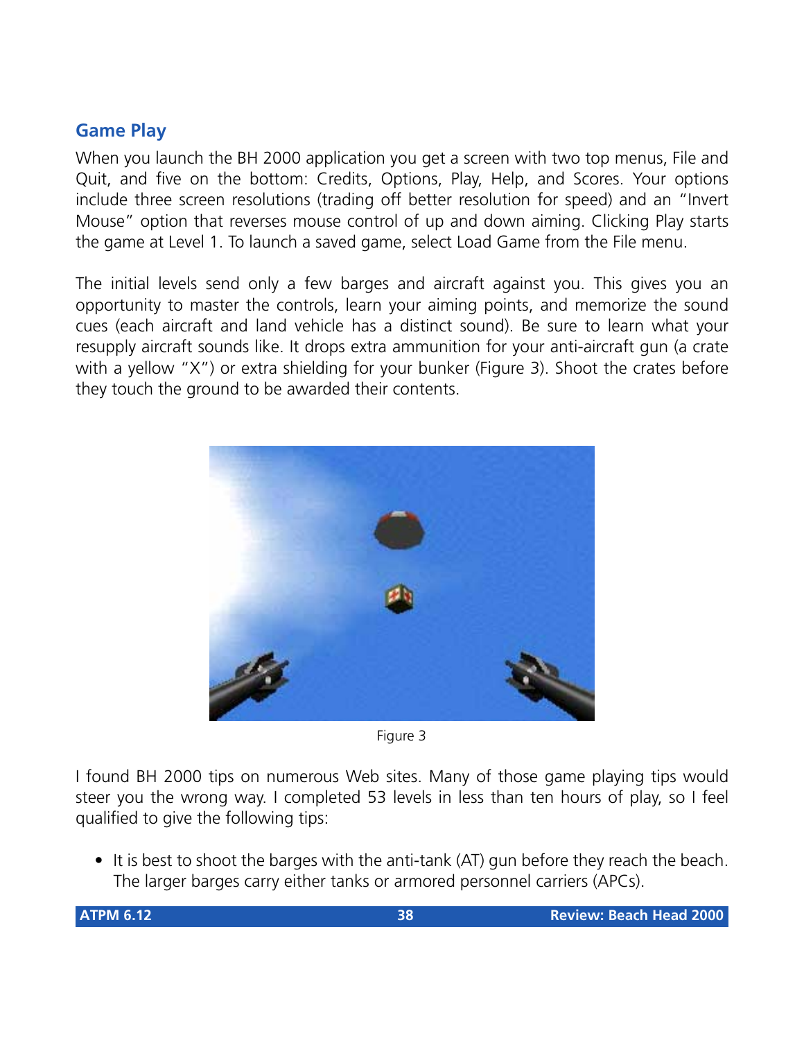## Game Play

When you launch the BH 2000 application you get a screen with two top menus, File and Quit, and five on the bottom: Credits, Options, Play, Help, and Scores. Your options include three screen resolutions (trading off better resolution for speed) and an "Invert Mouse" option that reverses mouse control of up and down aiming. Clicking Play starts the game at Level 1. To launch a saved game, select Load Game from the File menu.

The initial levels send only a few barges and aircraft against you. This gives you an opportunity to master the controls, learn your aiming points, and memorize the sound cues (each aircraft and land vehicle has a distinct sound). Be sure to learn what your resupply aircraft sounds like. It drops extra ammunition for your anti-aircraft gun (a crate with a yellow "X") or extra shielding for your bunker (Figure 3). Shoot the crates before they touch the ground to be awarded their contents.

Figure 3

I found BH 2000 tips on numerous Web sites. Many of those game playing tips would steer you the wrong way. I completed 53 levels in less than ten hours of play, so I feel qualified to give the following tips:

- It is best to shoot the barges with the anti-tank (AT) gun before they reach the beach. The larger barges carry either tanks or armored personnel carriers (APCs).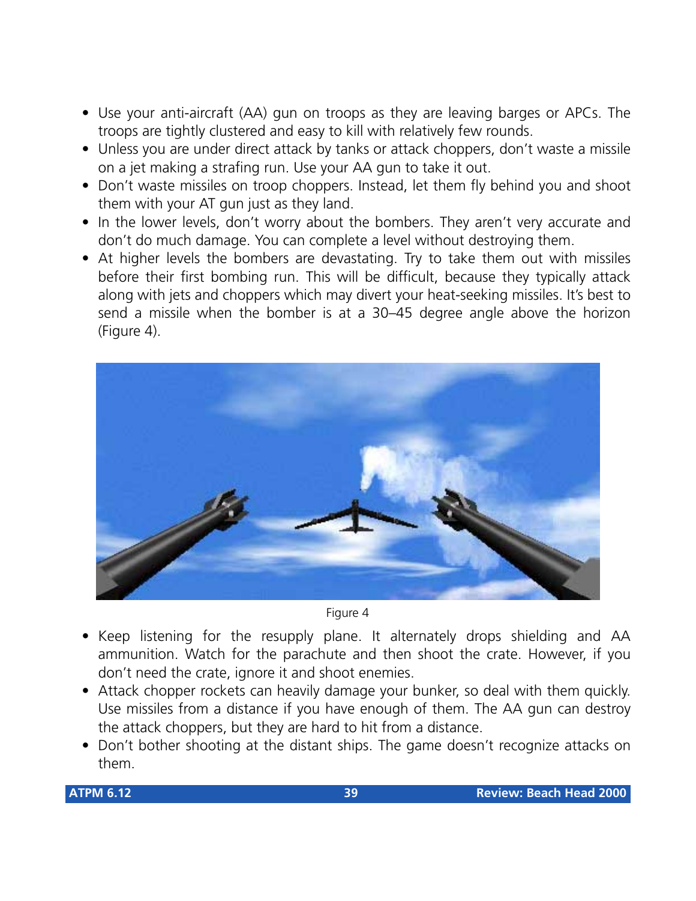- Use your anti-aircraft (AA) gun on troops as they are leaving barges or APCs. The troops are tightly clustered and easy to kill with relatively few rounds.
- Unless you are under direct attack by tanks or attack choppers, don't waste a missile on a jet making a strafing run. Use your AA gun to take it out.
- Don't waste missiles on troop choppers. Instead, let them fly behind you and shoot them with your AT gun just as they land.
- In the lower levels, don't worry about the bombers. They aren't very accurate and don't do much damage. You can complete a level without destroying them.
- At higher levels the bombers are devastating. Try to take them out with missiles before their first bombing run. This will be difficult, because they typically attack along with jets and choppers which may divert your heat-seeking missiles. It's best to send a missile when the bomber is at a 30–45 degree angle above the horizon (Figure 4).

Figure 4

- Keep listening for the resupply plane. It alternately drops shielding and AA ammunition. Watch for the parachute and then shoot the crate. However, if you don't need the crate, ignore it and shoot enemies.
- Attack chopper rockets can heavily damage your bunker, so deal with them quickly. Use missiles from a distance if you have enough of them. The AA gun can destroy the attack choppers, but they are hard to hit from a distance.
- Don't bother shooting at the distant ships. The game doesn't recognize attacks on them.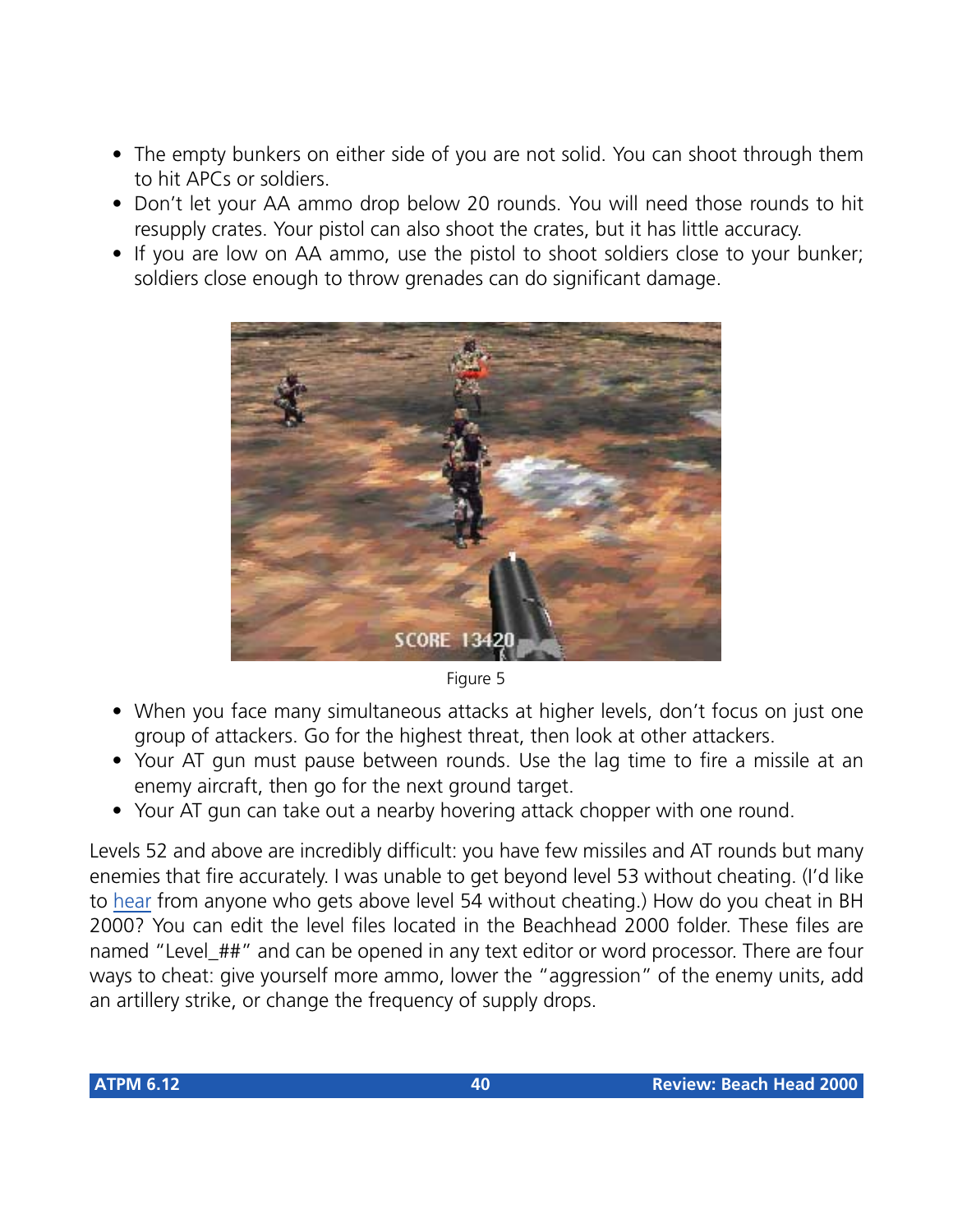- The empty bunkers on either side of you are not solid. You can shoot through them to hit APCs or soldiers.
- Don't let your AA ammo drop below 20 rounds. You will need those rounds to hit resupply crates. Your pistol can also shoot the crates, but it has little accuracy.
- If you are low on AA ammo, use the pistol to shoot soldiers close to your bunker; soldiers close enough to throw grenades can do significant damage.

Figure 5

- When you face many simultaneous attacks at higher levels, don't focus on just one group of attackers. Go for the highest threat, then look at other attackers.
- Your AT gun must pause between rounds. Use the lag time to fire a missile at an enemy aircraft, then go for the next ground target.
- Your AT gun can take out a nearby hovering attack chopper with one round.

Levels 52 and above are incredibly difficult: you have few missiles and AT rounds but many enemies that fire accurately. I was unable to get beyond level 53 without cheating. (I'd like to hear from anyone who gets above level 54 without cheating.) How do you cheat in BH 2000? You can edit the level files located in the Beachhead 2000 folder. These files are named "Level_##" and can be opened in any text editor or word processor. There are four ways to cheat: give yourself more ammo, lower the "aggression" of the enemy units, add an artillery strike, or change the frequency of supply drops.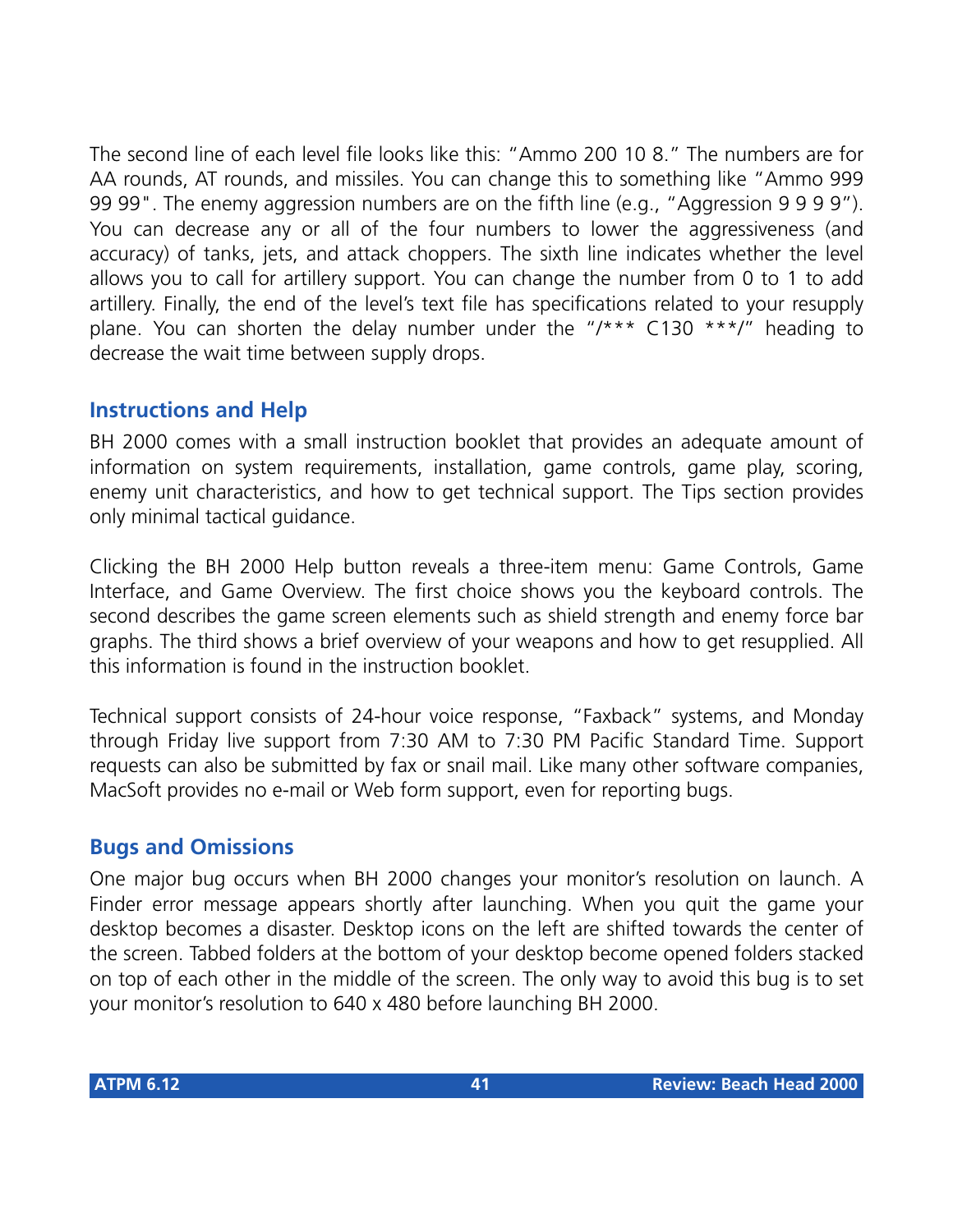The second line of each level file looks like this: “Ammo 200 10 8.” The numbers are for AA rounds, AT rounds, and missiles. You can change this to something like “Ammo 999 99 99". The enemy aggression numbers are on the fifth line (e.g., “Aggression 9 9 9 9”). You can decrease any or all of the four numbers to lower the aggressiveness (and accuracy) of tanks, jets, and attack choppers. The sixth line indicates whether the level allows you to call for artillery support. You can change the number from 0 to 1 to add artillery. Finally, the end of the level’s text file has specifications related to your resupply plane. You can shorten the delay number under the “/*** C130 ***/” heading to decrease the wait time between supply drops.

### Instructions and Help

BH 2000 comes with a small instruction booklet that provides an adequate amount of information on system requirements, installation, game controls, game play, scoring, enemy unit characteristics, and how to get technical support. The Tips section provides only minimal tactical guidance.

Clicking the BH 2000 Help button reveals a three-item menu: Game Controls, Game Interface, and Game Overview. The first choice shows you the keyboard controls. The second describes the game screen elements such as shield strength and enemy force bar graphs. The third shows a brief overview of your weapons and how to get resupplied. All this information is found in the instruction booklet.

Technical support consists of 24-hour voice response, “Faxback” systems, and Monday through Friday live support from 7:30 AM to 7:30 PM Pacific Standard Time. Support requests can also be submitted by fax or snail mail. Like many other software companies, MacSoft provides no e-mail or Web form support, even for reporting bugs.

### Bugs and Omissions

One major bug occurs when BH 2000 changes your monitor’s resolution on launch. A Finder error message appears shortly after launching. When you quit the game your desktop becomes a disaster. Desktop icons on the left are shifted towards the center of the screen. Tabbed folders at the bottom of your desktop become opened folders stacked on top of each other in the middle of the screen. The only way to avoid this bug is to set your monitor’s resolution to 640 x 480 before launching BH 2000.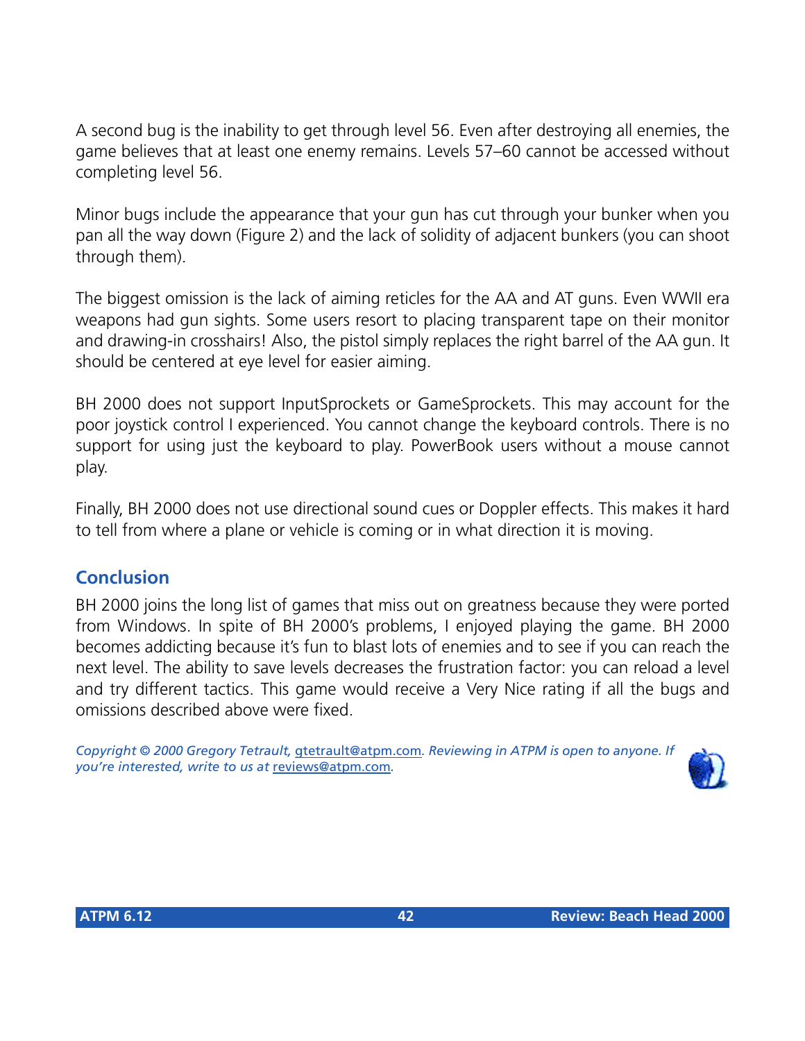A second bug is the inability to get through level 56. Even after destroying all enemies, the game believes that at least one enemy remains. Levels 57–60 cannot be accessed without completing level 56.

Minor bugs include the appearance that your gun has cut through your bunker when you pan all the way down (Figure 2) and the lack of solidity of adjacent bunkers (you can shoot through them).

The biggest omission is the lack of aiming reticles for the AA and AT guns. Even WWII era weapons had gun sights. Some users resort to placing transparent tape on their monitor and drawing-in crosshairs! Also, the pistol simply replaces the right barrel of the AA gun. It should be centered at eye level for easier aiming.

BH 2000 does not support InputSprockets or GameSprockets. This may account for the poor joystick control I experienced. You cannot change the keyboard controls. There is no support for using just the keyboard to play. PowerBook users without a mouse cannot play.

Finally, BH 2000 does not use directional sound cues or Doppler effects. This makes it hard to tell from where a plane or vehicle is coming or in what direction it is moving.

## Conclusion

BH 2000 joins the long list of games that miss out on greatness because they were ported from Windows. In spite of BH 2000's problems, I enjoyed playing the game. BH 2000 becomes addicting because it's fun to blast lots of enemies and to see if you can reach the next level. The ability to save levels decreases the frustration factor: you can reload a level and try different tactics. This game would receive a Very Nice rating if all the bugs and omissions described above were fixed.

*Copyright © 2000 Gregory Tetrault, gtetrault@atpm.com. Reviewing in ATPM is open to anyone. If you're interested, write to us at reviews@atpm.com.*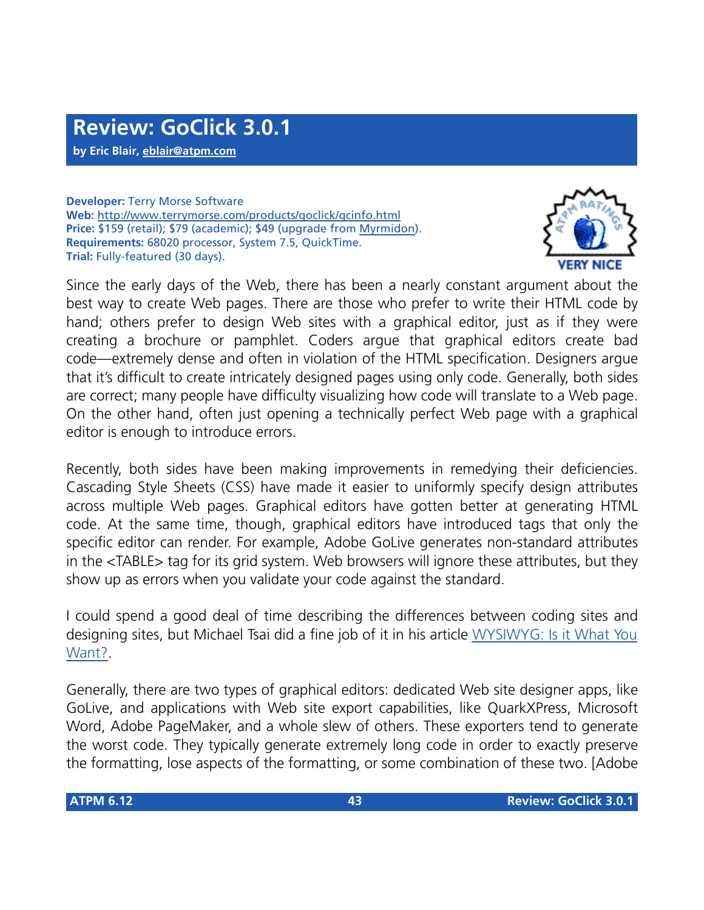# Review: GoClick 3.0.1

**by Eric Blair, eblair@atpm.com**

**Developer:** Terry Morse Software
**Web:** http://www.terrymorse.com/products/goclick/gcinfo.html
**Price:** $159 (retail); $79 (academic); $49 (upgrade from Myrmidon).
**Requirements:** 68020 processor, System 7.5, QuickTime.
**Trial:** Fully-featured (30 days).

VERY NICE

Since the early days of the Web, there has been a nearly constant argument about the best way to create Web pages. There are those who prefer to write their HTML code by hand; others prefer to design Web sites with a graphical editor, just as if they were creating a brochure or pamphlet. Coders argue that graphical editors create bad code—extremely dense and often in violation of the HTML specification. Designers argue that it's difficult to create intricately designed pages using only code. Generally, both sides are correct; many people have difficulty visualizing how code will translate to a Web page. On the other hand, often just opening a technically perfect Web page with a graphical editor is enough to introduce errors.

Recently, both sides have been making improvements in remedying their deficiencies. Cascading Style Sheets (CSS) have made it easier to uniformly specify design attributes across multiple Web pages. Graphical editors have gotten better at generating HTML code. At the same time, though, graphical editors have introduced tags that only the specific editor can render. For example, Adobe GoLive generates non-standard attributes in the <TABLE> tag for its grid system. Web browsers will ignore these attributes, but they show up as errors when you validate your code against the standard.

I could spend a good deal of time describing the differences between coding sites and designing sites, but Michael Tsai did a fine job of it in his article WYSIWYG: Is it What You Want?.

Generally, there are two types of graphical editors: dedicated Web site designer apps, like GoLive, and applications with Web site export capabilities, like QuarkXPress, Microsoft Word, Adobe PageMaker, and a whole slew of others. These exporters tend to generate the worst code. They typically generate extremely long code in order to exactly preserve the formatting, lose aspects of the formatting, or some combination of these two. [Adobe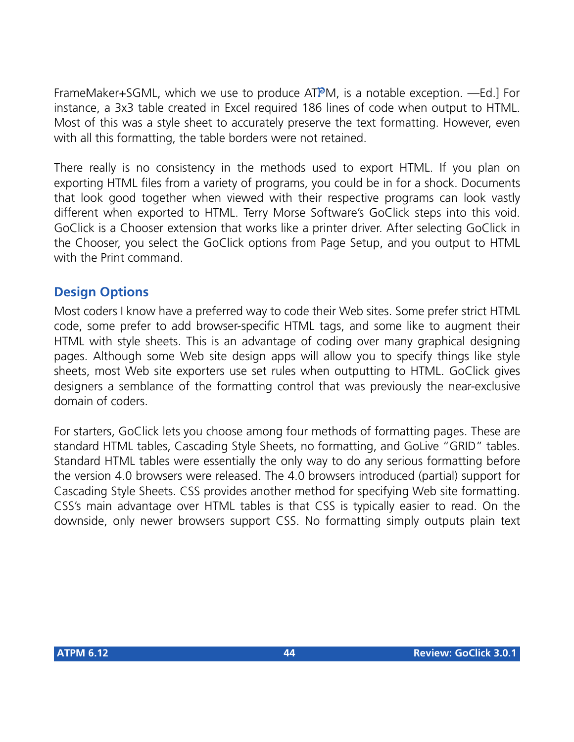FrameMaker+SGML, which we use to produce ATPM, is a notable exception. —Ed.] For instance, a 3x3 table created in Excel required 186 lines of code when output to HTML. Most of this was a style sheet to accurately preserve the text formatting. However, even with all this formatting, the table borders were not retained.

There really is no consistency in the methods used to export HTML. If you plan on exporting HTML files from a variety of programs, you could be in for a shock. Documents that look good together when viewed with their respective programs can look vastly different when exported to HTML. Terry Morse Software's GoClick steps into this void. GoClick is a Chooser extension that works like a printer driver. After selecting GoClick in the Chooser, you select the GoClick options from Page Setup, and you output to HTML with the Print command.

## Design Options

Most coders I know have a preferred way to code their Web sites. Some prefer strict HTML code, some prefer to add browser-specific HTML tags, and some like to augment their HTML with style sheets. This is an advantage of coding over many graphical designing pages. Although some Web site design apps will allow you to specify things like style sheets, most Web site exporters use set rules when outputting to HTML. GoClick gives designers a semblance of the formatting control that was previously the near-exclusive domain of coders.

For starters, GoClick lets you choose among four methods of formatting pages. These are standard HTML tables, Cascading Style Sheets, no formatting, and GoLive "GRID" tables. Standard HTML tables were essentially the only way to do any serious formatting before the version 4.0 browsers were released. The 4.0 browsers introduced (partial) support for Cascading Style Sheets. CSS provides another method for specifying Web site formatting. CSS's main advantage over HTML tables is that CSS is typically easier to read. On the downside, only newer browsers support CSS. No formatting simply outputs plain text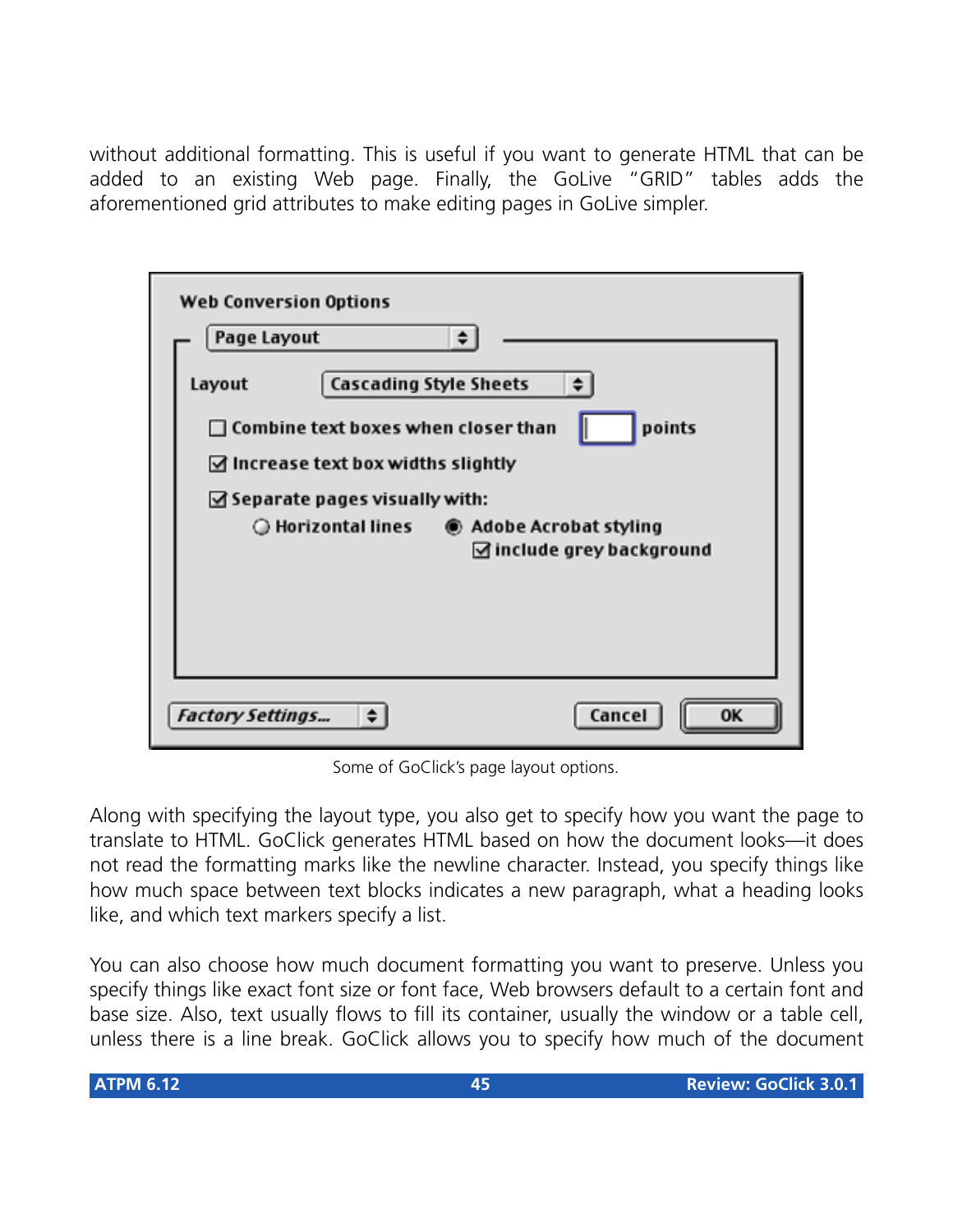without additional formatting. This is useful if you want to generate HTML that can be added to an existing Web page. Finally, the GoLive "GRID" tables adds the aforementioned grid attributes to make editing pages in GoLive simpler.

Some of GoClick's page layout options.

Along with specifying the layout type, you also get to specify how you want the page to translate to HTML. GoClick generates HTML based on how the document looks—it does not read the formatting marks like the newline character. Instead, you specify things like how much space between text blocks indicates a new paragraph, what a heading looks like, and which text markers specify a list.

You can also choose how much document formatting you want to preserve. Unless you specify things like exact font size or font face, Web browsers default to a certain font and base size. Also, text usually flows to fill its container, usually the window or a table cell, unless there is a line break. GoClick allows you to specify how much of the document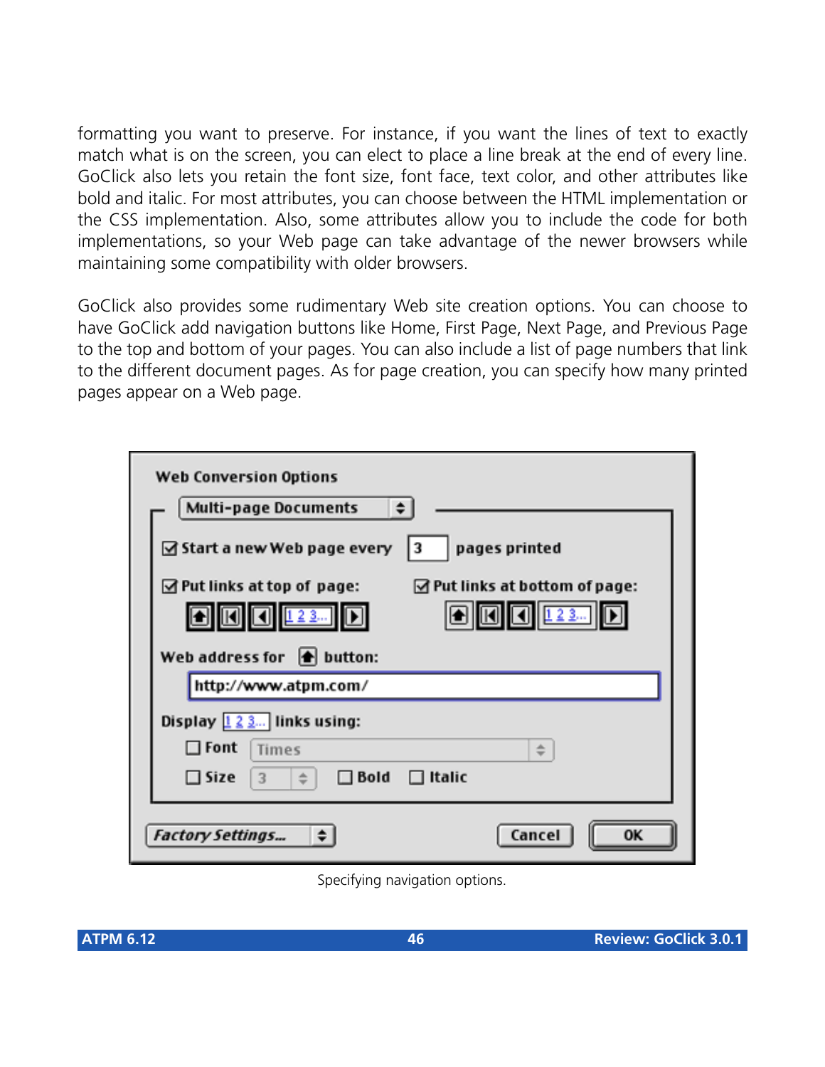formatting you want to preserve. For instance, if you want the lines of text to exactly match what is on the screen, you can elect to place a line break at the end of every line. GoClick also lets you retain the font size, font face, text color, and other attributes like bold and italic. For most attributes, you can choose between the HTML implementation or the CSS implementation. Also, some attributes allow you to include the code for both implementations, so your Web page can take advantage of the newer browsers while maintaining some compatibility with older browsers.

GoClick also provides some rudimentary Web site creation options. You can choose to have GoClick add navigation buttons like Home, First Page, Next Page, and Previous Page to the top and bottom of your pages. You can also include a list of page numbers that link to the different document pages. As for page creation, you can specify how many printed pages appear on a Web page.

Specifying navigation options.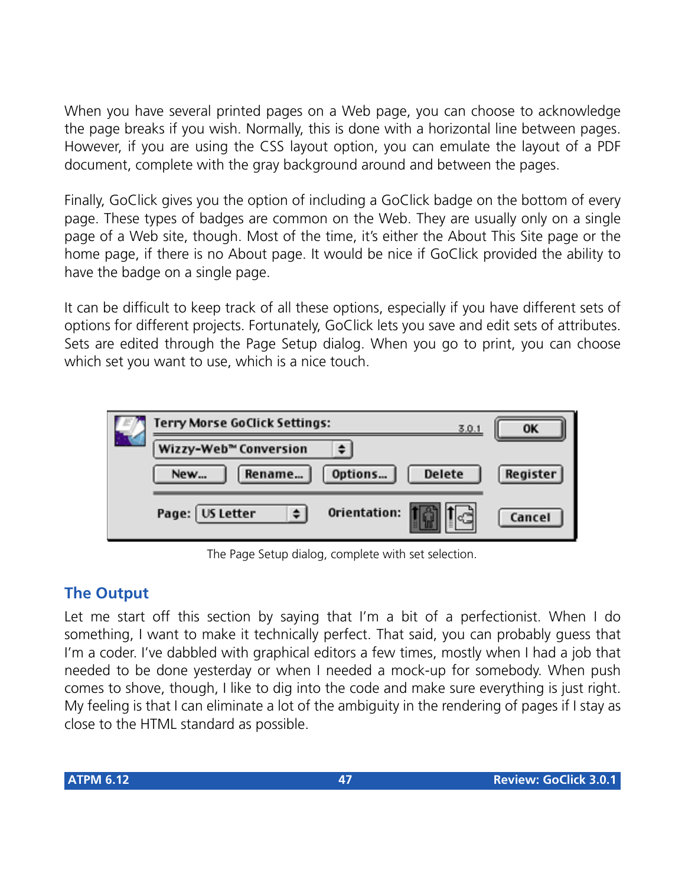When you have several printed pages on a Web page, you can choose to acknowledge the page breaks if you wish. Normally, this is done with a horizontal line between pages. However, if you are using the CSS layout option, you can emulate the layout of a PDF document, complete with the gray background around and between the pages.

Finally, GoClick gives you the option of including a GoClick badge on the bottom of every page. These types of badges are common on the Web. They are usually only on a single page of a Web site, though. Most of the time, it's either the About This Site page or the home page, if there is no About page. It would be nice if GoClick provided the ability to have the badge on a single page.

It can be difficult to keep track of all these options, especially if you have different sets of options for different projects. Fortunately, GoClick lets you save and edit sets of attributes. Sets are edited through the Page Setup dialog. When you go to print, you can choose which set you want to use, which is a nice touch.

The Page Setup dialog, complete with set selection.

## The Output

Let me start off this section by saying that I'm a bit of a perfectionist. When I do something, I want to make it technically perfect. That said, you can probably guess that I'm a coder. I've dabbled with graphical editors a few times, mostly when I had a job that needed to be done yesterday or when I needed a mock-up for somebody. When push comes to shove, though, I like to dig into the code and make sure everything is just right. My feeling is that I can eliminate a lot of the ambiguity in the rendering of pages if I stay as close to the HTML standard as possible.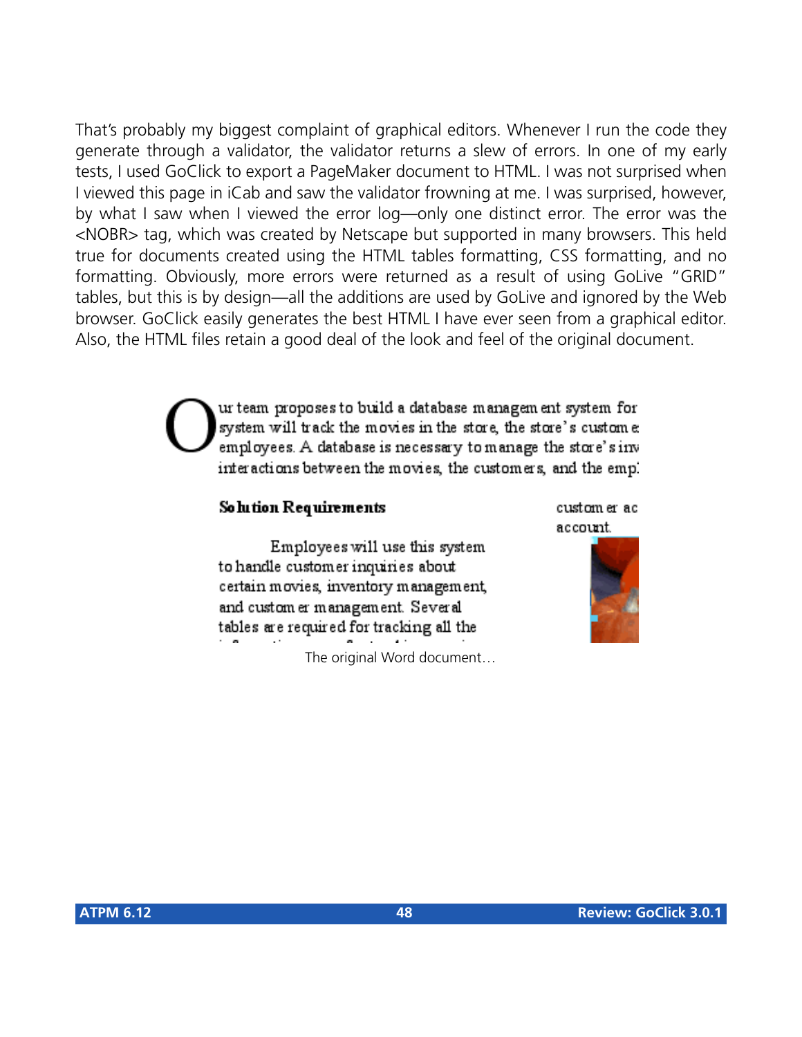That's probably my biggest complaint of graphical editors. Whenever I run the code they generate through a validator, the validator returns a slew of errors. In one of my early tests, I used GoClick to export a PageMaker document to HTML. I was not surprised when I viewed this page in iCab and saw the validator frowning at me. I was surprised, however, by what I saw when I viewed the error log—only one distinct error. The error was the <NOBR> tag, which was created by Netscape but supported in many browsers. This held true for documents created using the HTML tables formatting, CSS formatting, and no formatting. Obviously, more errors were returned as a result of using GoLive "GRID" tables, but this is by design—all the additions are used by GoLive and ignored by the Web browser. GoClick easily generates the best HTML I have ever seen from a graphical editor. Also, the HTML files retain a good deal of the look and feel of the original document.

The original Word document…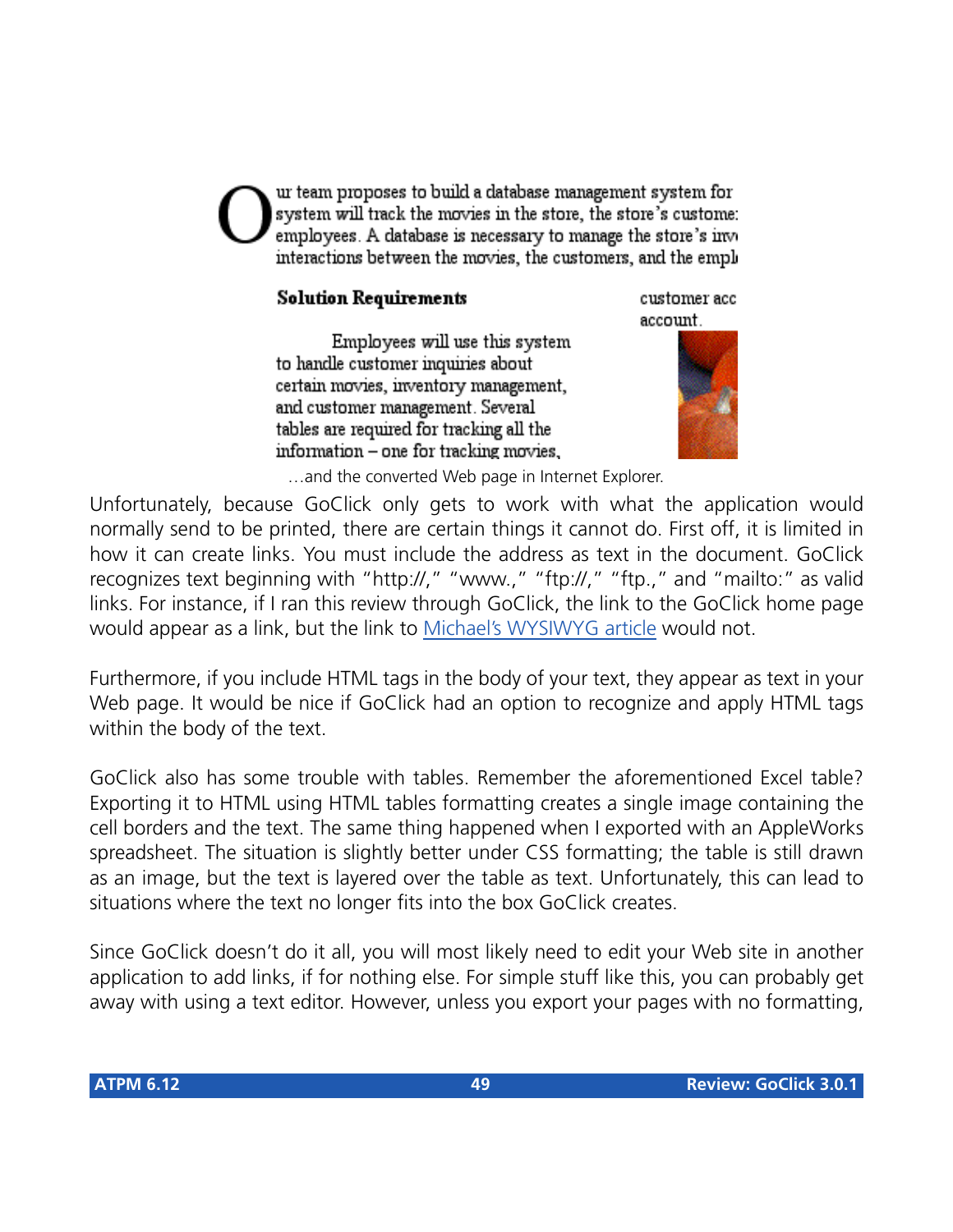…and the converted Web page in Internet Explorer.

Unfortunately, because GoClick only gets to work with what the application would normally send to be printed, there are certain things it cannot do. First off, it is limited in how it can create links. You must include the address as text in the document. GoClick recognizes text beginning with "http://," "www.," "ftp://," "ftp.," and "mailto:" as valid links. For instance, if I ran this review through GoClick, the link to the GoClick home page would appear as a link, but the link to Michael's WYSIWYG article would not.

Furthermore, if you include HTML tags in the body of your text, they appear as text in your Web page. It would be nice if GoClick had an option to recognize and apply HTML tags within the body of the text.

GoClick also has some trouble with tables. Remember the aforementioned Excel table? Exporting it to HTML using HTML tables formatting creates a single image containing the cell borders and the text. The same thing happened when I exported with an AppleWorks spreadsheet. The situation is slightly better under CSS formatting; the table is still drawn as an image, but the text is layered over the table as text. Unfortunately, this can lead to situations where the text no longer fits into the box GoClick creates.

Since GoClick doesn't do it all, you will most likely need to edit your Web site in another application to add links, if for nothing else. For simple stuff like this, you can probably get away with using a text editor. However, unless you export your pages with no formatting,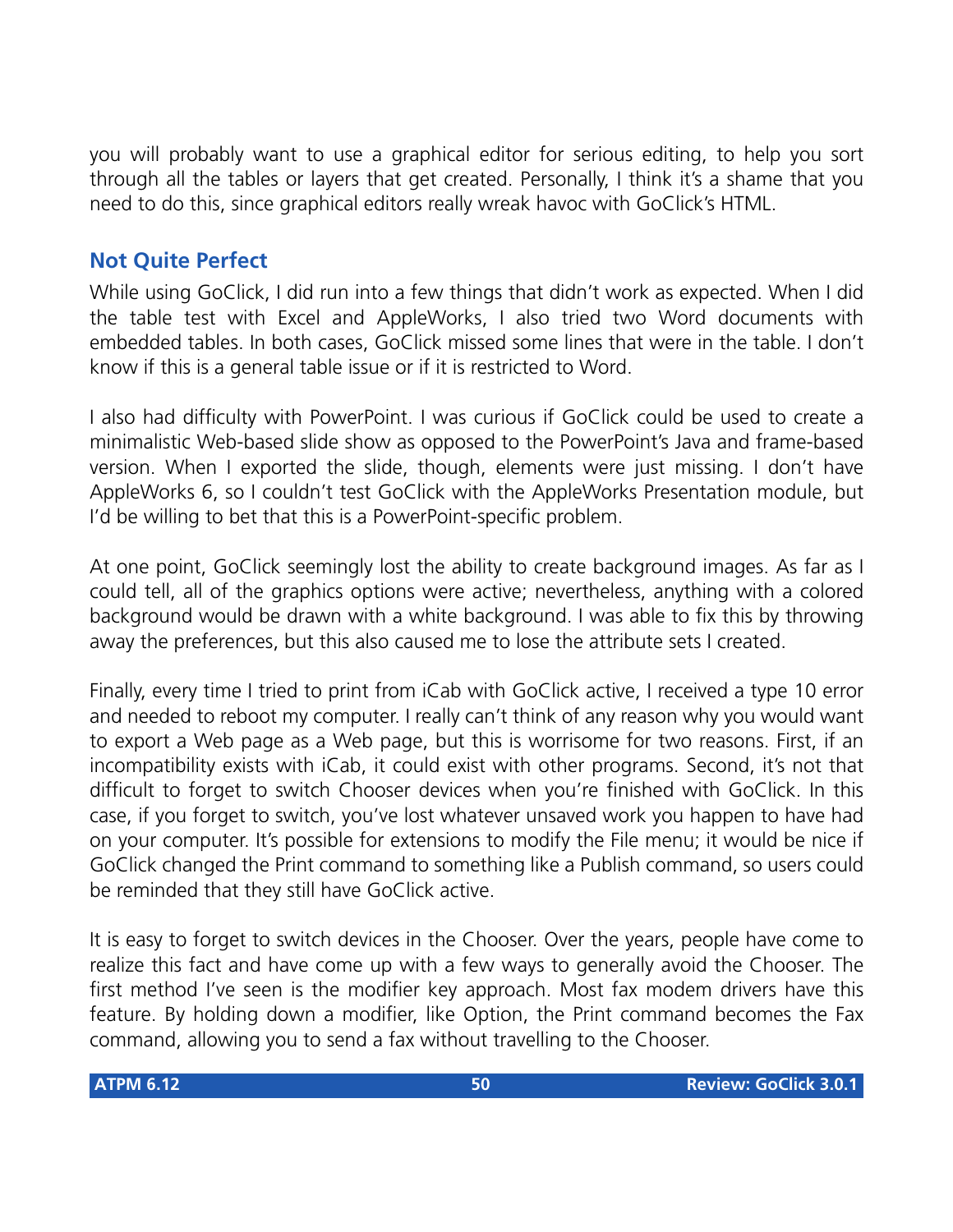you will probably want to use a graphical editor for serious editing, to help you sort through all the tables or layers that get created. Personally, I think it's a shame that you need to do this, since graphical editors really wreak havoc with GoClick's HTML.

## Not Quite Perfect

While using GoClick, I did run into a few things that didn't work as expected. When I did the table test with Excel and AppleWorks, I also tried two Word documents with embedded tables. In both cases, GoClick missed some lines that were in the table. I don't know if this is a general table issue or if it is restricted to Word.

I also had difficulty with PowerPoint. I was curious if GoClick could be used to create a minimalistic Web-based slide show as opposed to the PowerPoint's Java and frame-based version. When I exported the slide, though, elements were just missing. I don't have AppleWorks 6, so I couldn't test GoClick with the AppleWorks Presentation module, but I'd be willing to bet that this is a PowerPoint-specific problem.

At one point, GoClick seemingly lost the ability to create background images. As far as I could tell, all of the graphics options were active; nevertheless, anything with a colored background would be drawn with a white background. I was able to fix this by throwing away the preferences, but this also caused me to lose the attribute sets I created.

Finally, every time I tried to print from iCab with GoClick active, I received a type 10 error and needed to reboot my computer. I really can't think of any reason why you would want to export a Web page as a Web page, but this is worrisome for two reasons. First, if an incompatibility exists with iCab, it could exist with other programs. Second, it's not that difficult to forget to switch Chooser devices when you're finished with GoClick. In this case, if you forget to switch, you've lost whatever unsaved work you happen to have had on your computer. It's possible for extensions to modify the File menu; it would be nice if GoClick changed the Print command to something like a Publish command, so users could be reminded that they still have GoClick active.

It is easy to forget to switch devices in the Chooser. Over the years, people have come to realize this fact and have come up with a few ways to generally avoid the Chooser. The first method I've seen is the modifier key approach. Most fax modem drivers have this feature. By holding down a modifier, like Option, the Print command becomes the Fax command, allowing you to send a fax without travelling to the Chooser.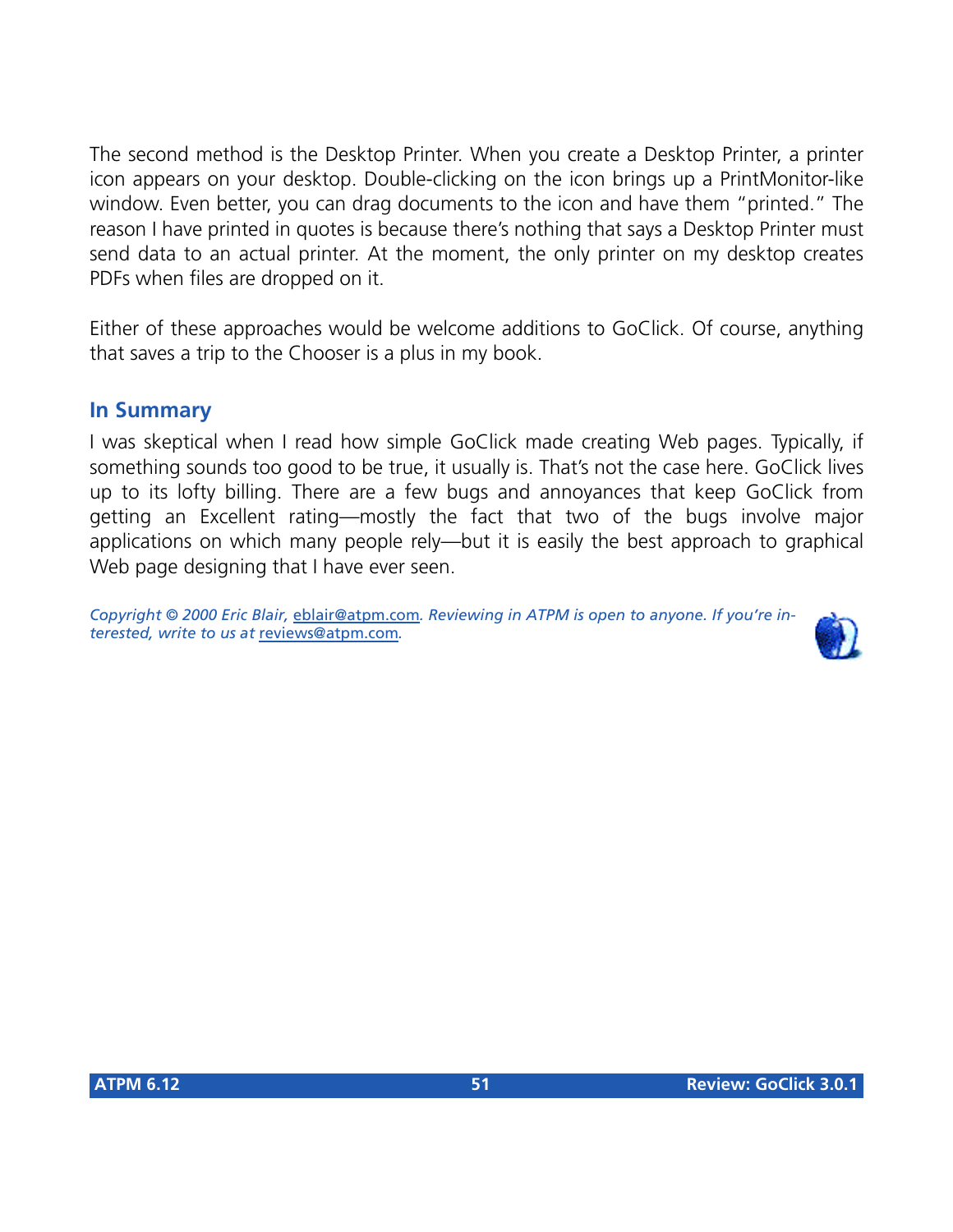The second method is the Desktop Printer. When you create a Desktop Printer, a printer icon appears on your desktop. Double-clicking on the icon brings up a PrintMonitor-like window. Even better, you can drag documents to the icon and have them "printed." The reason I have printed in quotes is because there's nothing that says a Desktop Printer must send data to an actual printer. At the moment, the only printer on my desktop creates PDFs when files are dropped on it.

Either of these approaches would be welcome additions to GoClick. Of course, anything that saves a trip to the Chooser is a plus in my book.

## In Summary

I was skeptical when I read how simple GoClick made creating Web pages. Typically, if something sounds too good to be true, it usually is. That's not the case here. GoClick lives up to its lofty billing. There are a few bugs and annoyances that keep GoClick from getting an Excellent rating—mostly the fact that two of the bugs involve major applications on which many people rely—but it is easily the best approach to graphical Web page designing that I have ever seen.

*Copyright © 2000 Eric Blair, eblair@atpm.com. Reviewing in ATPM is open to anyone. If you're interested, write to us at reviews@atpm.com.*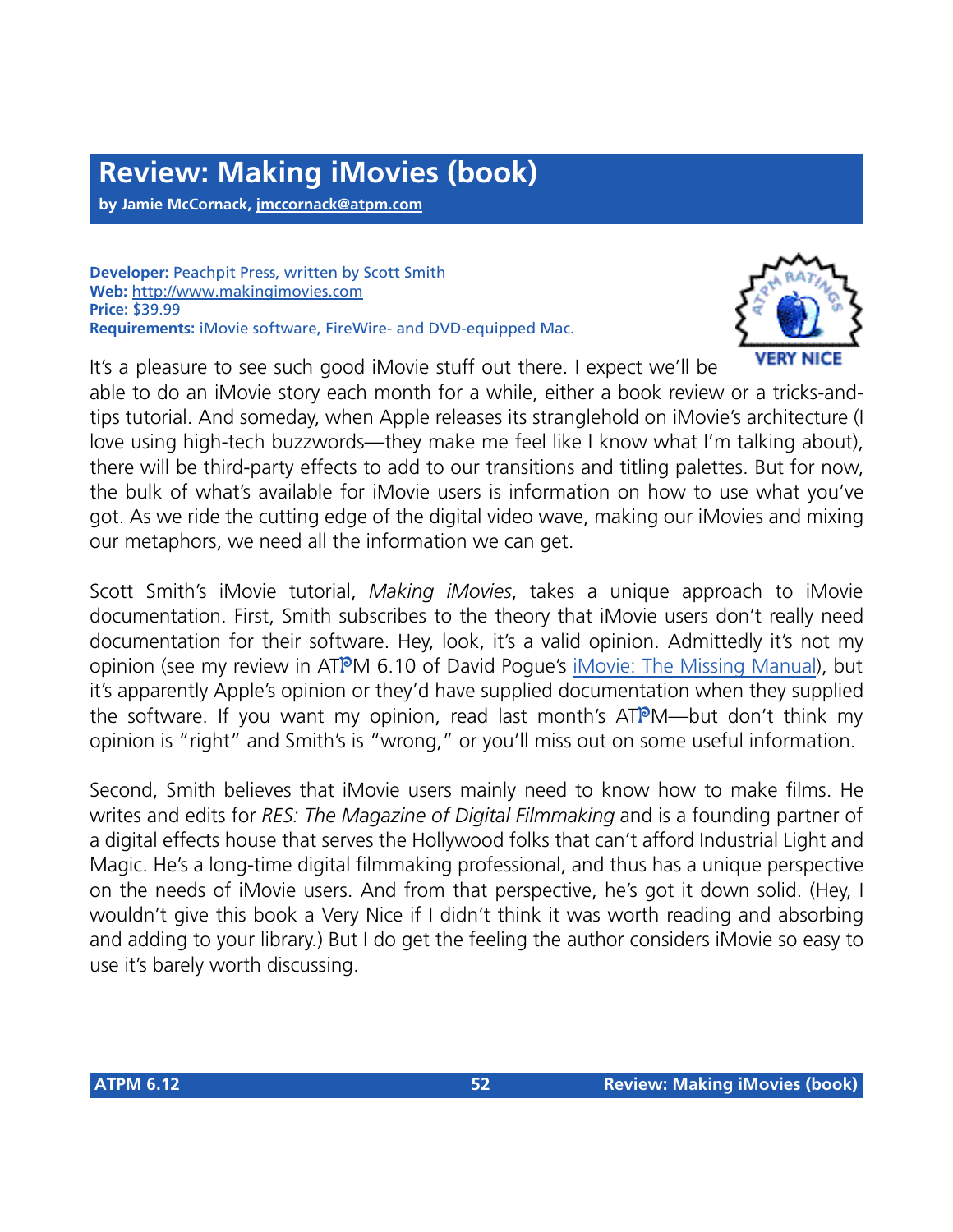# Review: Making iMovies (book)

**by Jamie McCornack, jmccornack@atpm.com**

**Developer:** Peachpit Press, written by Scott Smith
**Web:** http://www.makingimovies.com
**Price:** $39.99
**Requirements:** iMovie software, FireWire- and DVD-equipped Mac.

VERY NICE

It's a pleasure to see such good iMovie stuff out there. I expect we'll be able to do an iMovie story each month for a while, either a book review or a tricks-and-tips tutorial. And someday, when Apple releases its stranglehold on iMovie's architecture (I love using high-tech buzzwords—they make me feel like I know what I'm talking about), there will be third-party effects to add to our transitions and titling palettes. But for now, the bulk of what's available for iMovie users is information on how to use what you've got. As we ride the cutting edge of the digital video wave, making our iMovies and mixing our metaphors, we need all the information we can get.

Scott Smith's iMovie tutorial, *Making iMovies*, takes a unique approach to iMovie documentation. First, Smith subscribes to the theory that iMovie users don't really need documentation for their software. Hey, look, it's a valid opinion. Admittedly it's not my opinion (see my review in ATPM 6.10 of David Pogue's iMovie: The Missing Manual), but it's apparently Apple's opinion or they'd have supplied documentation when they supplied the software. If you want my opinion, read last month's ATPM—but don't think my opinion is "right" and Smith's is "wrong," or you'll miss out on some useful information.

Second, Smith believes that iMovie users mainly need to know how to make films. He writes and edits for *RES: The Magazine of Digital Filmmaking* and is a founding partner of a digital effects house that serves the Hollywood folks that can't afford Industrial Light and Magic. He's a long-time digital filmmaking professional, and thus has a unique perspective on the needs of iMovie users. And from that perspective, he's got it down solid. (Hey, I wouldn't give this book a Very Nice if I didn't think it was worth reading and absorbing and adding to your library.) But I do get the feeling the author considers iMovie so easy to use it's barely worth discussing.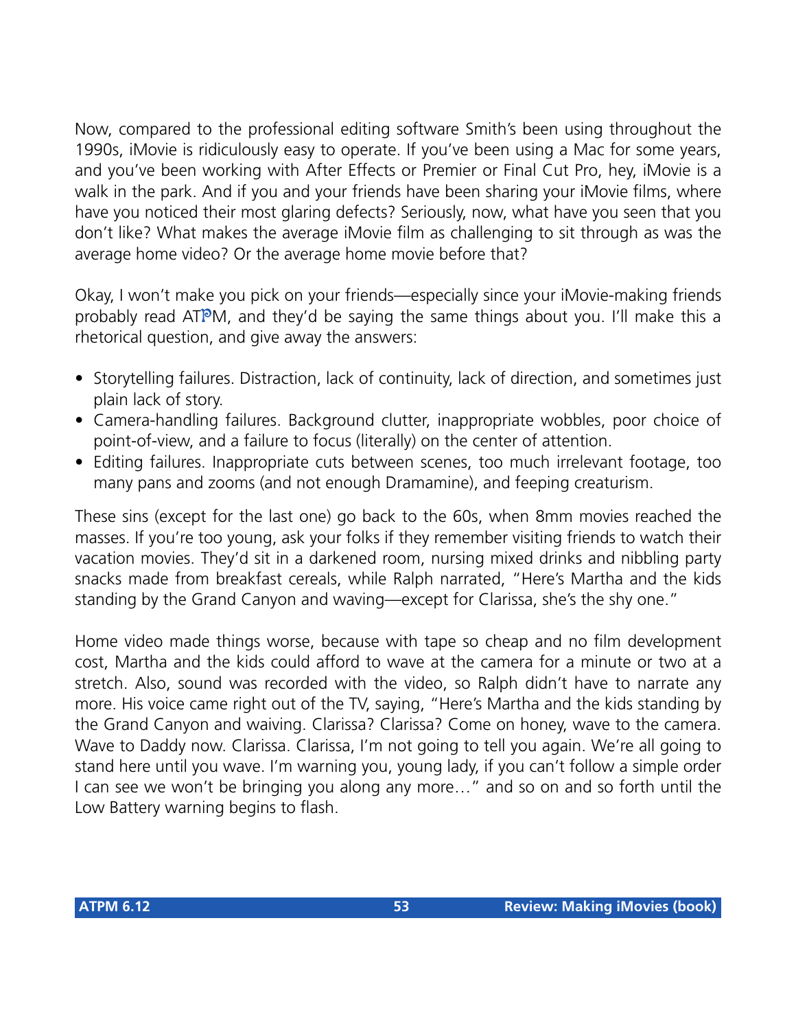Now, compared to the professional editing software Smith's been using throughout the 1990s, iMovie is ridiculously easy to operate. If you've been using a Mac for some years, and you've been working with After Effects or Premier or Final Cut Pro, hey, iMovie is a walk in the park. And if you and your friends have been sharing your iMovie films, where have you noticed their most glaring defects? Seriously, now, what have you seen that you don't like? What makes the average iMovie film as challenging to sit through as was the average home video? Or the average home movie before that?

Okay, I won't make you pick on your friends—especially since your iMovie-making friends probably read ATPM, and they'd be saying the same things about you. I'll make this a rhetorical question, and give away the answers:

- Storytelling failures. Distraction, lack of continuity, lack of direction, and sometimes just plain lack of story.
- Camera-handling failures. Background clutter, inappropriate wobbles, poor choice of point-of-view, and a failure to focus (literally) on the center of attention.
- Editing failures. Inappropriate cuts between scenes, too much irrelevant footage, too many pans and zooms (and not enough Dramamine), and feeping creaturism.

These sins (except for the last one) go back to the 60s, when 8mm movies reached the masses. If you're too young, ask your folks if they remember visiting friends to watch their vacation movies. They'd sit in a darkened room, nursing mixed drinks and nibbling party snacks made from breakfast cereals, while Ralph narrated, "Here's Martha and the kids standing by the Grand Canyon and waving—except for Clarissa, she's the shy one."

Home video made things worse, because with tape so cheap and no film development cost, Martha and the kids could afford to wave at the camera for a minute or two at a stretch. Also, sound was recorded with the video, so Ralph didn't have to narrate any more. His voice came right out of the TV, saying, "Here's Martha and the kids standing by the Grand Canyon and waiving. Clarissa? Clarissa? Come on honey, wave to the camera. Wave to Daddy now. Clarissa. Clarissa, I'm not going to tell you again. We're all going to stand here until you wave. I'm warning you, young lady, if you can't follow a simple order I can see we won't be bringing you along any more…" and so on and so forth until the Low Battery warning begins to flash.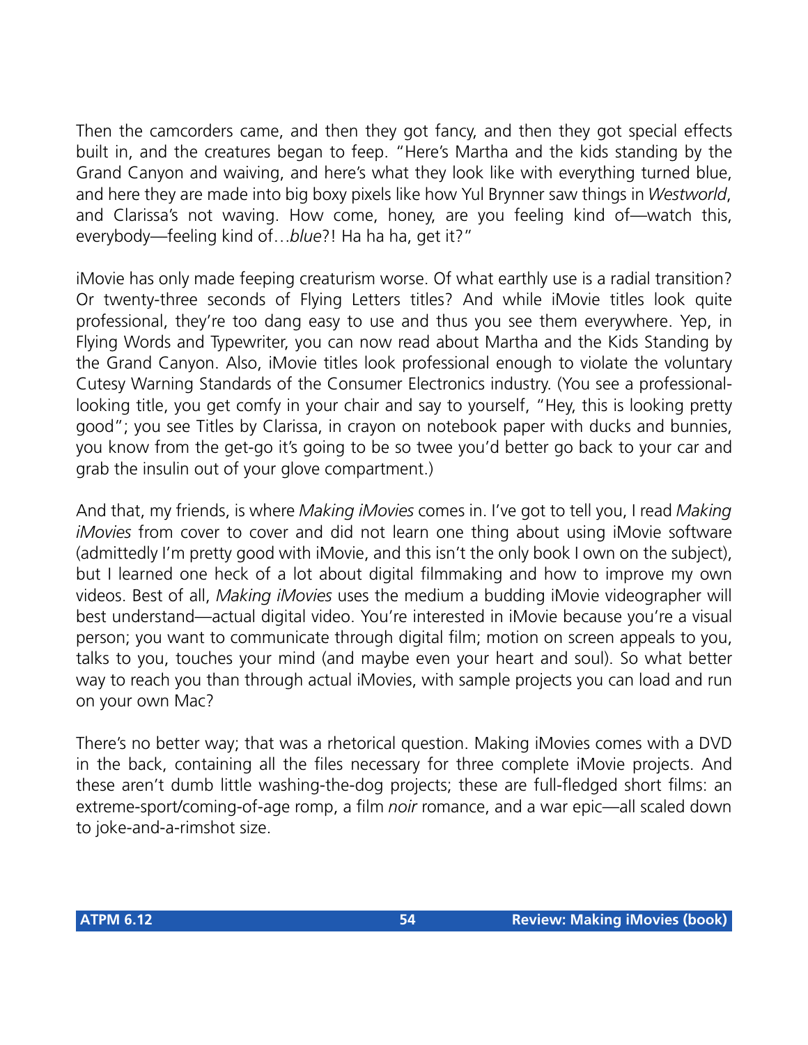Then the camcorders came, and then they got fancy, and then they got special effects built in, and the creatures began to feep. "Here's Martha and the kids standing by the Grand Canyon and waiving, and here's what they look like with everything turned blue, and here they are made into big boxy pixels like how Yul Brynner saw things in *Westworld*, and Clarissa's not waving. How come, honey, are you feeling kind of—watch this, everybody—feeling kind of…*blue*?! Ha ha ha, get it?"

iMovie has only made feeping creaturism worse. Of what earthly use is a radial transition? Or twenty-three seconds of Flying Letters titles? And while iMovie titles look quite professional, they're too dang easy to use and thus you see them everywhere. Yep, in Flying Words and Typewriter, you can now read about Martha and the Kids Standing by the Grand Canyon. Also, iMovie titles look professional enough to violate the voluntary Cutesy Warning Standards of the Consumer Electronics industry. (You see a professional-looking title, you get comfy in your chair and say to yourself, "Hey, this is looking pretty good"; you see Titles by Clarissa, in crayon on notebook paper with ducks and bunnies, you know from the get-go it's going to be so twee you'd better go back to your car and grab the insulin out of your glove compartment.)

And that, my friends, is where *Making iMovies* comes in. I've got to tell you, I read *Making iMovies* from cover to cover and did not learn one thing about using iMovie software (admittedly I'm pretty good with iMovie, and this isn't the only book I own on the subject), but I learned one heck of a lot about digital filmmaking and how to improve my own videos. Best of all, *Making iMovies* uses the medium a budding iMovie videographer will best understand—actual digital video. You're interested in iMovie because you're a visual person; you want to communicate through digital film; motion on screen appeals to you, talks to you, touches your mind (and maybe even your heart and soul). So what better way to reach you than through actual iMovies, with sample projects you can load and run on your own Mac?

There's no better way; that was a rhetorical question. Making iMovies comes with a DVD in the back, containing all the files necessary for three complete iMovie projects. And these aren't dumb little washing-the-dog projects; these are full-fledged short films: an extreme-sport/coming-of-age romp, a film *noir* romance, and a war epic—all scaled down to joke-and-a-rimshot size.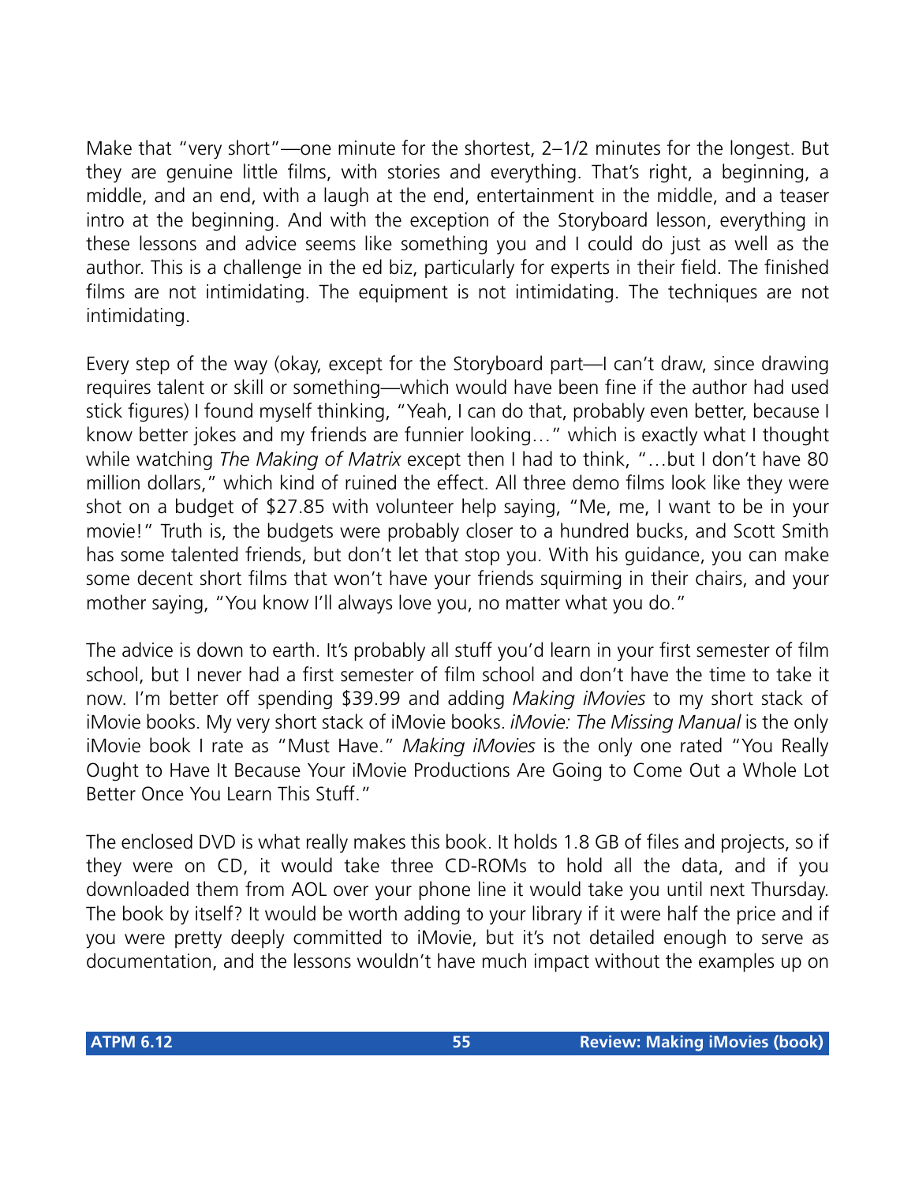Make that "very short"—one minute for the shortest, 2–1/2 minutes for the longest. But they are genuine little films, with stories and everything. That's right, a beginning, a middle, and an end, with a laugh at the end, entertainment in the middle, and a teaser intro at the beginning. And with the exception of the Storyboard lesson, everything in these lessons and advice seems like something you and I could do just as well as the author. This is a challenge in the ed biz, particularly for experts in their field. The finished films are not intimidating. The equipment is not intimidating. The techniques are not intimidating.

Every step of the way (okay, except for the Storyboard part—I can't draw, since drawing requires talent or skill or something—which would have been fine if the author had used stick figures) I found myself thinking, "Yeah, I can do that, probably even better, because I know better jokes and my friends are funnier looking…" which is exactly what I thought while watching *The Making of Matrix* except then I had to think, "…but I don't have 80 million dollars," which kind of ruined the effect. All three demo films look like they were shot on a budget of $27.85 with volunteer help saying, "Me, me, I want to be in your movie!" Truth is, the budgets were probably closer to a hundred bucks, and Scott Smith has some talented friends, but don't let that stop you. With his guidance, you can make some decent short films that won't have your friends squirming in their chairs, and your mother saying, "You know I'll always love you, no matter what you do."

The advice is down to earth. It's probably all stuff you'd learn in your first semester of film school, but I never had a first semester of film school and don't have the time to take it now. I'm better off spending $39.99 and adding *Making iMovies* to my short stack of iMovie books. My very short stack of iMovie books. *iMovie: The Missing Manual* is the only iMovie book I rate as "Must Have." *Making iMovies* is the only one rated "You Really Ought to Have It Because Your iMovie Productions Are Going to Come Out a Whole Lot Better Once You Learn This Stuff."

The enclosed DVD is what really makes this book. It holds 1.8 GB of files and projects, so if they were on CD, it would take three CD-ROMs to hold all the data, and if you downloaded them from AOL over your phone line it would take you until next Thursday. The book by itself? It would be worth adding to your library if it were half the price and if you were pretty deeply committed to iMovie, but it's not detailed enough to serve as documentation, and the lessons wouldn't have much impact without the examples up on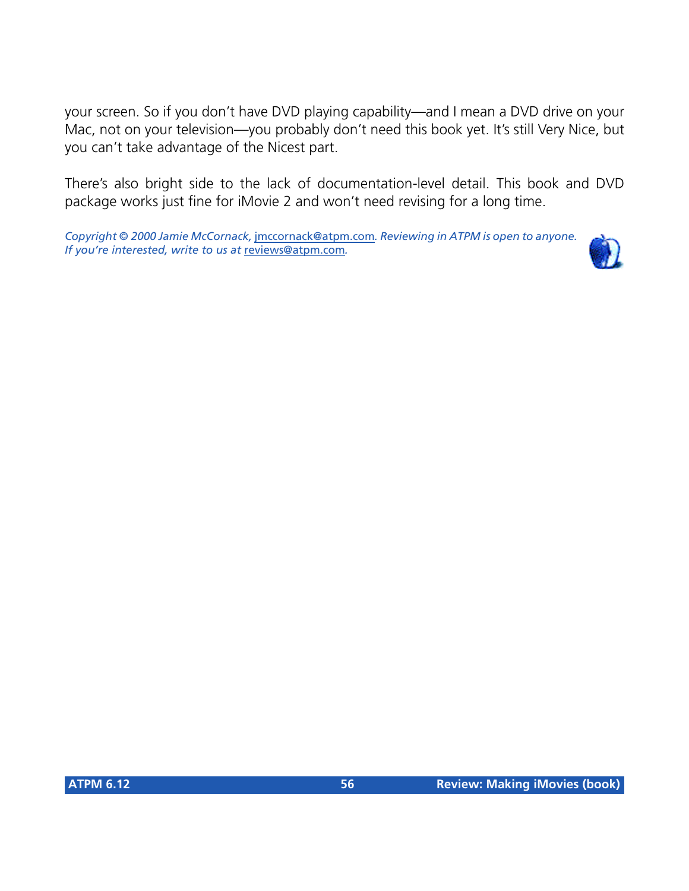your screen. So if you don't have DVD playing capability—and I mean a DVD drive on your Mac, not on your television—you probably don't need this book yet. It's still Very Nice, but you can't take advantage of the Nicest part.

There's also bright side to the lack of documentation-level detail. This book and DVD package works just fine for iMovie 2 and won't need revising for a long time.

*Copyright © 2000 Jamie McCornack, jmccornack@atpm.com. Reviewing in ATPM is open to anyone. If you're interested, write to us at reviews@atpm.com.*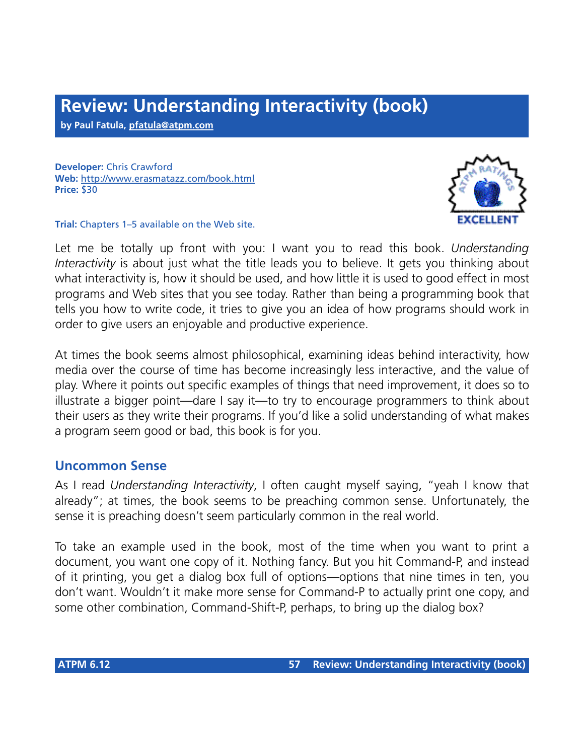# Review: Understanding Interactivity (book)

**by Paul Fatula, pfatula@atpm.com**

**Developer:** Chris Crawford
**Web:** http://www.erasmatazz.com/book.html
**Price:** $30

**Trial:** Chapters 1–5 available on the Web site.

Let me be totally up front with you: I want you to read this book. *Understanding Interactivity* is about just what the title leads you to believe. It gets you thinking about what interactivity is, how it should be used, and how little it is used to good effect in most programs and Web sites that you see today. Rather than being a programming book that tells you how to write code, it tries to give you an idea of how programs should work in order to give users an enjoyable and productive experience.

At times the book seems almost philosophical, examining ideas behind interactivity, how media over the course of time has become increasingly less interactive, and the value of play. Where it points out specific examples of things that need improvement, it does so to illustrate a bigger point—dare I say it—to try to encourage programmers to think about their users as they write their programs. If you'd like a solid understanding of what makes a program seem good or bad, this book is for you.

## Uncommon Sense

As I read *Understanding Interactivity*, I often caught myself saying, "yeah I know that already"; at times, the book seems to be preaching common sense. Unfortunately, the sense it is preaching doesn't seem particularly common in the real world.

To take an example used in the book, most of the time when you want to print a document, you want one copy of it. Nothing fancy. But you hit Command-P, and instead of it printing, you get a dialog box full of options—options that nine times in ten, you don't want. Wouldn't it make more sense for Command-P to actually print one copy, and some other combination, Command-Shift-P, perhaps, to bring up the dialog box?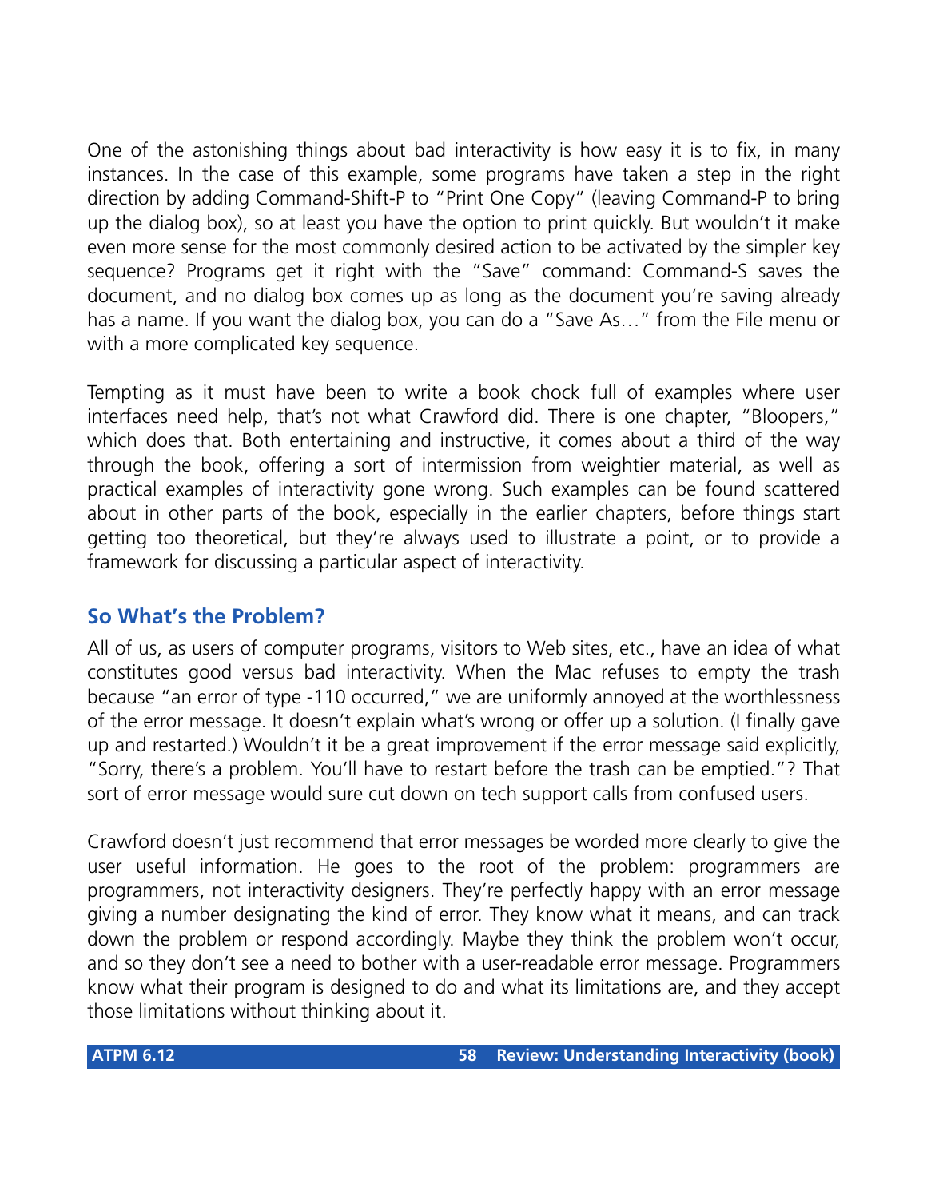One of the astonishing things about bad interactivity is how easy it is to fix, in many instances. In the case of this example, some programs have taken a step in the right direction by adding Command-Shift-P to "Print One Copy" (leaving Command-P to bring up the dialog box), so at least you have the option to print quickly. But wouldn't it make even more sense for the most commonly desired action to be activated by the simpler key sequence? Programs get it right with the "Save" command: Command-S saves the document, and no dialog box comes up as long as the document you're saving already has a name. If you want the dialog box, you can do a "Save As…" from the File menu or with a more complicated key sequence.

Tempting as it must have been to write a book chock full of examples where user interfaces need help, that's not what Crawford did. There is one chapter, "Bloopers," which does that. Both entertaining and instructive, it comes about a third of the way through the book, offering a sort of intermission from weightier material, as well as practical examples of interactivity gone wrong. Such examples can be found scattered about in other parts of the book, especially in the earlier chapters, before things start getting too theoretical, but they're always used to illustrate a point, or to provide a framework for discussing a particular aspect of interactivity.

## So What's the Problem?

All of us, as users of computer programs, visitors to Web sites, etc., have an idea of what constitutes good versus bad interactivity. When the Mac refuses to empty the trash because "an error of type -110 occurred," we are uniformly annoyed at the worthlessness of the error message. It doesn't explain what's wrong or offer up a solution. (I finally gave up and restarted.) Wouldn't it be a great improvement if the error message said explicitly, "Sorry, there's a problem. You'll have to restart before the trash can be emptied."? That sort of error message would sure cut down on tech support calls from confused users.

Crawford doesn't just recommend that error messages be worded more clearly to give the user useful information. He goes to the root of the problem: programmers are programmers, not interactivity designers. They're perfectly happy with an error message giving a number designating the kind of error. They know what it means, and can track down the problem or respond accordingly. Maybe they think the problem won't occur, and so they don't see a need to bother with a user-readable error message. Programmers know what their program is designed to do and what its limitations are, and they accept those limitations without thinking about it.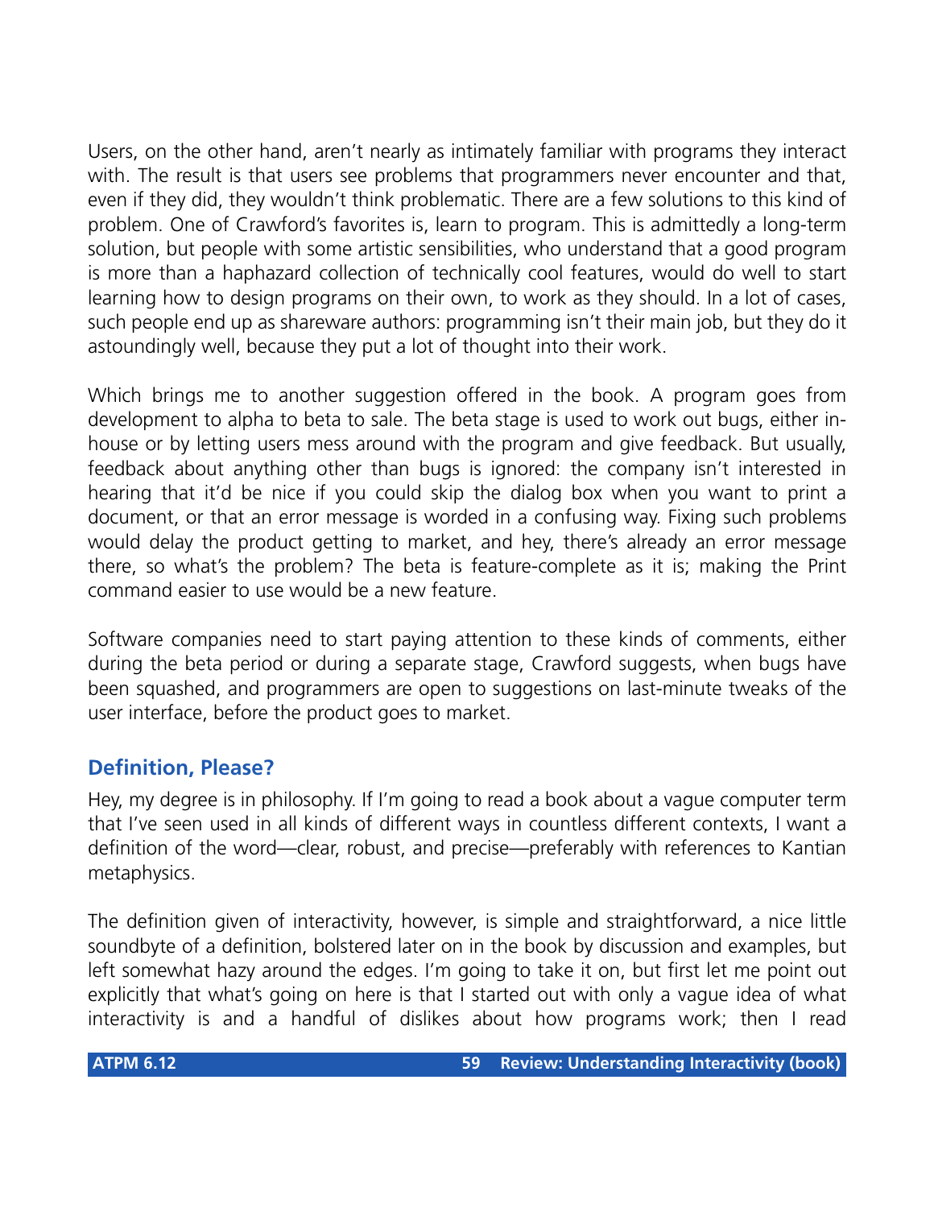Users, on the other hand, aren't nearly as intimately familiar with programs they interact with. The result is that users see problems that programmers never encounter and that, even if they did, they wouldn't think problematic. There are a few solutions to this kind of problem. One of Crawford's favorites is, learn to program. This is admittedly a long-term solution, but people with some artistic sensibilities, who understand that a good program is more than a haphazard collection of technically cool features, would do well to start learning how to design programs on their own, to work as they should. In a lot of cases, such people end up as shareware authors: programming isn't their main job, but they do it astoundingly well, because they put a lot of thought into their work.

Which brings me to another suggestion offered in the book. A program goes from development to alpha to beta to sale. The beta stage is used to work out bugs, either in-house or by letting users mess around with the program and give feedback. But usually, feedback about anything other than bugs is ignored: the company isn't interested in hearing that it'd be nice if you could skip the dialog box when you want to print a document, or that an error message is worded in a confusing way. Fixing such problems would delay the product getting to market, and hey, there's already an error message there, so what's the problem? The beta is feature-complete as it is; making the Print command easier to use would be a new feature.

Software companies need to start paying attention to these kinds of comments, either during the beta period or during a separate stage, Crawford suggests, when bugs have been squashed, and programmers are open to suggestions on last-minute tweaks of the user interface, before the product goes to market.

## Definition, Please?

Hey, my degree is in philosophy. If I'm going to read a book about a vague computer term that I've seen used in all kinds of different ways in countless different contexts, I want a definition of the word—clear, robust, and precise—preferably with references to Kantian metaphysics.

The definition given of interactivity, however, is simple and straightforward, a nice little soundbyte of a definition, bolstered later on in the book by discussion and examples, but left somewhat hazy around the edges. I'm going to take it on, but first let me point out explicitly that what's going on here is that I started out with only a vague idea of what interactivity is and a handful of dislikes about how programs work; then I read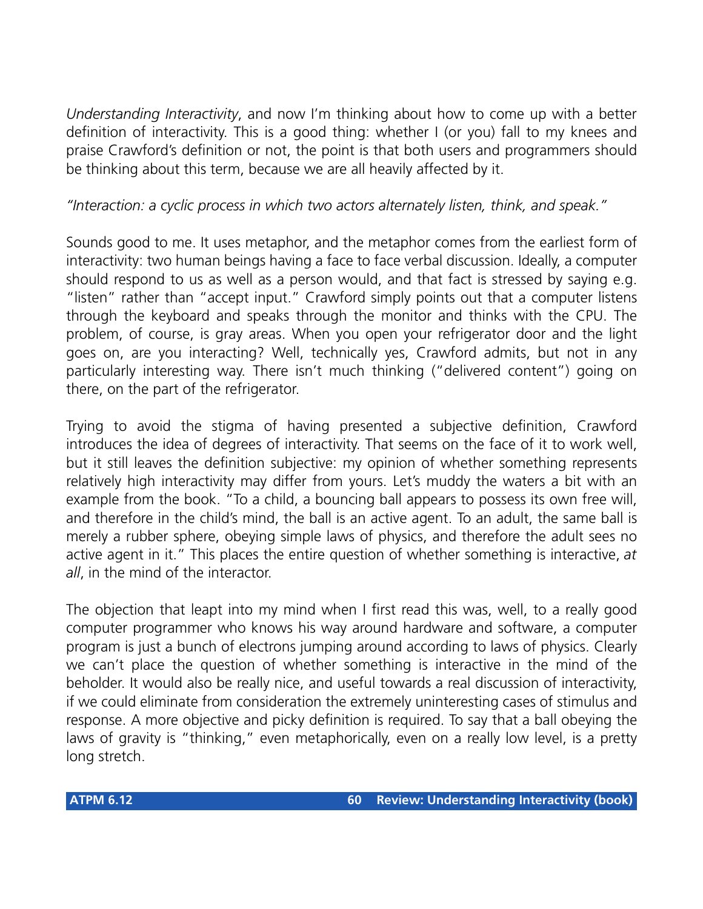*Understanding Interactivity*, and now I'm thinking about how to come up with a better definition of interactivity. This is a good thing: whether I (or you) fall to my knees and praise Crawford's definition or not, the point is that both users and programmers should be thinking about this term, because we are all heavily affected by it.

*"Interaction: a cyclic process in which two actors alternately listen, think, and speak."*

Sounds good to me. It uses metaphor, and the metaphor comes from the earliest form of interactivity: two human beings having a face to face verbal discussion. Ideally, a computer should respond to us as well as a person would, and that fact is stressed by saying e.g. "listen" rather than "accept input." Crawford simply points out that a computer listens through the keyboard and speaks through the monitor and thinks with the CPU. The problem, of course, is gray areas. When you open your refrigerator door and the light goes on, are you interacting? Well, technically yes, Crawford admits, but not in any particularly interesting way. There isn't much thinking ("delivered content") going on there, on the part of the refrigerator.

Trying to avoid the stigma of having presented a subjective definition, Crawford introduces the idea of degrees of interactivity. That seems on the face of it to work well, but it still leaves the definition subjective: my opinion of whether something represents relatively high interactivity may differ from yours. Let's muddy the waters a bit with an example from the book. "To a child, a bouncing ball appears to possess its own free will, and therefore in the child's mind, the ball is an active agent. To an adult, the same ball is merely a rubber sphere, obeying simple laws of physics, and therefore the adult sees no active agent in it." This places the entire question of whether something is interactive, *at all*, in the mind of the interactor.

The objection that leapt into my mind when I first read this was, well, to a really good computer programmer who knows his way around hardware and software, a computer program is just a bunch of electrons jumping around according to laws of physics. Clearly we can't place the question of whether something is interactive in the mind of the beholder. It would also be really nice, and useful towards a real discussion of interactivity, if we could eliminate from consideration the extremely uninteresting cases of stimulus and response. A more objective and picky definition is required. To say that a ball obeying the laws of gravity is "thinking," even metaphorically, even on a really low level, is a pretty long stretch.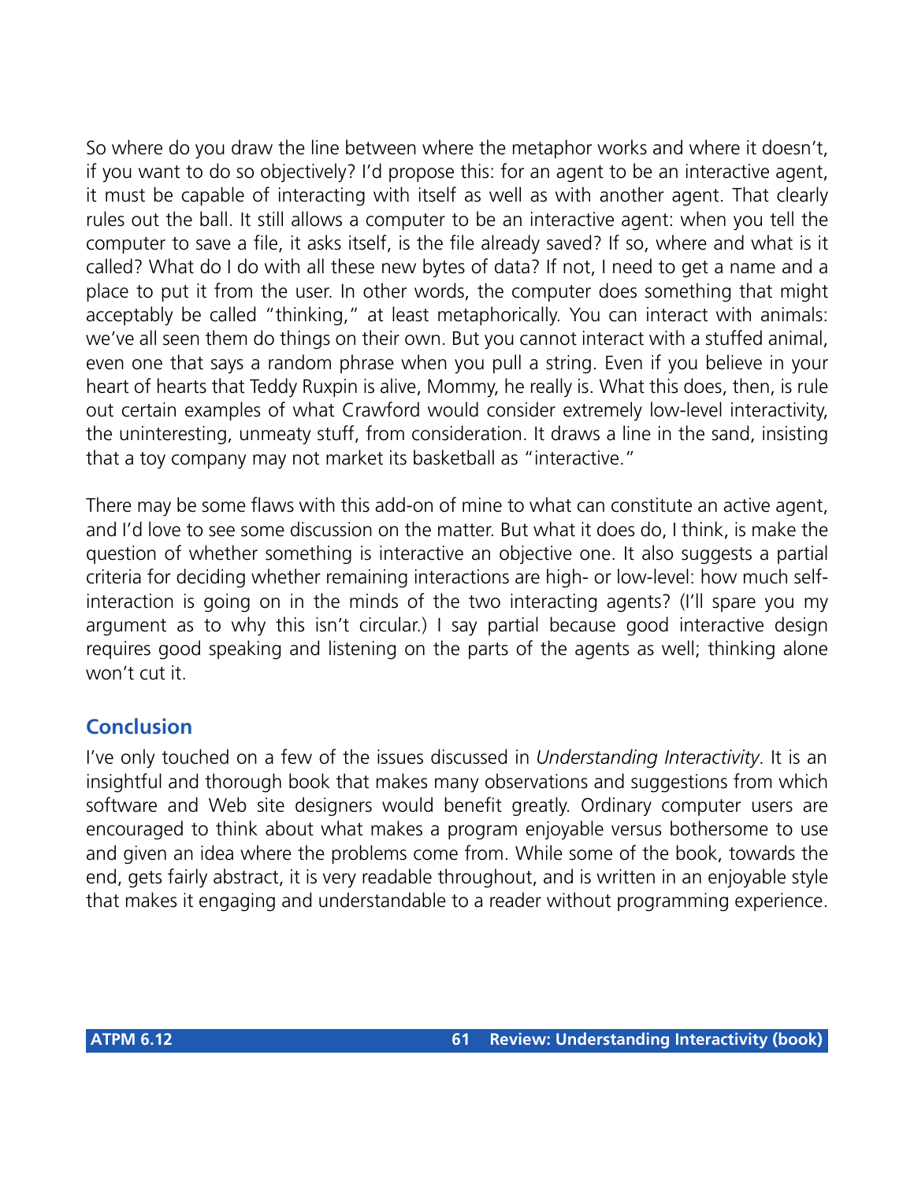So where do you draw the line between where the metaphor works and where it doesn't, if you want to do so objectively? I'd propose this: for an agent to be an interactive agent, it must be capable of interacting with itself as well as with another agent. That clearly rules out the ball. It still allows a computer to be an interactive agent: when you tell the computer to save a file, it asks itself, is the file already saved? If so, where and what is it called? What do I do with all these new bytes of data? If not, I need to get a name and a place to put it from the user. In other words, the computer does something that might acceptably be called "thinking," at least metaphorically. You can interact with animals: we've all seen them do things on their own. But you cannot interact with a stuffed animal, even one that says a random phrase when you pull a string. Even if you believe in your heart of hearts that Teddy Ruxpin is alive, Mommy, he really is. What this does, then, is rule out certain examples of what Crawford would consider extremely low-level interactivity, the uninteresting, unmeaty stuff, from consideration. It draws a line in the sand, insisting that a toy company may not market its basketball as "interactive."

There may be some flaws with this add-on of mine to what can constitute an active agent, and I'd love to see some discussion on the matter. But what it does do, I think, is make the question of whether something is interactive an objective one. It also suggests a partial criteria for deciding whether remaining interactions are high- or low-level: how much self-interaction is going on in the minds of the two interacting agents? (I'll spare you my argument as to why this isn't circular.) I say partial because good interactive design requires good speaking and listening on the parts of the agents as well; thinking alone won't cut it.

### Conclusion

I've only touched on a few of the issues discussed in *Understanding Interactivity*. It is an insightful and thorough book that makes many observations and suggestions from which software and Web site designers would benefit greatly. Ordinary computer users are encouraged to think about what makes a program enjoyable versus bothersome to use and given an idea where the problems come from. While some of the book, towards the end, gets fairly abstract, it is very readable throughout, and is written in an enjoyable style that makes it engaging and understandable to a reader without programming experience.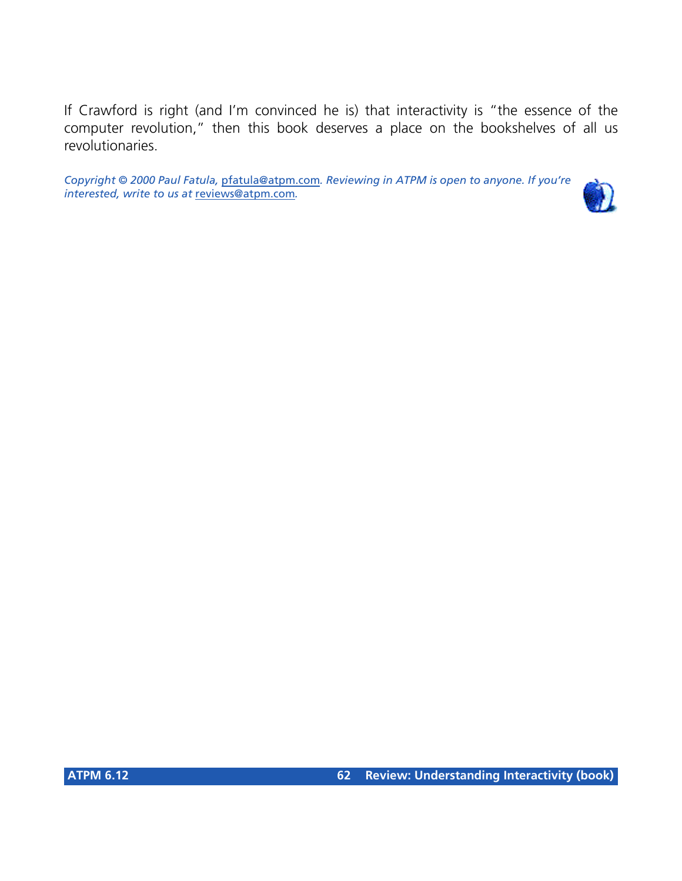If Crawford is right (and I'm convinced he is) that interactivity is "the essence of the computer revolution," then this book deserves a place on the bookshelves of all us revolutionaries.

*Copyright © 2000 Paul Fatula, pfatula@atpm.com. Reviewing in ATPM is open to anyone. If you're interested, write to us at reviews@atpm.com.*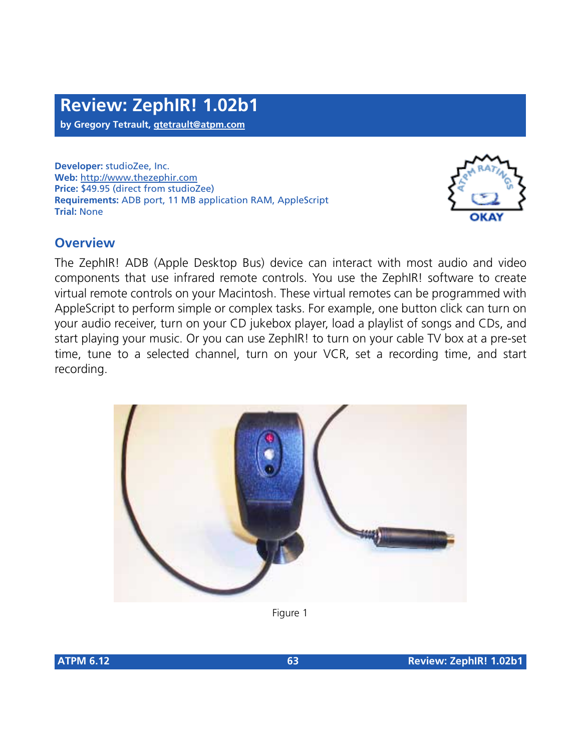# Review: ZephIR! 1.02b1

**by Gregory Tetrault, gtetrault@atpm.com**

**Developer:** studioZee, Inc.
**Web:** http://www.thezephir.com
**Price:** $49.95 (direct from studioZee)
**Requirements:** ADB port, 11 MB application RAM, AppleScript
**Trial:** None

ATPM RATINGS: OKAY

## Overview

The ZephIR! ADB (Apple Desktop Bus) device can interact with most audio and video components that use infrared remote controls. You use the ZephIR! software to create virtual remote controls on your Macintosh. These virtual remotes can be programmed with AppleScript to perform simple or complex tasks. For example, one button click can turn on your audio receiver, turn on your CD jukebox player, load a playlist of songs and CDs, and start playing your music. Or you can use ZephIR! to turn on your cable TV box at a pre-set time, tune to a selected channel, turn on your VCR, set a recording time, and start recording.

Figure 1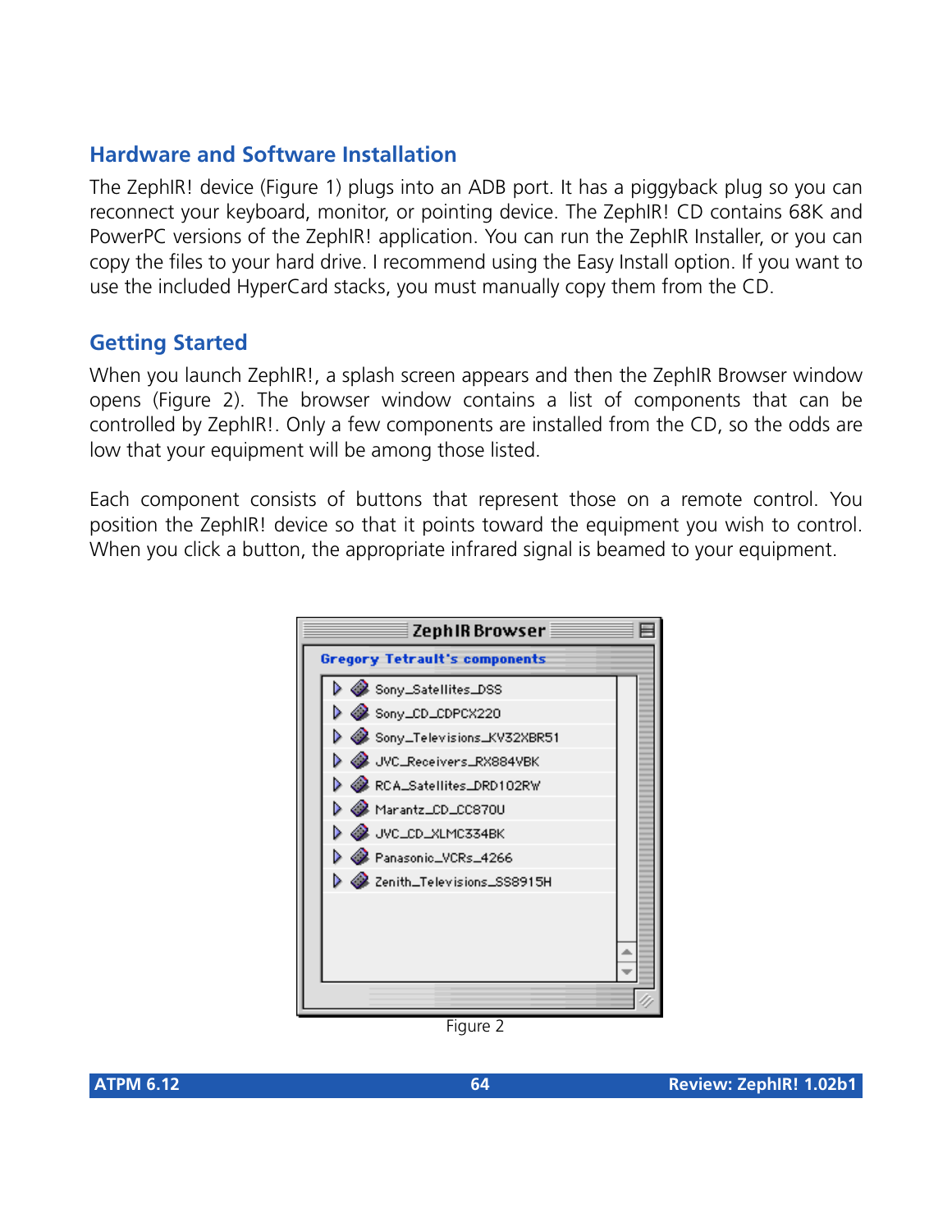## Hardware and Software Installation

The ZephIR! device (Figure 1) plugs into an ADB port. It has a piggyback plug so you can reconnect your keyboard, monitor, or pointing device. The ZephIR! CD contains 68K and PowerPC versions of the ZephIR! application. You can run the ZephIR Installer, or you can copy the files to your hard drive. I recommend using the Easy Install option. If you want to use the included HyperCard stacks, you must manually copy them from the CD.

## Getting Started

When you launch ZephIR!, a splash screen appears and then the ZephIR Browser window opens (Figure 2). The browser window contains a list of components that can be controlled by ZephIR!. Only a few components are installed from the CD, so the odds are low that your equipment will be among those listed.

Each component consists of buttons that represent those on a remote control. You position the ZephIR! device so that it points toward the equipment you wish to control. When you click a button, the appropriate infrared signal is beamed to your equipment.

Figure 2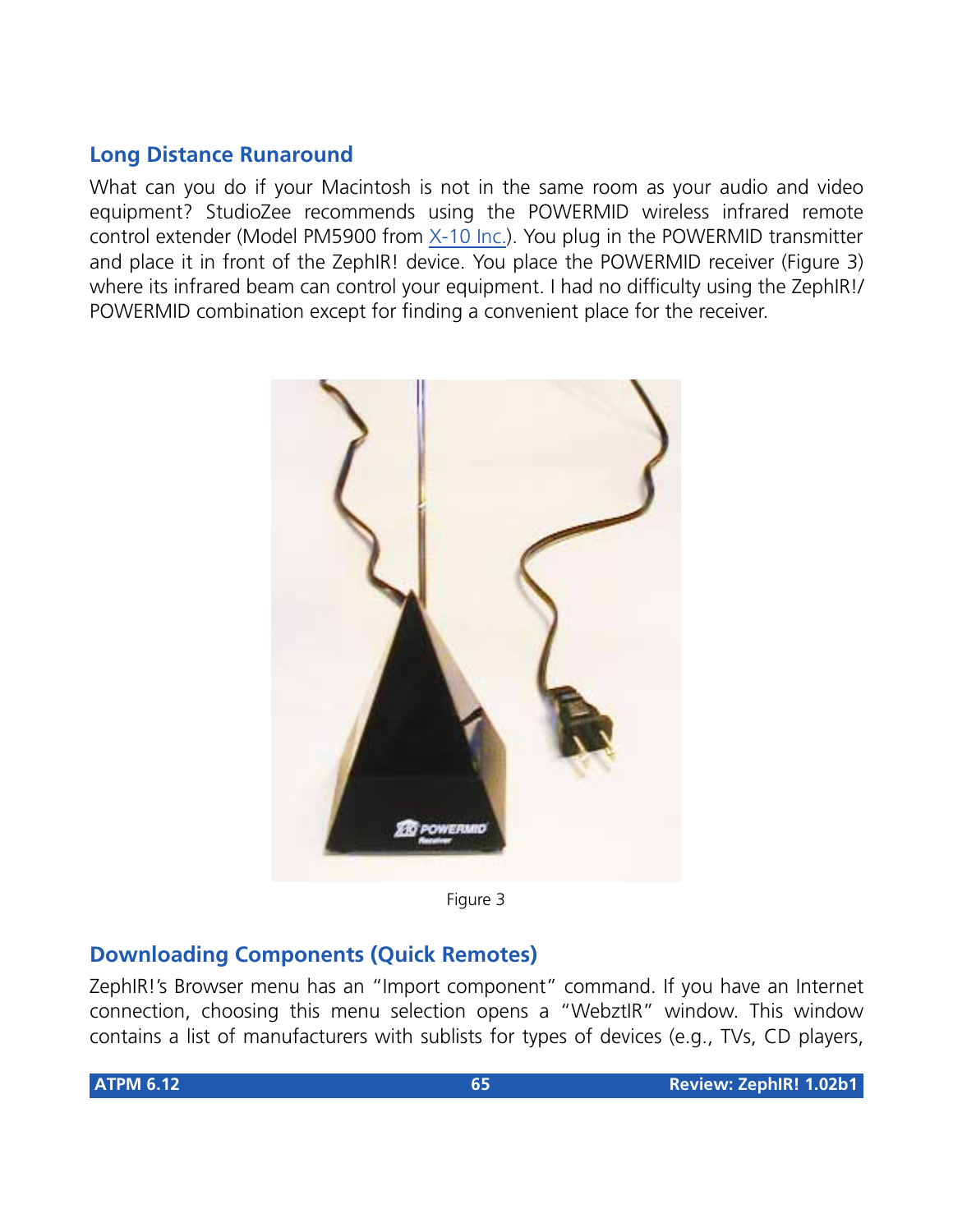## Long Distance Runaround

What can you do if your Macintosh is not in the same room as your audio and video equipment? StudioZee recommends using the POWERMID wireless infrared remote control extender (Model PM5900 from X-10 Inc.). You plug in the POWERMID transmitter and place it in front of the ZephIR! device. You place the POWERMID receiver (Figure 3) where its infrared beam can control your equipment. I had no difficulty using the ZephIR!/ POWERMID combination except for finding a convenient place for the receiver.

Figure 3

## Downloading Components (Quick Remotes)

ZephIR!'s Browser menu has an "Import component" command. If you have an Internet connection, choosing this menu selection opens a "WebztIR" window. This window contains a list of manufacturers with sublists for types of devices (e.g., TVs, CD players,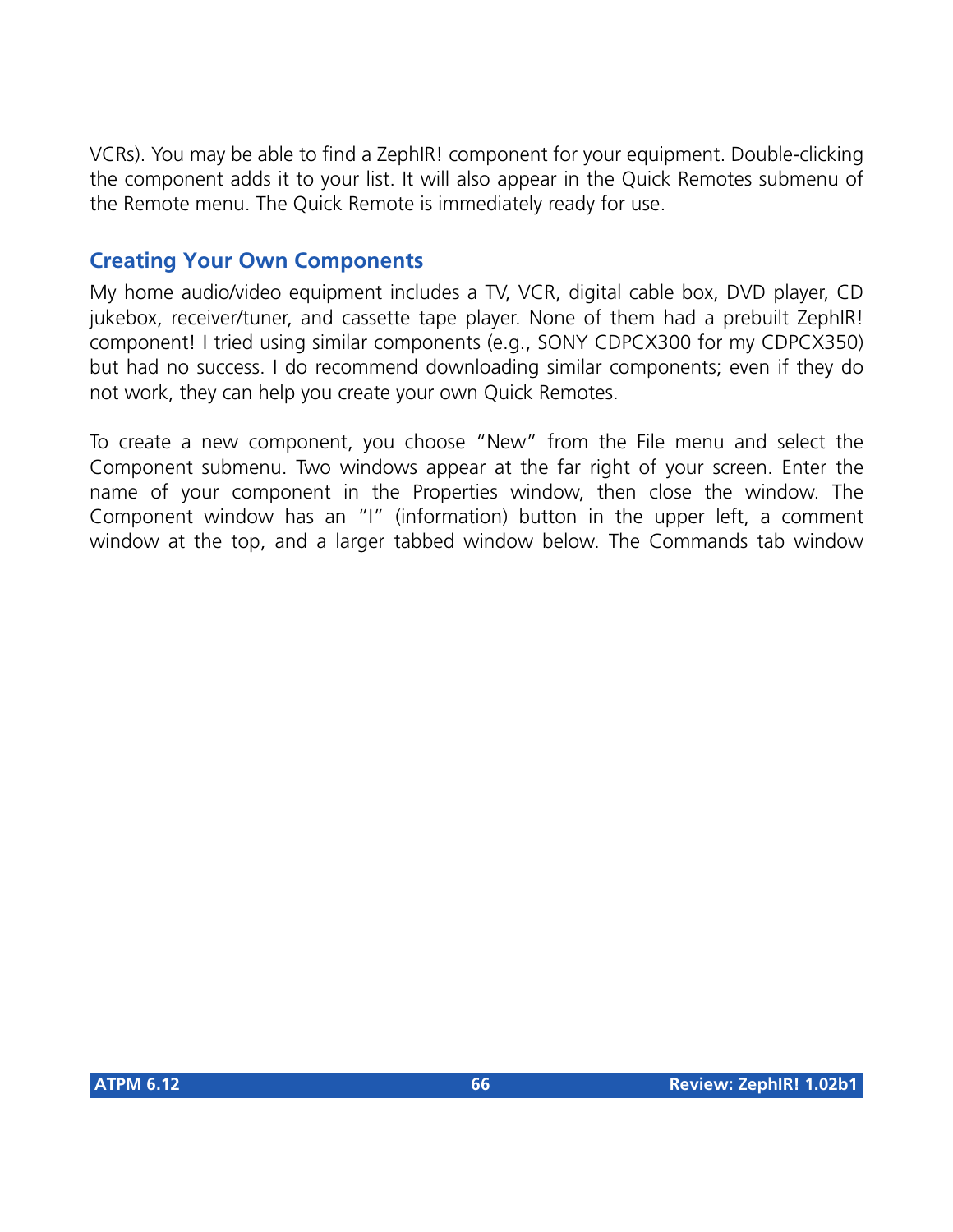VCRs). You may be able to find a ZephIR! component for your equipment. Double-clicking the component adds it to your list. It will also appear in the Quick Remotes submenu of the Remote menu. The Quick Remote is immediately ready for use.

### Creating Your Own Components

My home audio/video equipment includes a TV, VCR, digital cable box, DVD player, CD jukebox, receiver/tuner, and cassette tape player. None of them had a prebuilt ZephIR! component! I tried using similar components (e.g., SONY CDPCX300 for my CDPCX350) but had no success. I do recommend downloading similar components; even if they do not work, they can help you create your own Quick Remotes.

To create a new component, you choose "New" from the File menu and select the Component submenu. Two windows appear at the far right of your screen. Enter the name of your component in the Properties window, then close the window. The Component window has an "I" (information) button in the upper left, a comment window at the top, and a larger tabbed window below. The Commands tab window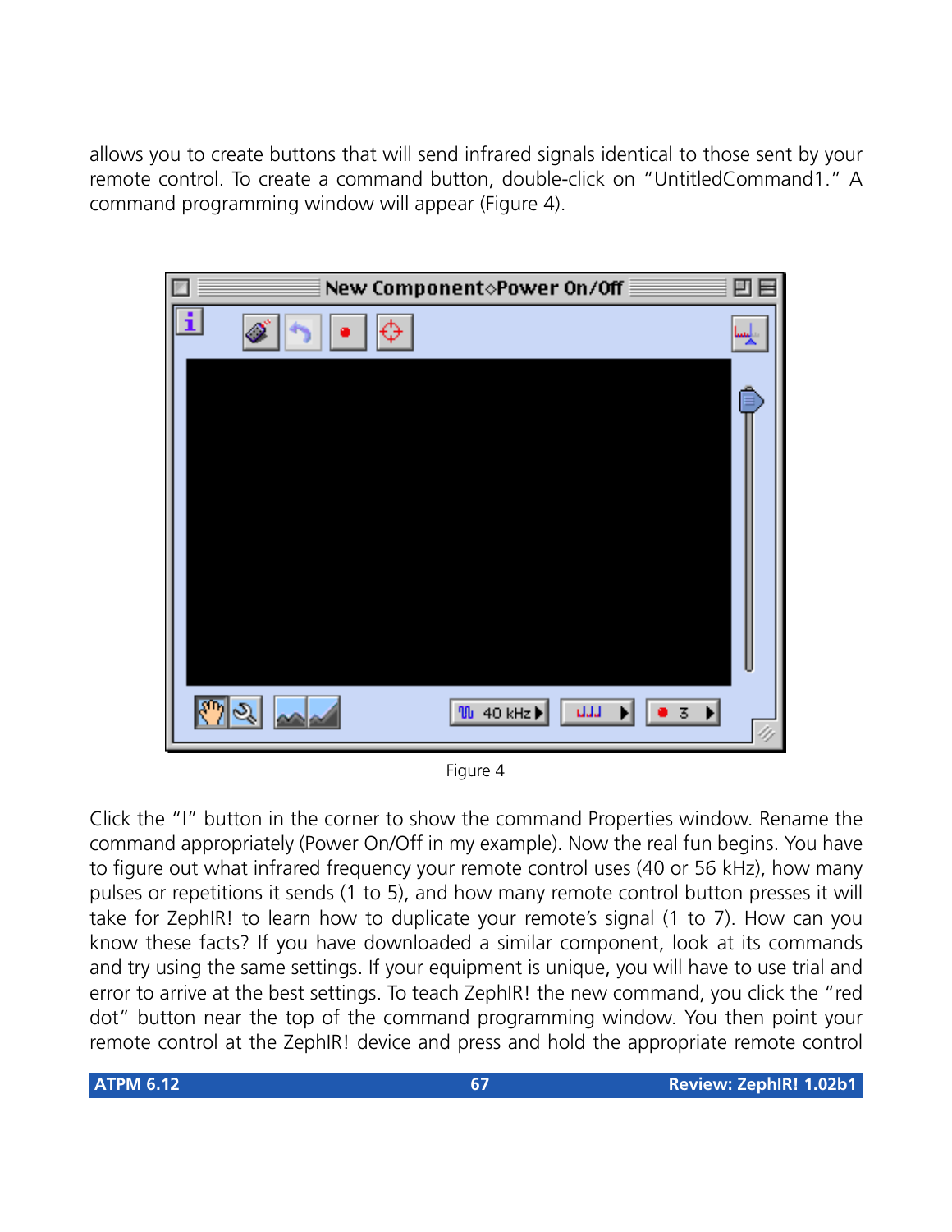allows you to create buttons that will send infrared signals identical to those sent by your remote control. To create a command button, double-click on "UntitledCommand1." A command programming window will appear (Figure 4).

Figure 4

Click the "I" button in the corner to show the command Properties window. Rename the command appropriately (Power On/Off in my example). Now the real fun begins. You have to figure out what infrared frequency your remote control uses (40 or 56 kHz), how many pulses or repetitions it sends (1 to 5), and how many remote control button presses it will take for ZephIR! to learn how to duplicate your remote's signal (1 to 7). How can you know these facts? If you have downloaded a similar component, look at its commands and try using the same settings. If your equipment is unique, you will have to use trial and error to arrive at the best settings. To teach ZephIR! the new command, you click the "red dot" button near the top of the command programming window. You then point your remote control at the ZephIR! device and press and hold the appropriate remote control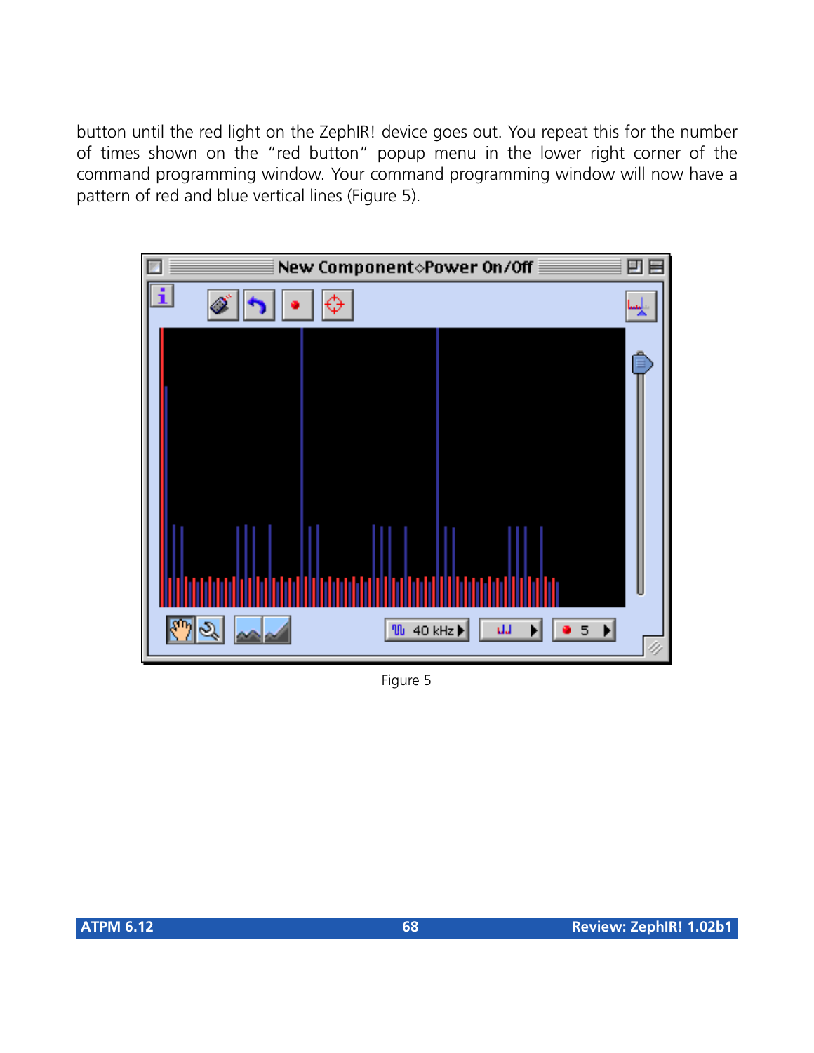button until the red light on the ZephIR! device goes out. You repeat this for the number of times shown on the "red button" popup menu in the lower right corner of the command programming window. Your command programming window will now have a pattern of red and blue vertical lines (Figure 5).

Figure 5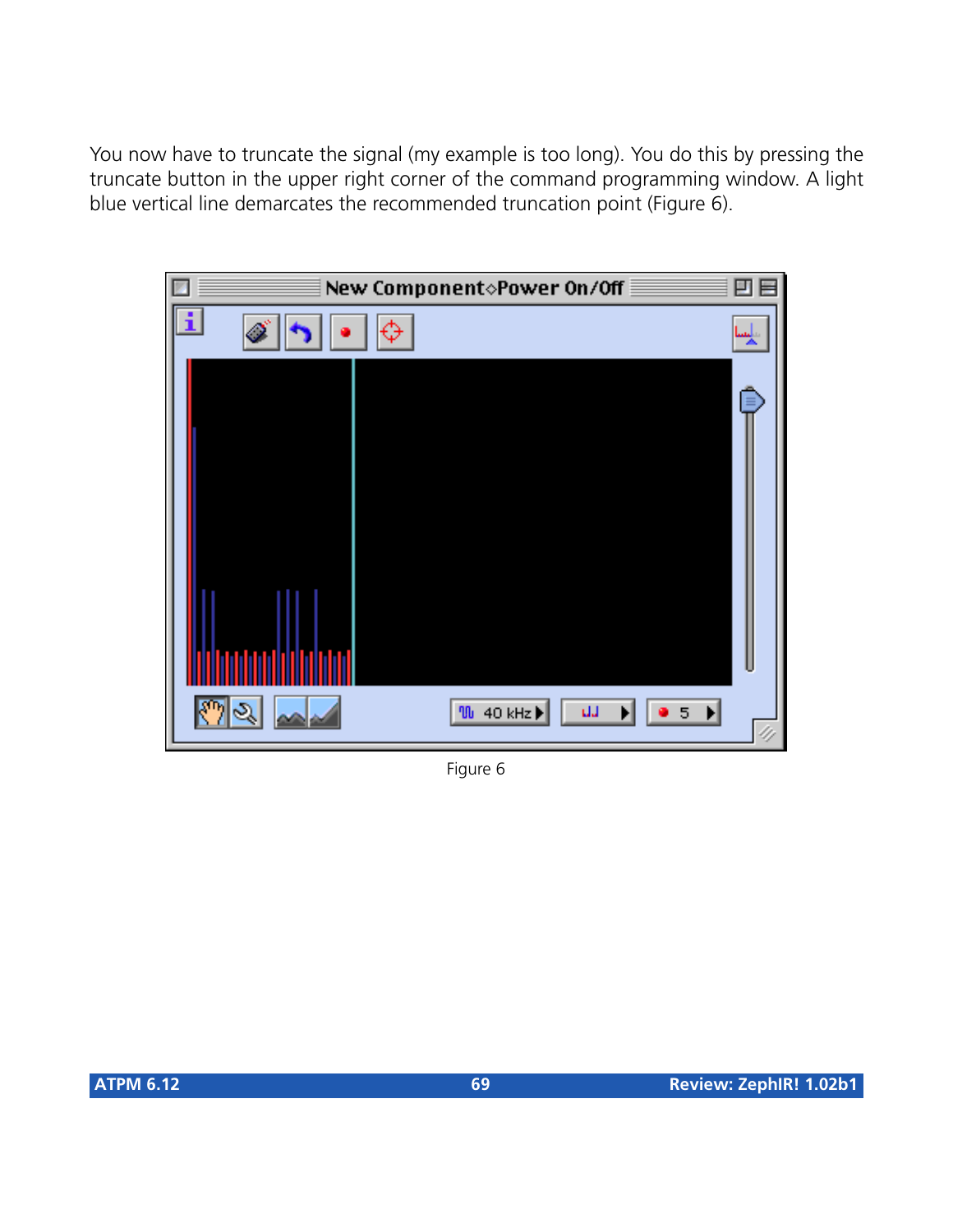You now have to truncate the signal (my example is too long). You do this by pressing the truncate button in the upper right corner of the command programming window. A light blue vertical line demarcates the recommended truncation point (Figure 6).

Figure 6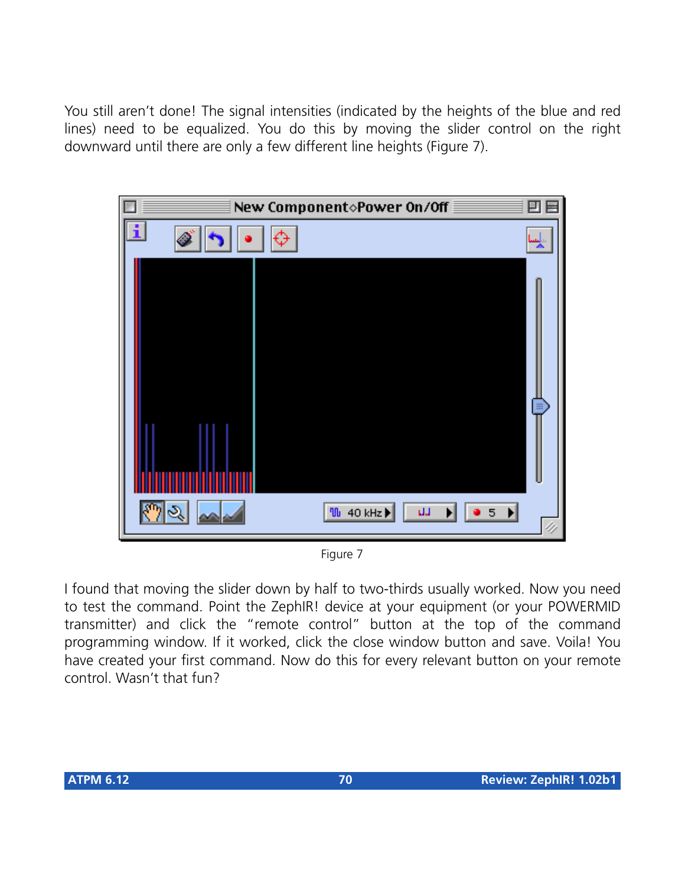You still aren't done! The signal intensities (indicated by the heights of the blue and red lines) need to be equalized. You do this by moving the slider control on the right downward until there are only a few different line heights (Figure 7).

Figure 7

I found that moving the slider down by half to two-thirds usually worked. Now you need to test the command. Point the ZephIR! device at your equipment (or your POWERMID transmitter) and click the "remote control" button at the top of the command programming window. If it worked, click the close window button and save. Voila! You have created your first command. Now do this for every relevant button on your remote control. Wasn't that fun?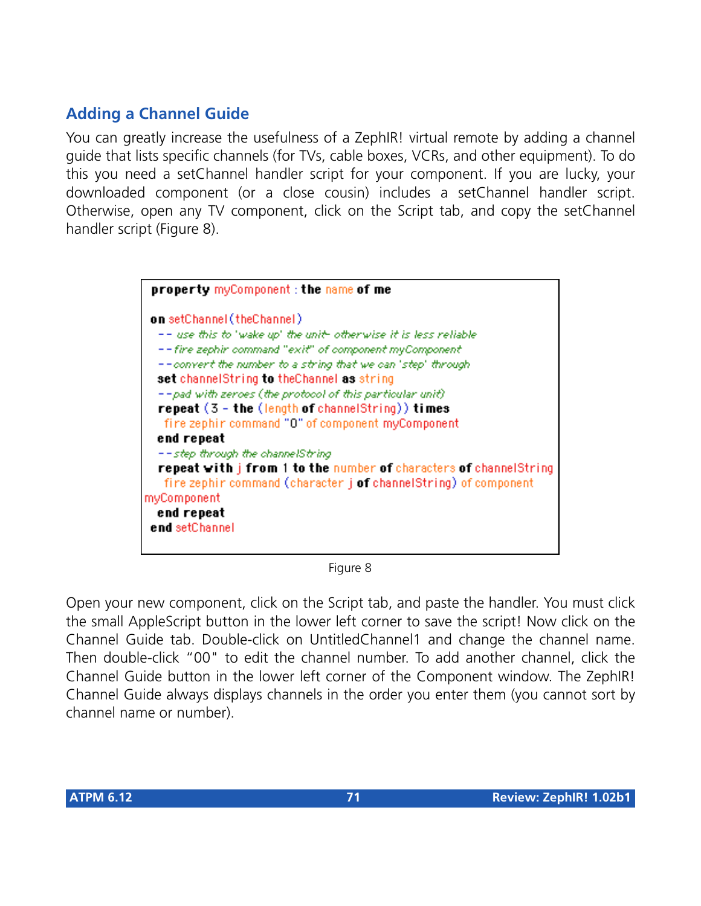## Adding a Channel Guide

You can greatly increase the usefulness of a ZephIR! virtual remote by adding a channel guide that lists specific channels (for TVs, cable boxes, VCRs, and other equipment). To do this you need a setChannel handler script for your component. If you are lucky, your downloaded component (or a close cousin) includes a setChannel handler script. Otherwise, open any TV component, click on the Script tab, and copy the setChannel handler script (Figure 8).

```
property myComponent : the name of me

on setChannel(theChannel)
  -- use this to 'wake up' the unit- otherwise it is less reliable
  --fire zephir command "exit" of component myComponent
  --convert the number to a string that we can 'step' through
  set channelString to theChannel as string
  --pad with zeroes (the protocol of this particular unit)
  repeat (3 - the (length of channelString)) times
    fire zephir command "0" of component myComponent
  end repeat
  --step through the channelString
  repeat with j from 1 to the number of characters of channelString
    fire zephir command (character j of channelString) of component
myComponent
  end repeat
end setChannel
```

Figure 8

Open your new component, click on the Script tab, and paste the handler. You must click the small AppleScript button in the lower left corner to save the script! Now click on the Channel Guide tab. Double-click on UntitledChannel1 and change the channel name. Then double-click “00" to edit the channel number. To add another channel, click the Channel Guide button in the lower left corner of the Component window. The ZephIR! Channel Guide always displays channels in the order you enter them (you cannot sort by channel name or number).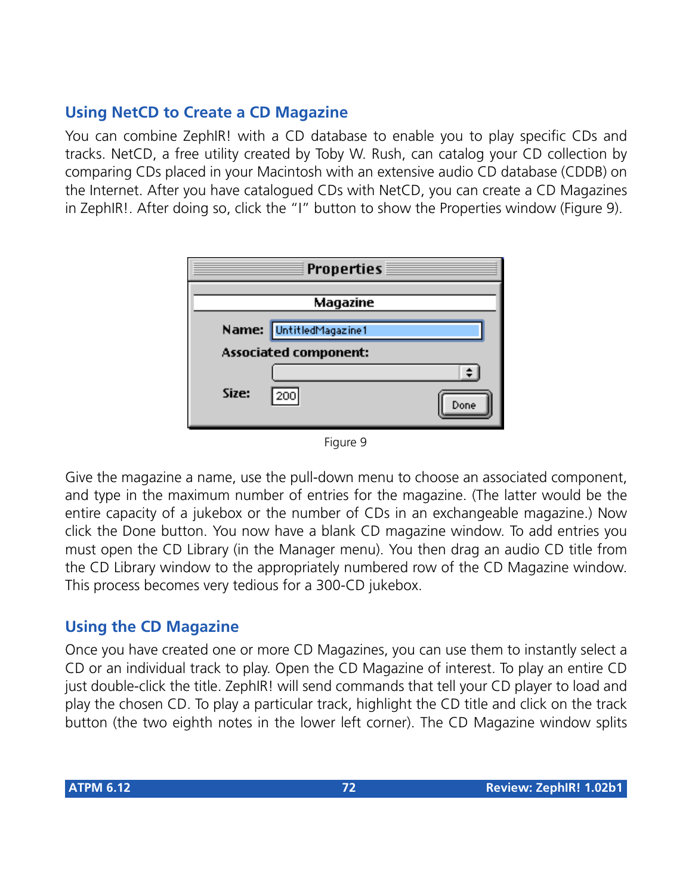## Using NetCD to Create a CD Magazine

You can combine ZephIR! with a CD database to enable you to play specific CDs and tracks. NetCD, a free utility created by Toby W. Rush, can catalog your CD collection by comparing CDs placed in your Macintosh with an extensive audio CD database (CDDB) on the Internet. After you have catalogued CDs with NetCD, you can create a CD Magazines in ZephIR!. After doing so, click the "I" button to show the Properties window (Figure 9).

Figure 9

Give the magazine a name, use the pull-down menu to choose an associated component, and type in the maximum number of entries for the magazine. (The latter would be the entire capacity of a jukebox or the number of CDs in an exchangeable magazine.) Now click the Done button. You now have a blank CD magazine window. To add entries you must open the CD Library (in the Manager menu). You then drag an audio CD title from the CD Library window to the appropriately numbered row of the CD Magazine window. This process becomes very tedious for a 300-CD jukebox.

## Using the CD Magazine

Once you have created one or more CD Magazines, you can use them to instantly select a CD or an individual track to play. Open the CD Magazine of interest. To play an entire CD just double-click the title. ZephIR! will send commands that tell your CD player to load and play the chosen CD. To play a particular track, highlight the CD title and click on the track button (the two eighth notes in the lower left corner). The CD Magazine window splits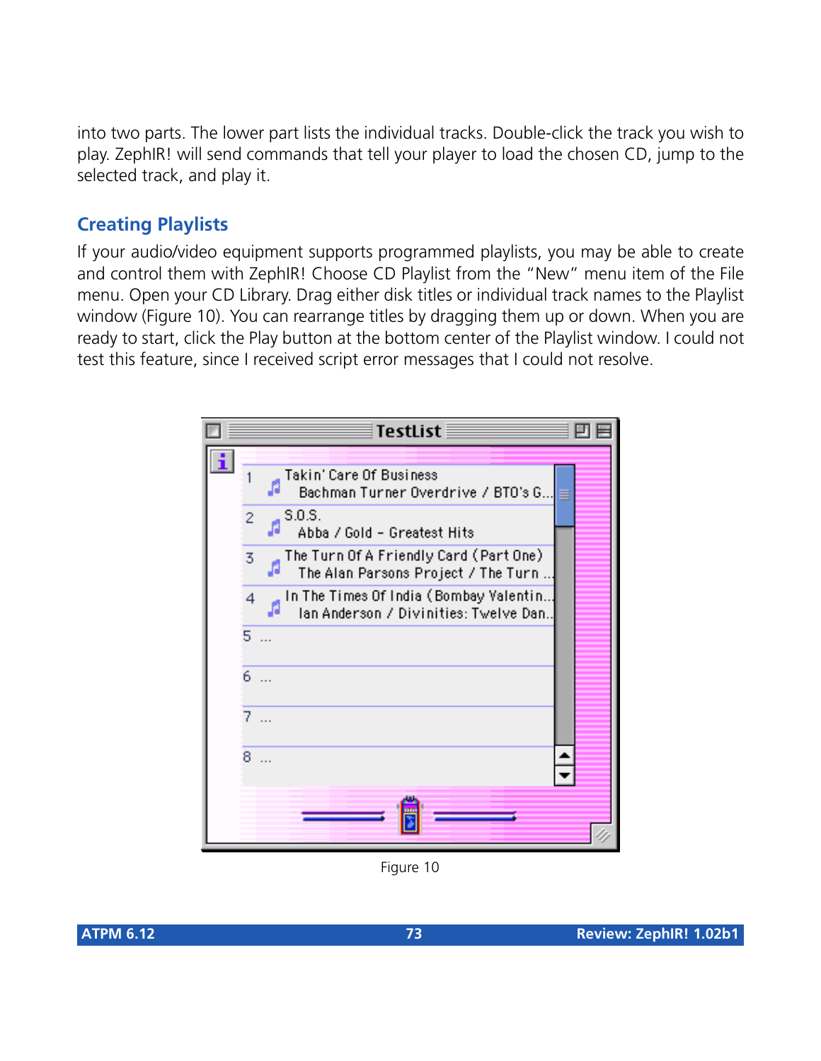into two parts. The lower part lists the individual tracks. Double-click the track you wish to play. ZephIR! will send commands that tell your player to load the chosen CD, jump to the selected track, and play it.

## Creating Playlists

If your audio/video equipment supports programmed playlists, you may be able to create and control them with ZephIR! Choose CD Playlist from the "New" menu item of the File menu. Open your CD Library. Drag either disk titles or individual track names to the Playlist window (Figure 10). You can rearrange titles by dragging them up or down. When you are ready to start, click the Play button at the bottom center of the Playlist window. I could not test this feature, since I received script error messages that I could not resolve.

Figure 10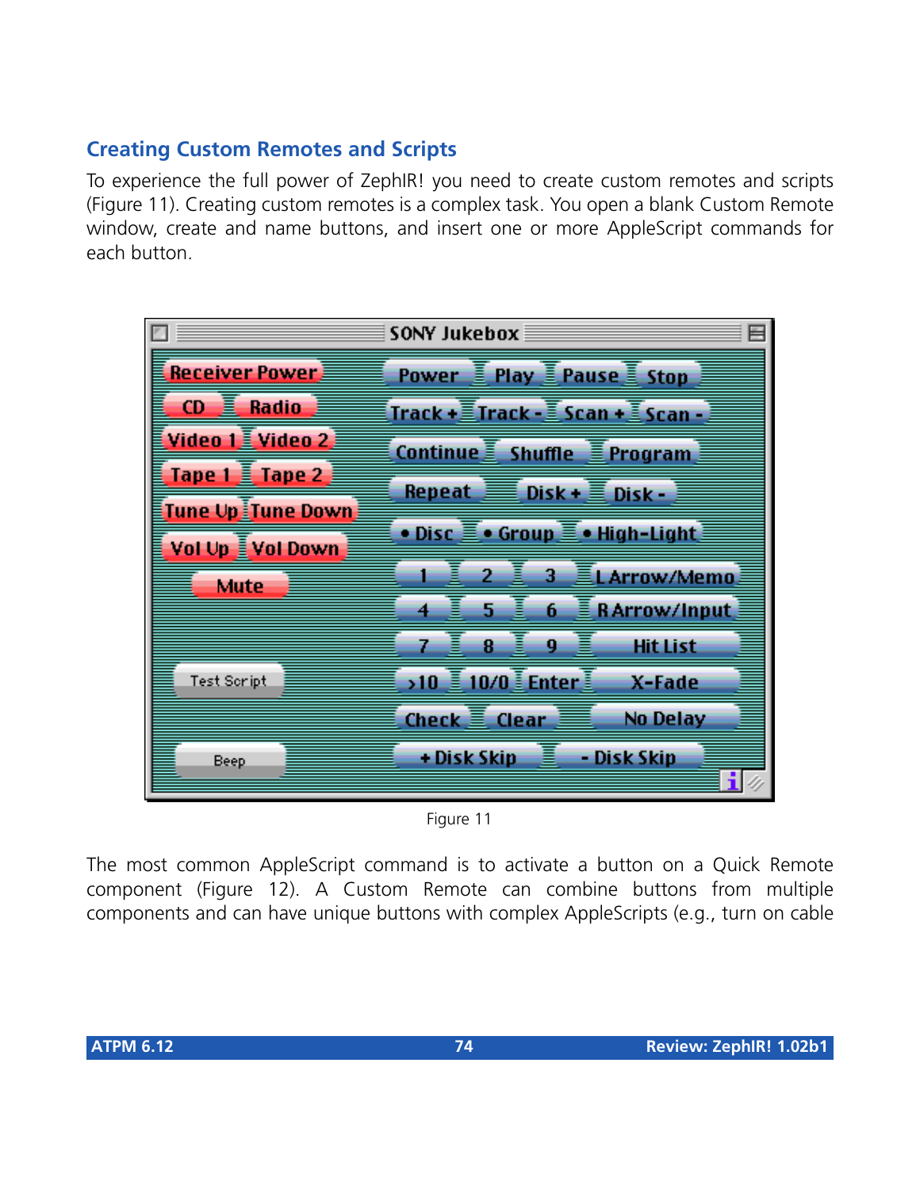## Creating Custom Remotes and Scripts

To experience the full power of ZephIR! you need to create custom remotes and scripts (Figure 11). Creating custom remotes is a complex task. You open a blank Custom Remote window, create and name buttons, and insert one or more AppleScript commands for each button.

Figure 11

The most common AppleScript command is to activate a button on a Quick Remote component (Figure 12). A Custom Remote can combine buttons from multiple components and can have unique buttons with complex AppleScripts (e.g., turn on cable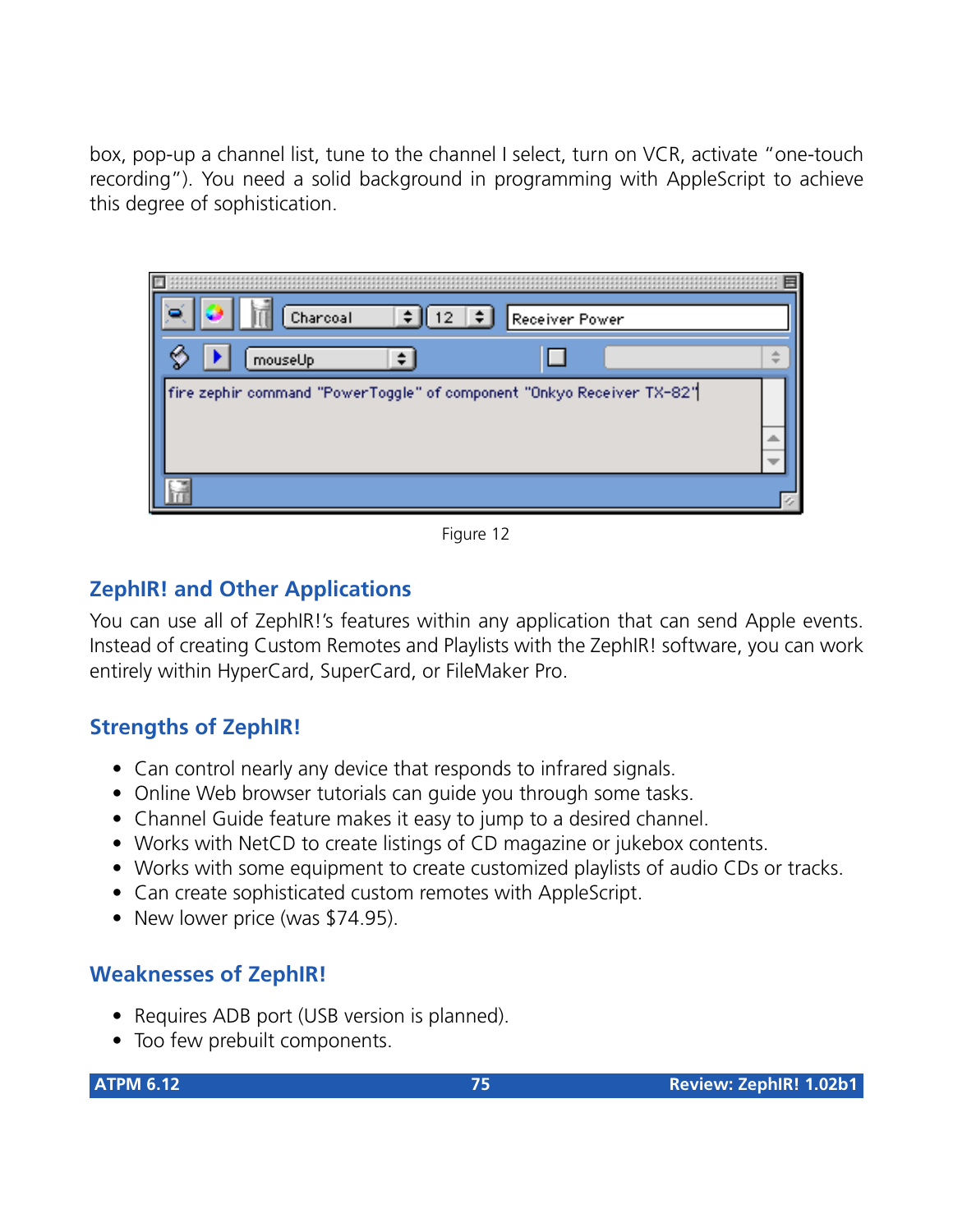box, pop-up a channel list, tune to the channel I select, turn on VCR, activate "one-touch recording"). You need a solid background in programming with AppleScript to achieve this degree of sophistication.

Figure 12

## ZephIR! and Other Applications

You can use all of ZephIR!'s features within any application that can send Apple events. Instead of creating Custom Remotes and Playlists with the ZephIR! software, you can work entirely within HyperCard, SuperCard, or FileMaker Pro.

## Strengths of ZephIR!

- Can control nearly any device that responds to infrared signals.
- Online Web browser tutorials can guide you through some tasks.
- Channel Guide feature makes it easy to jump to a desired channel.
- Works with NetCD to create listings of CD magazine or jukebox contents.
- Works with some equipment to create customized playlists of audio CDs or tracks.
- Can create sophisticated custom remotes with AppleScript.
- New lower price (was $74.95).

## Weaknesses of ZephIR!

- Requires ADB port (USB version is planned).
- Too few prebuilt components.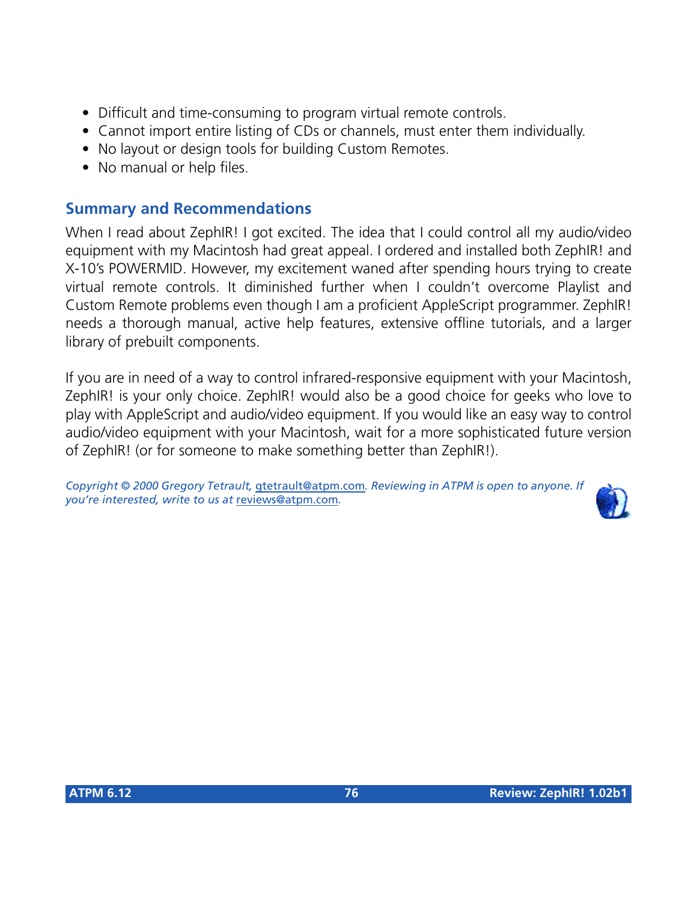- Difficult and time-consuming to program virtual remote controls.
- Cannot import entire listing of CDs or channels, must enter them individually.
- No layout or design tools for building Custom Remotes.
- No manual or help files.

## Summary and Recommendations

When I read about ZephIR! I got excited. The idea that I could control all my audio/video equipment with my Macintosh had great appeal. I ordered and installed both ZephIR! and X-10's POWERMID. However, my excitement waned after spending hours trying to create virtual remote controls. It diminished further when I couldn't overcome Playlist and Custom Remote problems even though I am a proficient AppleScript programmer. ZephIR! needs a thorough manual, active help features, extensive offline tutorials, and a larger library of prebuilt components.

If you are in need of a way to control infrared-responsive equipment with your Macintosh, ZephIR! is your only choice. ZephIR! would also be a good choice for geeks who love to play with AppleScript and audio/video equipment. If you would like an easy way to control audio/video equipment with your Macintosh, wait for a more sophisticated future version of ZephIR! (or for someone to make something better than ZephIR!).

*Copyright © 2000 Gregory Tetrault, gtetrault@atpm.com. Reviewing in ATPM is open to anyone. If you're interested, write to us at reviews@atpm.com.*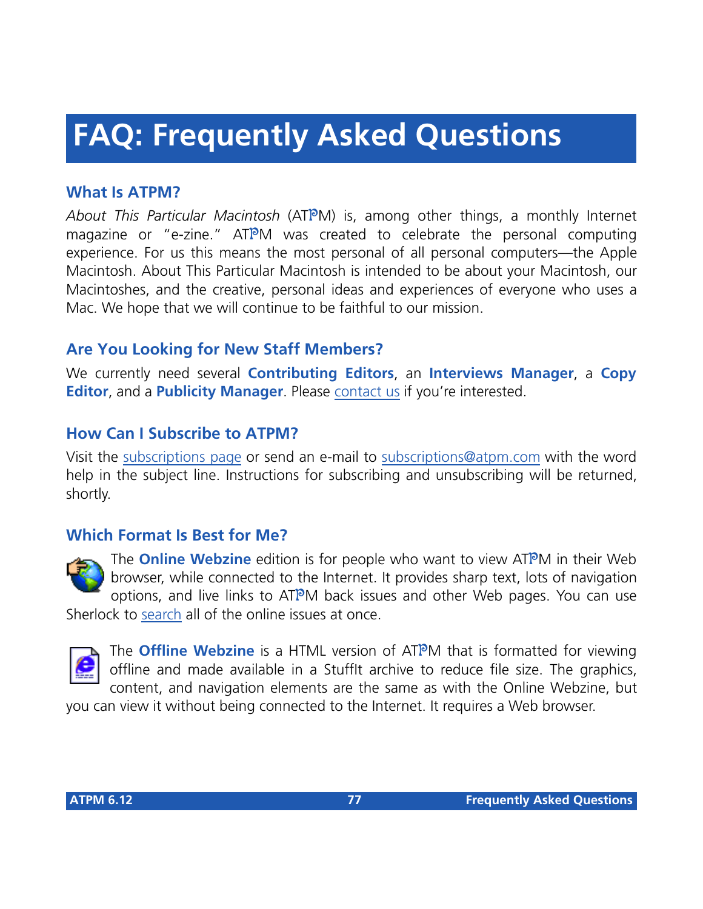# FAQ: Frequently Asked Questions

## What Is ATPM?

*About This Particular Macintosh* (ATPM) is, among other things, a monthly Internet magazine or "e-zine." ATPM was created to celebrate the personal computing experience. For us this means the most personal of all personal computers—the Apple Macintosh. About This Particular Macintosh is intended to be about your Macintosh, our Macintoshes, and the creative, personal ideas and experiences of everyone who uses a Mac. We hope that we will continue to be faithful to our mission.

## Are You Looking for New Staff Members?

We currently need several **Contributing Editors**, an **Interviews Manager**, a **Copy Editor**, and a **Publicity Manager**. Please contact us if you're interested.

## How Can I Subscribe to ATPM?

Visit the subscriptions page or send an e-mail to subscriptions@atpm.com with the word help in the subject line. Instructions for subscribing and unsubscribing will be returned, shortly.

## Which Format Is Best for Me?

The **Online Webzine** edition is for people who want to view ATPM in their Web browser, while connected to the Internet. It provides sharp text, lots of navigation options, and live links to ATPM back issues and other Web pages. You can use Sherlock to search all of the online issues at once.

The **Offline Webzine** is a HTML version of ATPM that is formatted for viewing offline and made available in a StuffIt archive to reduce file size. The graphics, content, and navigation elements are the same as with the Online Webzine, but you can view it without being connected to the Internet. It requires a Web browser.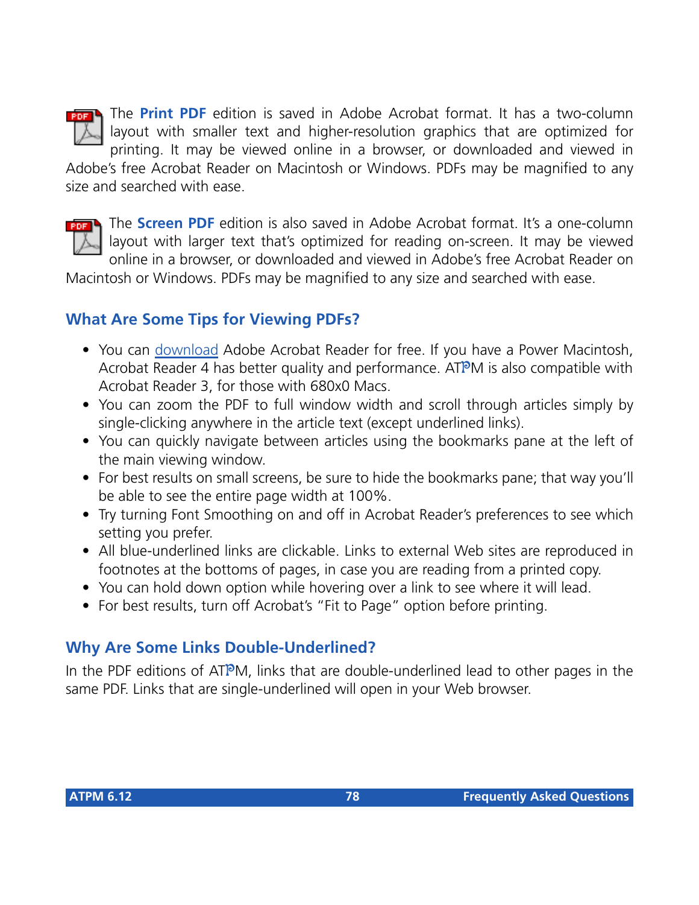The **Print PDF** edition is saved in Adobe Acrobat format. It has a two-column layout with smaller text and higher-resolution graphics that are optimized for printing. It may be viewed online in a browser, or downloaded and viewed in Adobe's free Acrobat Reader on Macintosh or Windows. PDFs may be magnified to any size and searched with ease.

The **Screen PDF** edition is also saved in Adobe Acrobat format. It's a one-column layout with larger text that's optimized for reading on-screen. It may be viewed online in a browser, or downloaded and viewed in Adobe's free Acrobat Reader on Macintosh or Windows. PDFs may be magnified to any size and searched with ease.

## What Are Some Tips for Viewing PDFs?

- You can download Adobe Acrobat Reader for free. If you have a Power Macintosh, Acrobat Reader 4 has better quality and performance. ATPM is also compatible with Acrobat Reader 3, for those with 680x0 Macs.
- You can zoom the PDF to full window width and scroll through articles simply by single-clicking anywhere in the article text (except underlined links).
- You can quickly navigate between articles using the bookmarks pane at the left of the main viewing window.
- For best results on small screens, be sure to hide the bookmarks pane; that way you'll be able to see the entire page width at 100%.
- Try turning Font Smoothing on and off in Acrobat Reader's preferences to see which setting you prefer.
- All blue-underlined links are clickable. Links to external Web sites are reproduced in footnotes at the bottoms of pages, in case you are reading from a printed copy.
- You can hold down option while hovering over a link to see where it will lead.
- For best results, turn off Acrobat's "Fit to Page" option before printing.

## Why Are Some Links Double-Underlined?

In the PDF editions of ATPM, links that are double-underlined lead to other pages in the same PDF. Links that are single-underlined will open in your Web browser.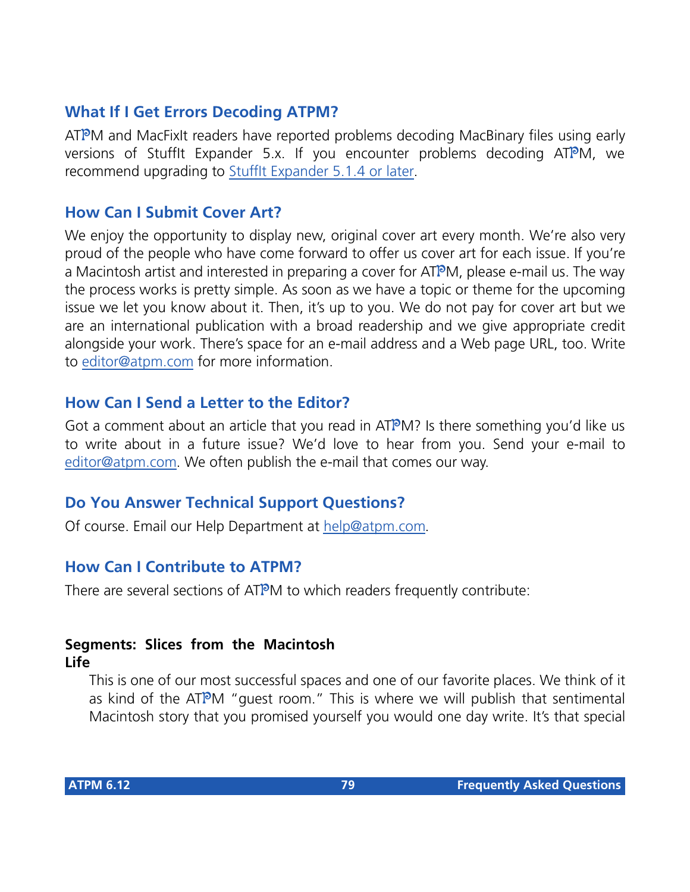## What If I Get Errors Decoding ATPM?

ATPM and MacFixIt readers have reported problems decoding MacBinary files using early versions of StuffIt Expander 5.x. If you encounter problems decoding ATPM, we recommend upgrading to StuffIt Expander 5.1.4 or later.

## How Can I Submit Cover Art?

We enjoy the opportunity to display new, original cover art every month. We're also very proud of the people who have come forward to offer us cover art for each issue. If you're a Macintosh artist and interested in preparing a cover for ATPM, please e-mail us. The way the process works is pretty simple. As soon as we have a topic or theme for the upcoming issue we let you know about it. Then, it's up to you. We do not pay for cover art but we are an international publication with a broad readership and we give appropriate credit alongside your work. There's space for an e-mail address and a Web page URL, too. Write to editor@atpm.com for more information.

## How Can I Send a Letter to the Editor?

Got a comment about an article that you read in ATPM? Is there something you'd like us to write about in a future issue? We'd love to hear from you. Send your e-mail to editor@atpm.com. We often publish the e-mail that comes our way.

## Do You Answer Technical Support Questions?

Of course. Email our Help Department at help@atpm.com.

## How Can I Contribute to ATPM?

There are several sections of ATPM to which readers frequently contribute:

**Segments: Slices from the Macintosh Life**

This is one of our most successful spaces and one of our favorite places. We think of it as kind of the ATPM "guest room." This is where we will publish that sentimental Macintosh story that you promised yourself you would one day write. It's that special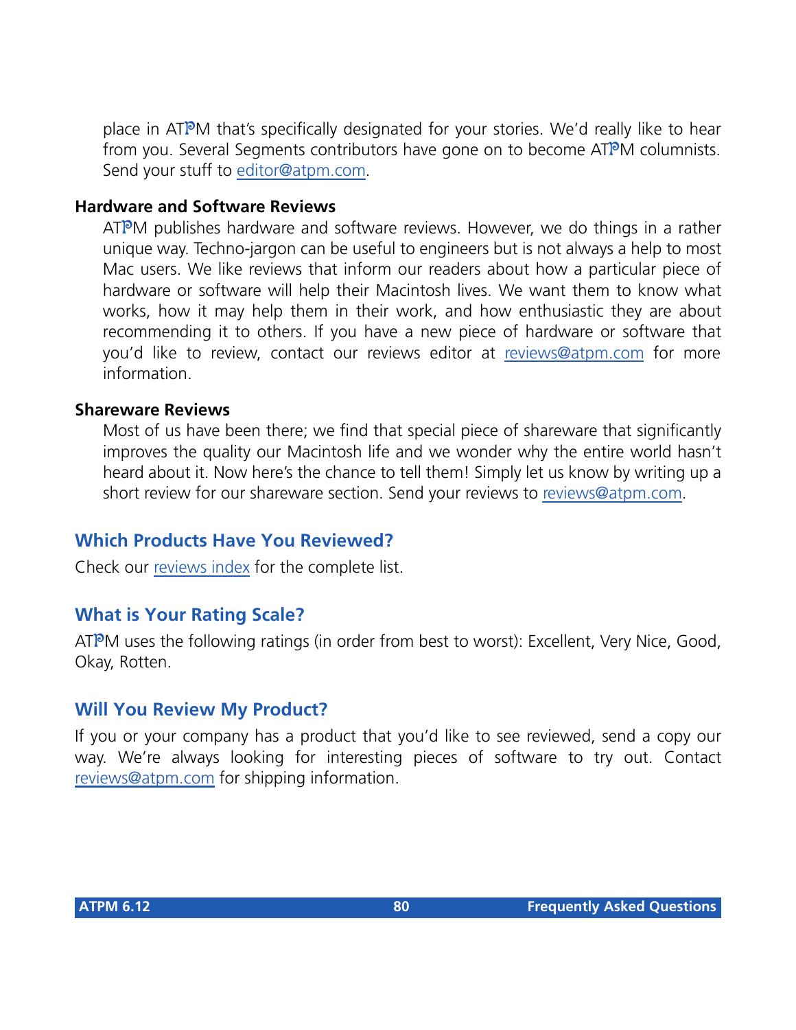place in ATPM that's specifically designated for your stories. We'd really like to hear from you. Several Segments contributors have gone on to become ATPM columnists. Send your stuff to editor@atpm.com.

**Hardware and Software Reviews**

ATPM publishes hardware and software reviews. However, we do things in a rather unique way. Techno-jargon can be useful to engineers but is not always a help to most Mac users. We like reviews that inform our readers about how a particular piece of hardware or software will help their Macintosh lives. We want them to know what works, how it may help them in their work, and how enthusiastic they are about recommending it to others. If you have a new piece of hardware or software that you'd like to review, contact our reviews editor at reviews@atpm.com for more information.

**Shareware Reviews**

Most of us have been there; we find that special piece of shareware that significantly improves the quality our Macintosh life and we wonder why the entire world hasn't heard about it. Now here's the chance to tell them! Simply let us know by writing up a short review for our shareware section. Send your reviews to reviews@atpm.com.

## Which Products Have You Reviewed?

Check our reviews index for the complete list.

## What is Your Rating Scale?

ATPM uses the following ratings (in order from best to worst): Excellent, Very Nice, Good, Okay, Rotten.

## Will You Review My Product?

If you or your company has a product that you'd like to see reviewed, send a copy our way. We're always looking for interesting pieces of software to try out. Contact reviews@atpm.com for shipping information.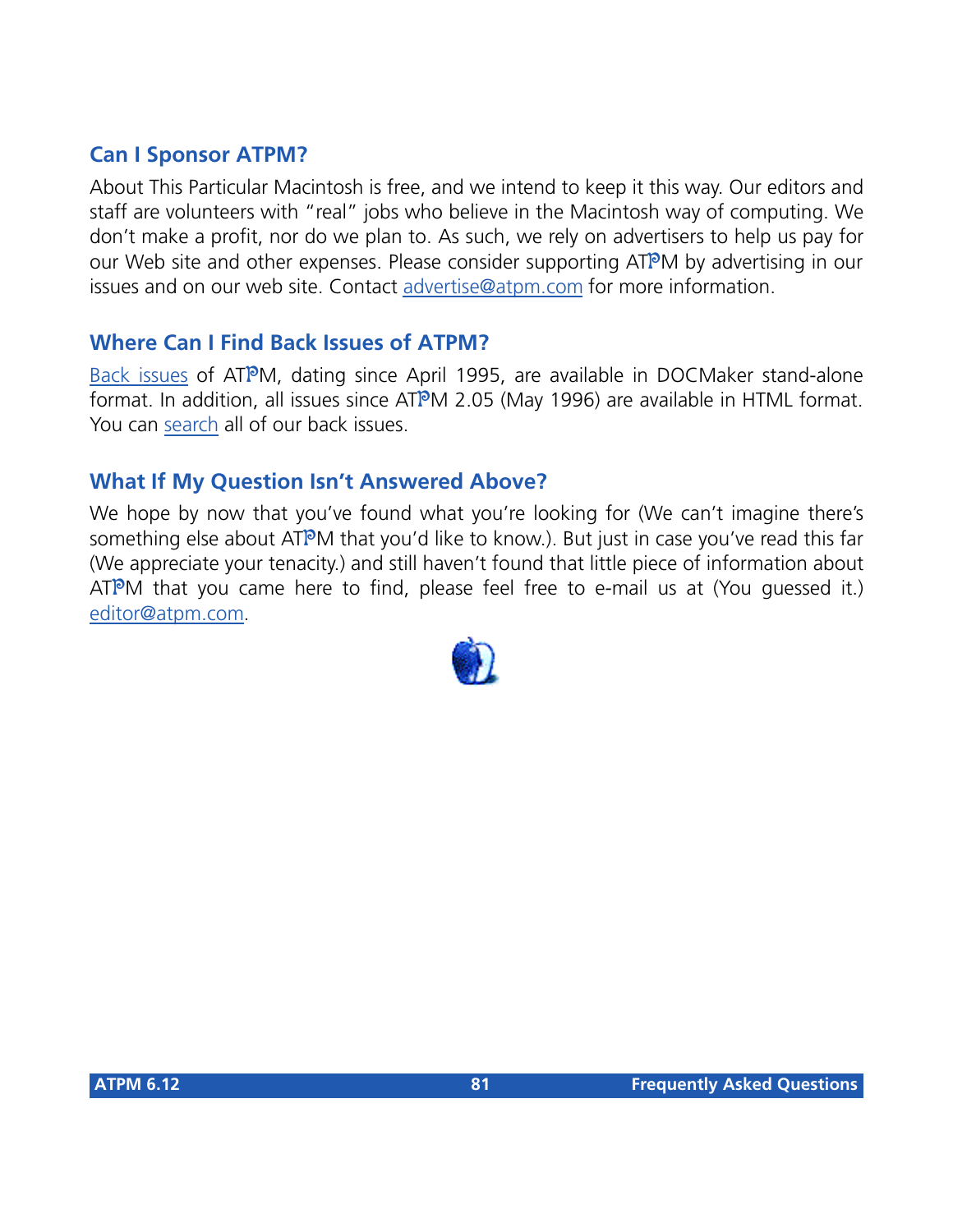### Can I Sponsor ATPM?

About This Particular Macintosh is free, and we intend to keep it this way. Our editors and staff are volunteers with "real" jobs who believe in the Macintosh way of computing. We don't make a profit, nor do we plan to. As such, we rely on advertisers to help us pay for our Web site and other expenses. Please consider supporting ATPM by advertising in our issues and on our web site. Contact advertise@atpm.com for more information.

### Where Can I Find Back Issues of ATPM?

Back issues of ATPM, dating since April 1995, are available in DOCMaker stand-alone format. In addition, all issues since ATPM 2.05 (May 1996) are available in HTML format. You can search all of our back issues.

### What If My Question Isn't Answered Above?

We hope by now that you've found what you're looking for (We can't imagine there's something else about ATPM that you'd like to know.). But just in case you've read this far (We appreciate your tenacity.) and still haven't found that little piece of information about ATPM that you came here to find, please feel free to e-mail us at (You guessed it.) editor@atpm.com.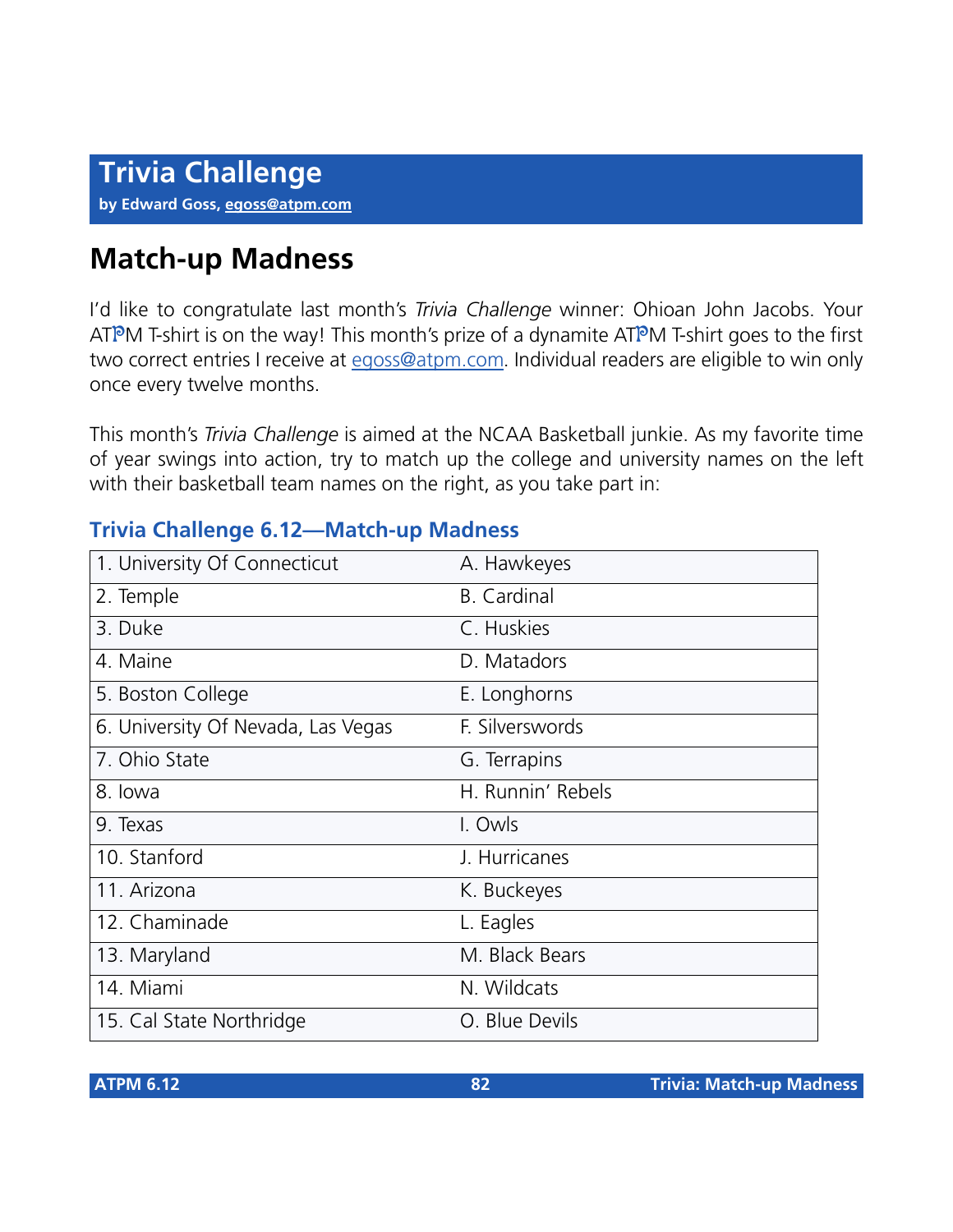# Trivia Challenge

**by Edward Goss, egoss@atpm.com**

## Match-up Madness

I'd like to congratulate last month's *Trivia Challenge* winner: Ohioan John Jacobs. Your ATPM T-shirt is on the way! This month's prize of a dynamite ATPM T-shirt goes to the first two correct entries I receive at egoss@atpm.com. Individual readers are eligible to win only once every twelve months.

This month's *Trivia Challenge* is aimed at the NCAA Basketball junkie. As my favorite time of year swings into action, try to match up the college and university names on the left with their basketball team names on the right, as you take part in:

### Trivia Challenge 6.12—Match-up Madness

| | |
|---|---|
| 1. University Of Connecticut | A. Hawkeyes |
| 2. Temple | B. Cardinal |
| 3. Duke | C. Huskies |
| 4. Maine | D. Matadors |
| 5. Boston College | E. Longhorns |
| 6. University Of Nevada, Las Vegas | F. Silverswords |
| 7. Ohio State | G. Terrapins |
| 8. Iowa | H. Runnin' Rebels |
| 9. Texas | I. Owls |
| 10. Stanford | J. Hurricanes |
| 11. Arizona | K. Buckeyes |
| 12. Chaminade | L. Eagles |
| 13. Maryland | M. Black Bears |
| 14. Miami | N. Wildcats |
| 15. Cal State Northridge | O. Blue Devils |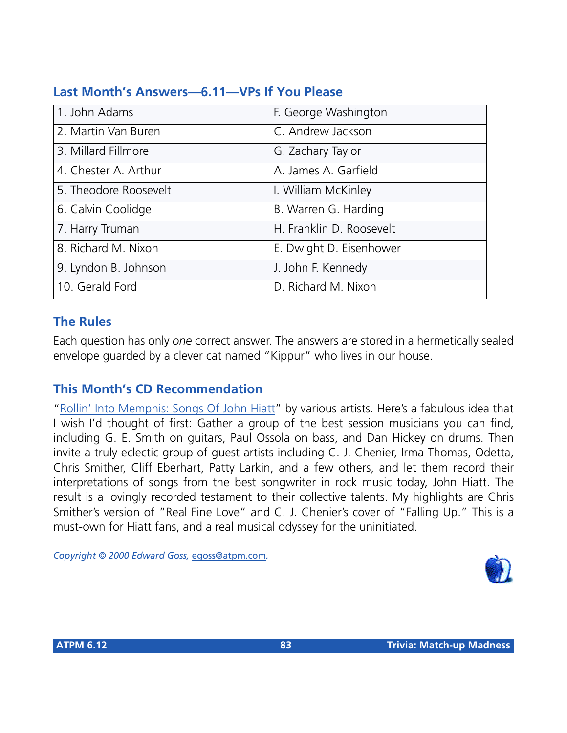### Last Month's Answers—6.11—VPs If You Please

| | |
|---|---|
| 1. John Adams | F. George Washington |
| 2. Martin Van Buren | C. Andrew Jackson |
| 3. Millard Fillmore | G. Zachary Taylor |
| 4. Chester A. Arthur | A. James A. Garfield |
| 5. Theodore Roosevelt | I. William McKinley |
| 6. Calvin Coolidge | B. Warren G. Harding |
| 7. Harry Truman | H. Franklin D. Roosevelt |
| 8. Richard M. Nixon | E. Dwight D. Eisenhower |
| 9. Lyndon B. Johnson | J. John F. Kennedy |
| 10. Gerald Ford | D. Richard M. Nixon |

### The Rules

Each question has only *one* correct answer. The answers are stored in a hermetically sealed envelope guarded by a clever cat named "Kippur" who lives in our house.

### This Month's CD Recommendation

"Rollin' Into Memphis: Songs Of John Hiatt" by various artists. Here's a fabulous idea that I wish I'd thought of first: Gather a group of the best session musicians you can find, including G. E. Smith on guitars, Paul Ossola on bass, and Dan Hickey on drums. Then invite a truly eclectic group of guest artists including C. J. Chenier, Irma Thomas, Odetta, Chris Smither, Cliff Eberhart, Patty Larkin, and a few others, and let them record their interpretations of songs from the best songwriter in rock music today, John Hiatt. The result is a lovingly recorded testament to their collective talents. My highlights are Chris Smither's version of "Real Fine Love" and C. J. Chenier's cover of "Falling Up." This is a must-own for Hiatt fans, and a real musical odyssey for the uninitiated.

*Copyright © 2000 Edward Goss, egoss@atpm.com.*